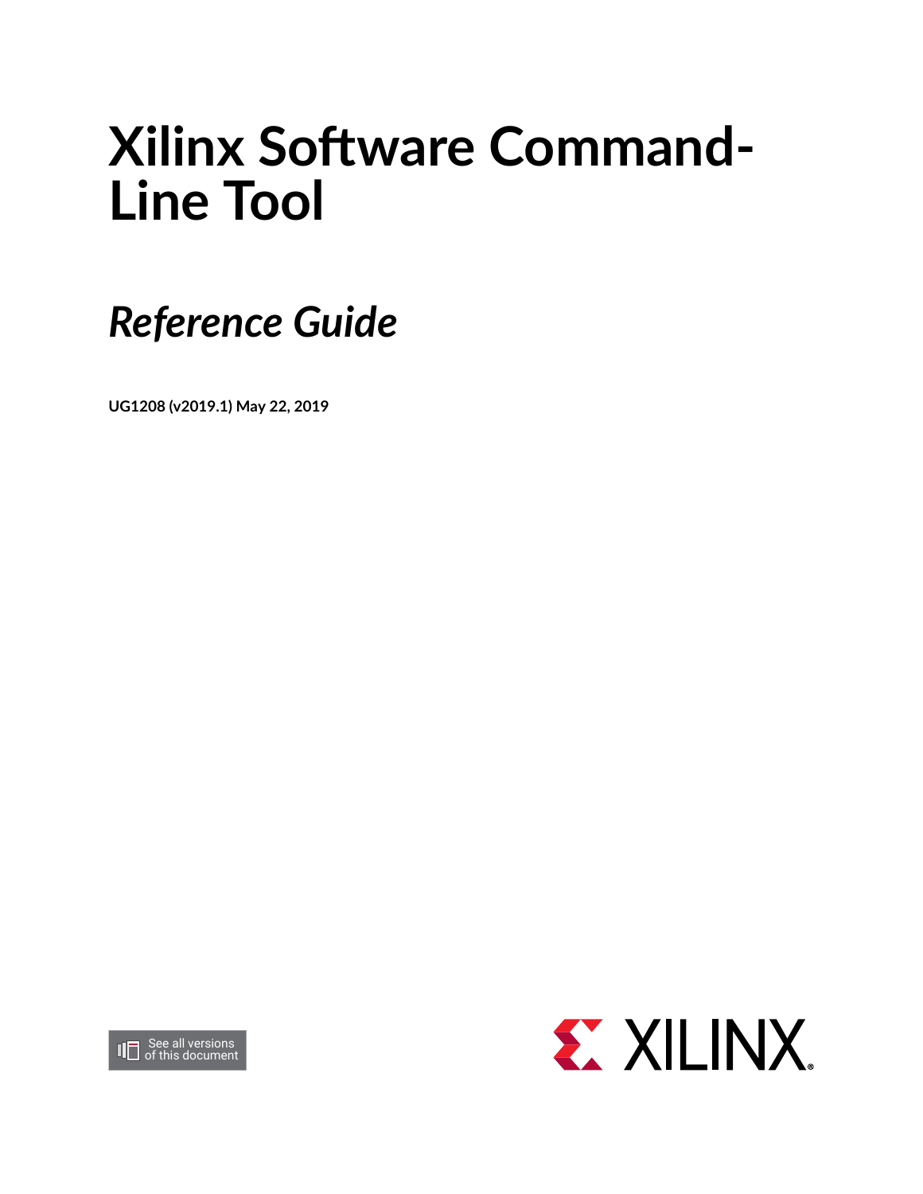# Xilinx Software Command-Line Tool

## *Reference Guide*

**UG1208 (v2019.1) May 22, 2019**

See all versions of this document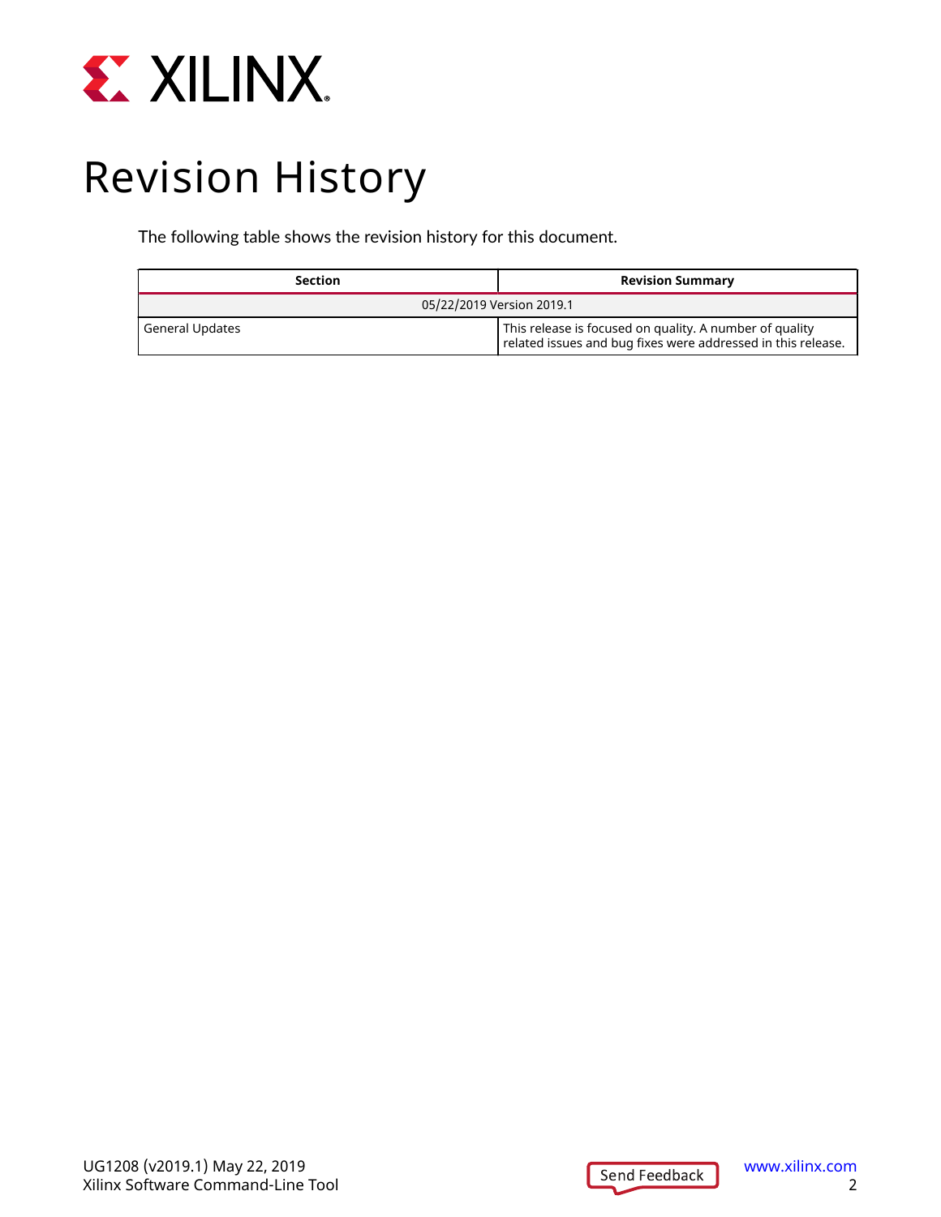# Revision History

The following table shows the revision history for this document.

| Section | Revision Summary |
|---|---|
| 05/22/2019 Version 2019.1 | |
| General Updates | This release is focused on quality. A number of quality related issues and bug fixes were addressed in this release. |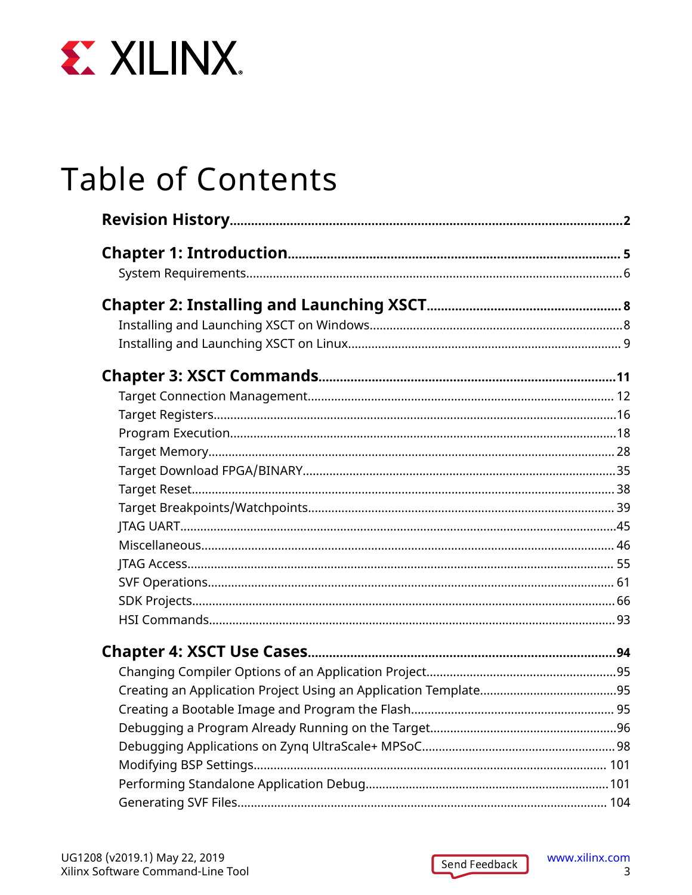# Table of Contents

**Revision History** ........................................................................................................ **2**

**Chapter 1: Introduction** ............................................................................................. **5**

- System Requirements ...................................................................................................... 6

**Chapter 2: Installing and Launching XSCT** .............................................................. **8**

- Installing and Launching XSCT on Windows ................................................................... 8
- Installing and Launching XSCT on Linux ......................................................................... 9

**Chapter 3: XSCT Commands** ...................................................................................... **11**

- Target Connection Management ..................................................................................... 12
- Target Registers .............................................................................................................. 16
- Program Execution ......................................................................................................... 18
- Target Memory ................................................................................................................ 28
- Target Download FPGA/BINARY ..................................................................................... 35
- Target Reset .................................................................................................................... 38
- Target Breakpoints/Watchpoints ..................................................................................... 39
- JTAG UART ...................................................................................................................... 45
- Miscellaneous ................................................................................................................. 46
- JTAG Access ................................................................................................................... 55
- SVF Operations ............................................................................................................... 61
- SDK Projects ................................................................................................................... 66
- HSI Commands ............................................................................................................... 93

**Chapter 4: XSCT Use Cases** ....................................................................................... **94**

- Changing Compiler Options of an Application Project .................................................... 95
- Creating an Application Project Using an Application Template ..................................... 95
- Creating a Bootable Image and Program the Flash ......................................................... 95
- Debugging a Program Already Running on the Target .................................................... 96
- Debugging Applications on Zynq UltraScale+ MPSoC .................................................... 98
- Modifying BSP Settings ................................................................................................. 101
- Performing Standalone Application Debug .................................................................... 101
- Generating SVF Files ..................................................................................................... 104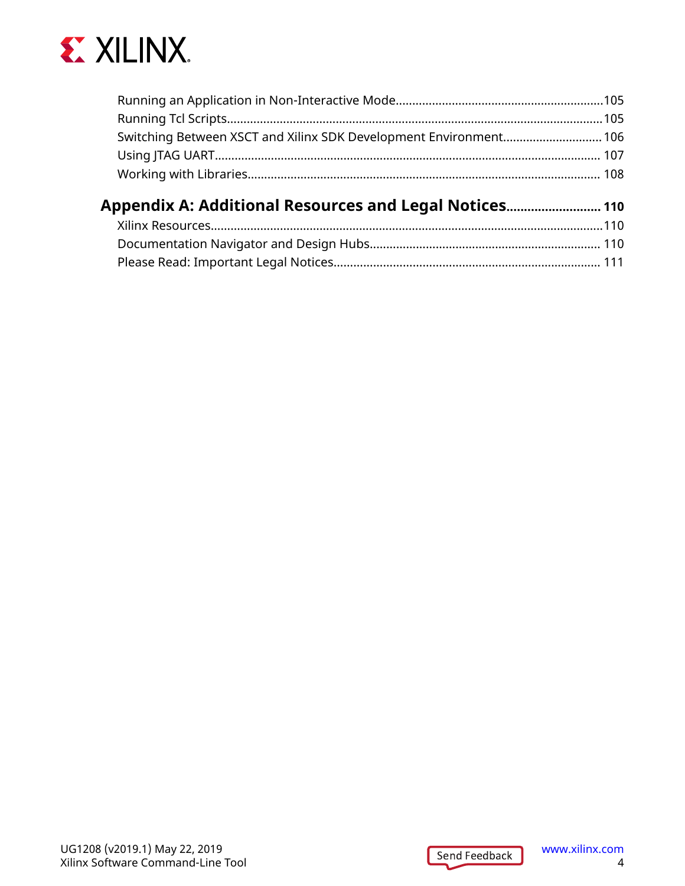Running an Application in Non-Interactive Mode....................105
Running Tcl Scripts....................105
Switching Between XSCT and Xilinx SDK Development Environment....................106
Using JTAG UART....................107
Working with Libraries....................108

**Appendix A: Additional Resources and Legal Notices....................110**

Xilinx Resources....................110
Documentation Navigator and Design Hubs....................110
Please Read: Important Legal Notices....................111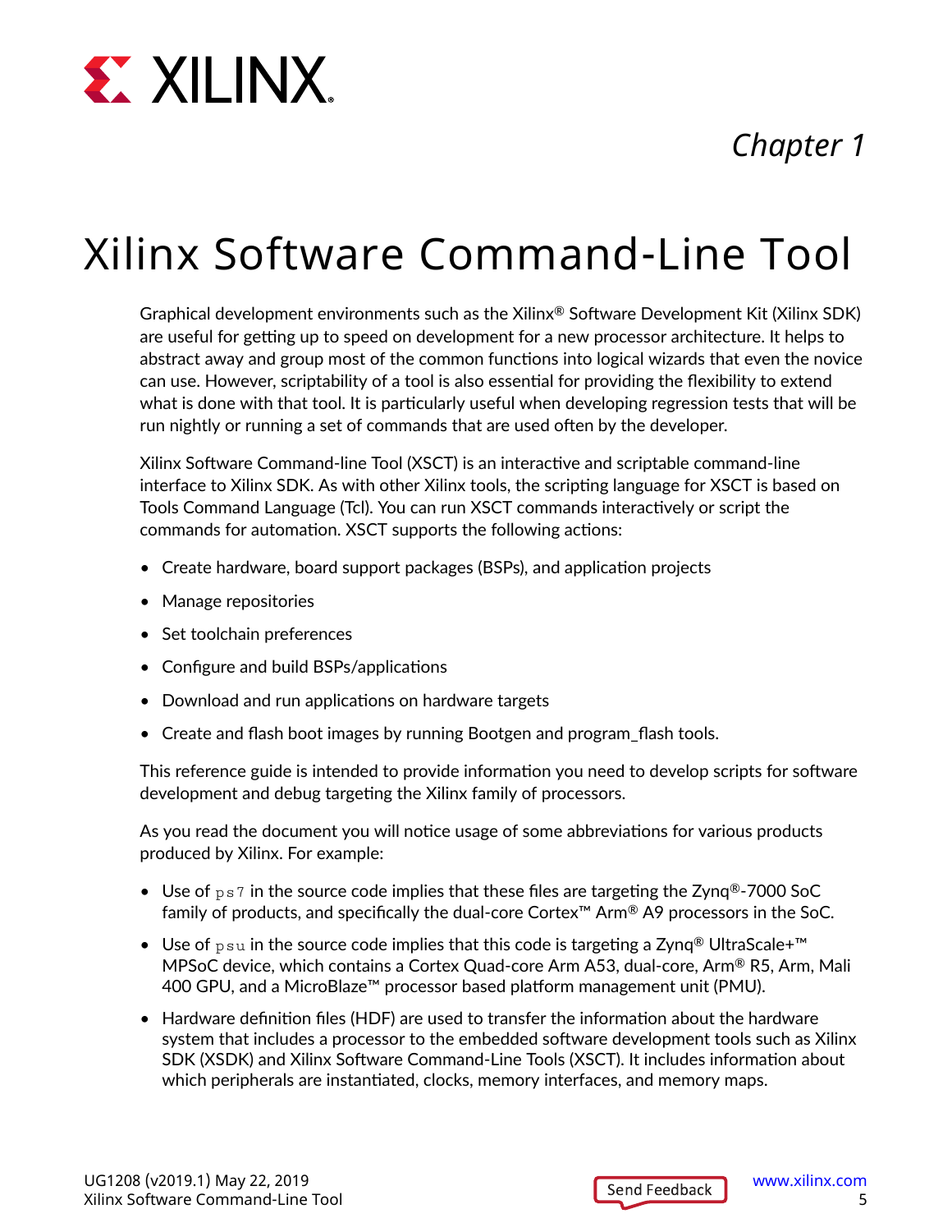Chapter 1

# Xilinx Software Command-Line Tool

Graphical development environments such as the Xilinx® Software Development Kit (Xilinx SDK) are useful for getting up to speed on development for a new processor architecture. It helps to abstract away and group most of the common functions into logical wizards that even the novice can use. However, scriptability of a tool is also essential for providing the flexibility to extend what is done with that tool. It is particularly useful when developing regression tests that will be run nightly or running a set of commands that are used often by the developer.

Xilinx Software Command-line Tool (XSCT) is an interactive and scriptable command-line interface to Xilinx SDK. As with other Xilinx tools, the scripting language for XSCT is based on Tools Command Language (Tcl). You can run XSCT commands interactively or script the commands for automation. XSCT supports the following actions:

- Create hardware, board support packages (BSPs), and application projects
- Manage repositories
- Set toolchain preferences
- Configure and build BSPs/applications
- Download and run applications on hardware targets
- Create and flash boot images by running Bootgen and program_flash tools.

This reference guide is intended to provide information you need to develop scripts for software development and debug targeting the Xilinx family of processors.

As you read the document you will notice usage of some abbreviations for various products produced by Xilinx. For example:

- Use of `ps7` in the source code implies that these files are targeting the Zynq®-7000 SoC family of products, and specifically the dual-core Cortex™ Arm® A9 processors in the SoC.
- Use of `psu` in the source code implies that this code is targeting a Zynq® UltraScale+™ MPSoC device, which contains a Cortex Quad-core Arm A53, dual-core, Arm® R5, Arm, Mali 400 GPU, and a MicroBlaze™ processor based platform management unit (PMU).
- Hardware definition files (HDF) are used to transfer the information about the hardware system that includes a processor to the embedded software development tools such as Xilinx SDK (XSDK) and Xilinx Software Command-Line Tools (XSCT). It includes information about which peripherals are instantiated, clocks, memory interfaces, and memory maps.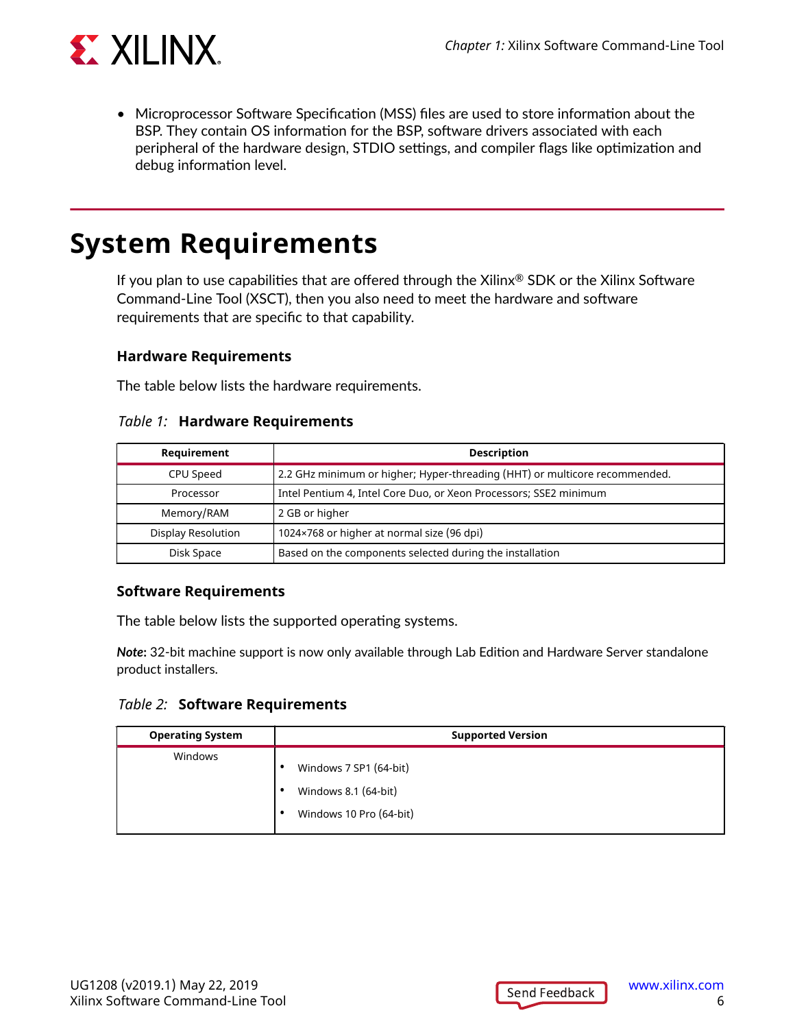- Microprocessor Software Specification (MSS) files are used to store information about the BSP. They contain OS information for the BSP, software drivers associated with each peripheral of the hardware design, STDIO settings, and compiler flags like optimization and debug information level.

# System Requirements

If you plan to use capabilities that are offered through the Xilinx® SDK or the Xilinx Software Command-Line Tool (XSCT), then you also need to meet the hardware and software requirements that are specific to that capability.

### Hardware Requirements

The table below lists the hardware requirements.

*Table 1:* **Hardware Requirements**

| Requirement | Description |
|---|---|
| CPU Speed | 2.2 GHz minimum or higher; Hyper-threading (HHT) or multicore recommended. |
| Processor | Intel Pentium 4, Intel Core Duo, or Xeon Processors; SSE2 minimum |
| Memory/RAM | 2 GB or higher |
| Display Resolution | 1024×768 or higher at normal size (96 dpi) |
| Disk Space | Based on the components selected during the installation |

### Software Requirements

The table below lists the supported operating systems.

***Note*:** 32-bit machine support is now only available through Lab Edition and Hardware Server standalone product installers.

*Table 2:* **Software Requirements**

| Operating System | Supported Version |
|---|---|
| Windows | • Windows 7 SP1 (64-bit)<br>• Windows 8.1 (64-bit)<br>• Windows 10 Pro (64-bit) |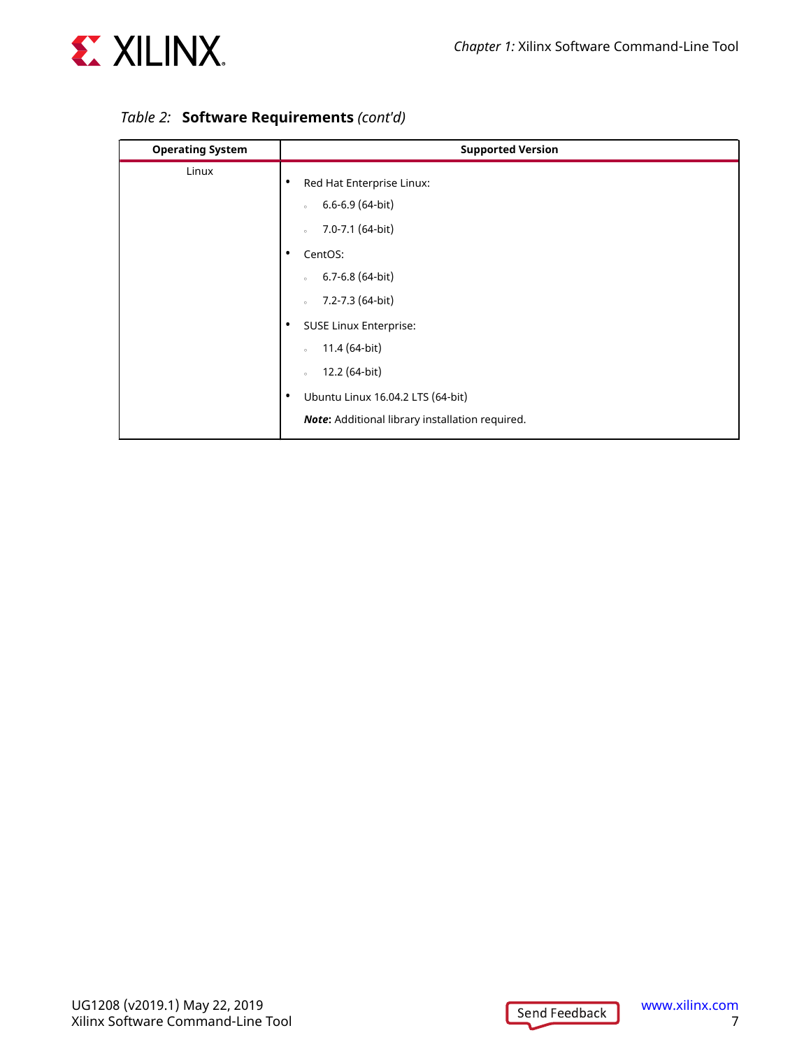*Table 2:* **Software Requirements** *(cont'd)*

| Operating System | Supported Version |
|---|---|
| Linux | • Red Hat Enterprise Linux:<br>◦ 6.6-6.9 (64-bit)<br>◦ 7.0-7.1 (64-bit)<br>• CentOS:<br>◦ 6.7-6.8 (64-bit)<br>◦ 7.2-7.3 (64-bit)<br>• SUSE Linux Enterprise:<br>◦ 11.4 (64-bit)<br>◦ 12.2 (64-bit)<br>• Ubuntu Linux 16.04.2 LTS (64-bit)<br>***Note*: Additional library installation required.** |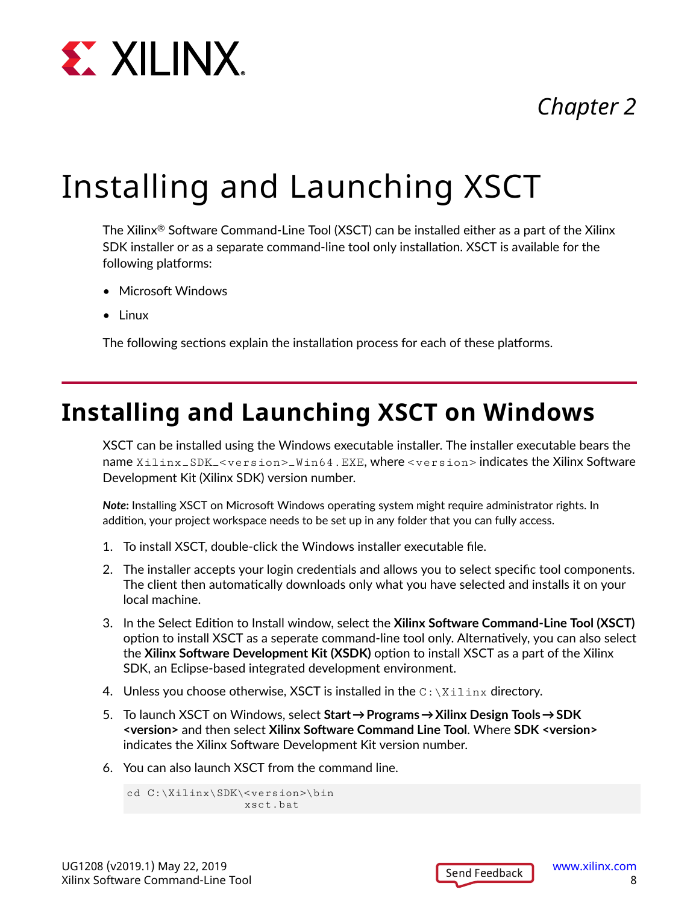*Chapter 2*

# Installing and Launching XSCT

The Xilinx® Software Command-Line Tool (XSCT) can be installed either as a part of the Xilinx SDK installer or as a separate command-line tool only installation. XSCT is available for the following platforms:

- Microsoft Windows
- Linux

The following sections explain the installation process for each of these platforms.

## Installing and Launching XSCT on Windows

XSCT can be installed using the Windows executable installer. The installer executable bears the name `Xilinx_SDK_<version>_Win64.EXE`, where `<version>` indicates the Xilinx Software Development Kit (Xilinx SDK) version number.

***Note*:** Installing XSCT on Microsoft Windows operating system might require administrator rights. In addition, your project workspace needs to be set up in any folder that you can fully access.

1. To install XSCT, double-click the Windows installer executable file.
2. The installer accepts your login credentials and allows you to select specific tool components. The client then automatically downloads only what you have selected and installs it on your local machine.
3. In the Select Edition to Install window, select the **Xilinx Software Command-Line Tool (XSCT)** option to install XSCT as a seperate command-line tool only. Alternatively, you can also select the **Xilinx Software Development Kit (XSDK)** option to install XSCT as a part of the Xilinx SDK, an Eclipse-based integrated development environment.
4. Unless you choose otherwise, XSCT is installed in the `C:\Xilinx` directory.
5. To launch XSCT on Windows, select **Start → Programs → Xilinx Design Tools → SDK <version>** and then select **Xilinx Software Command Line Tool**. Where **SDK <version>** indicates the Xilinx Software Development Kit version number.
6. You can also launch XSCT from the command line.

```
cd C:\Xilinx\SDK\<version>\bin
                     xsct.bat
```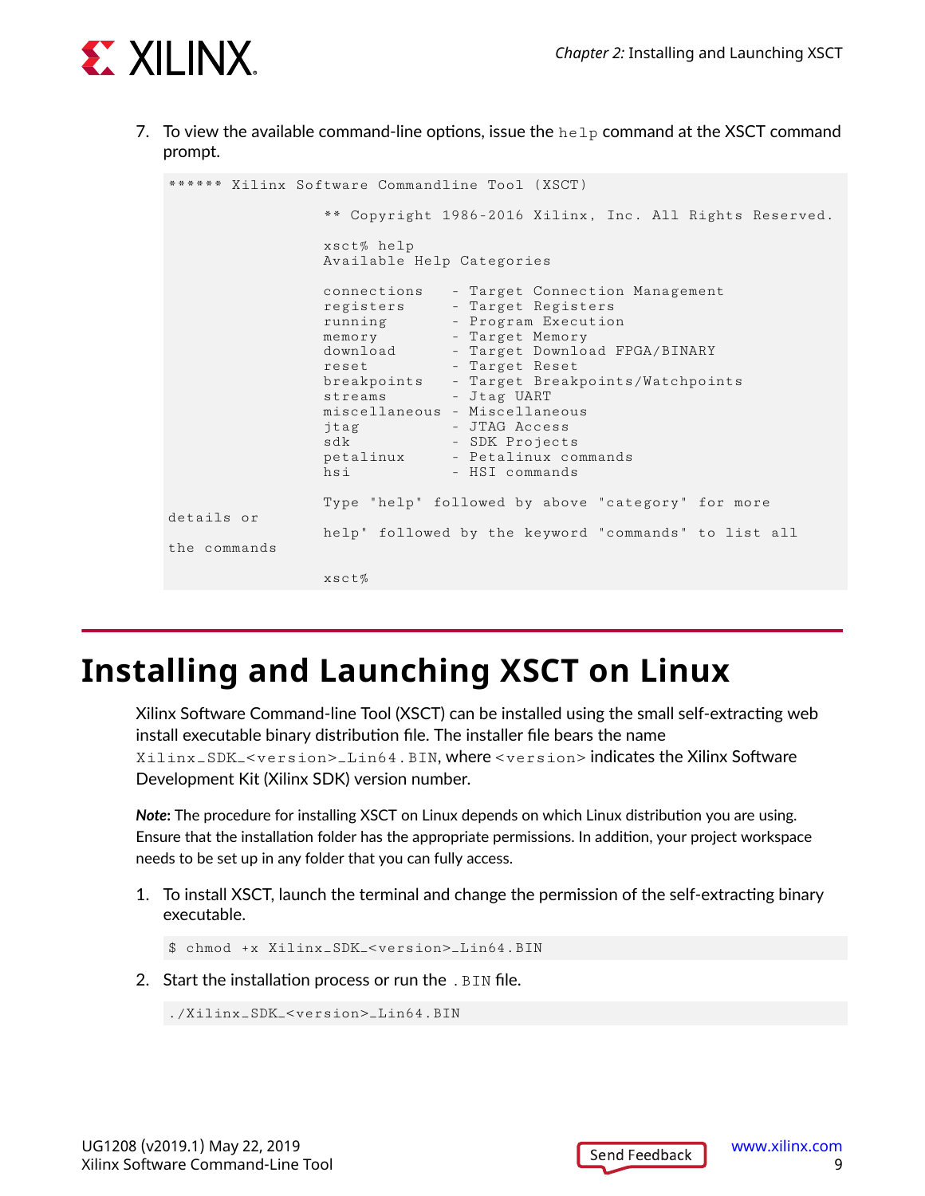7. To view the available command-line options, issue the `help` command at the XSCT command prompt.

```
****** Xilinx Software Commandline Tool (XSCT)

                 ** Copyright 1986-2016 Xilinx, Inc. All Rights Reserved.

                 xsct% help
                 Available Help Categories

                 connections   - Target Connection Management
                 registers     - Target Registers
                 running       - Program Execution
                 memory        - Target Memory
                 download      - Target Download FPGA/BINARY
                 reset         - Target Reset
                 breakpoints   - Target Breakpoints/Watchpoints
                 streams       - Jtag UART
                 miscellaneous - Miscellaneous
                 jtag          - JTAG Access
                 sdk           - SDK Projects
                 petalinux     - Petalinux commands
                 hsi           - HSI commands

                 Type "help" followed by above "category" for more
details or
                 help" followed by the keyword "commands" to list all
the commands

                 xsct%
```

# Installing and Launching XSCT on Linux

Xilinx Software Command-line Tool (XSCT) can be installed using the small self-extracting web install executable binary distribution file. The installer file bears the name `Xilinx_SDK_<version>_Lin64.BIN`, where `<version>` indicates the Xilinx Software Development Kit (Xilinx SDK) version number.

***Note*:** The procedure for installing XSCT on Linux depends on which Linux distribution you are using. Ensure that the installation folder has the appropriate permissions. In addition, your project workspace needs to be set up in any folder that you can fully access.

1. To install XSCT, launch the terminal and change the permission of the self-extracting binary executable.

```
$ chmod +x Xilinx_SDK_<version>_Lin64.BIN
```

2. Start the installation process or run the `.BIN` file.

```
./Xilinx_SDK_<version>_Lin64.BIN
```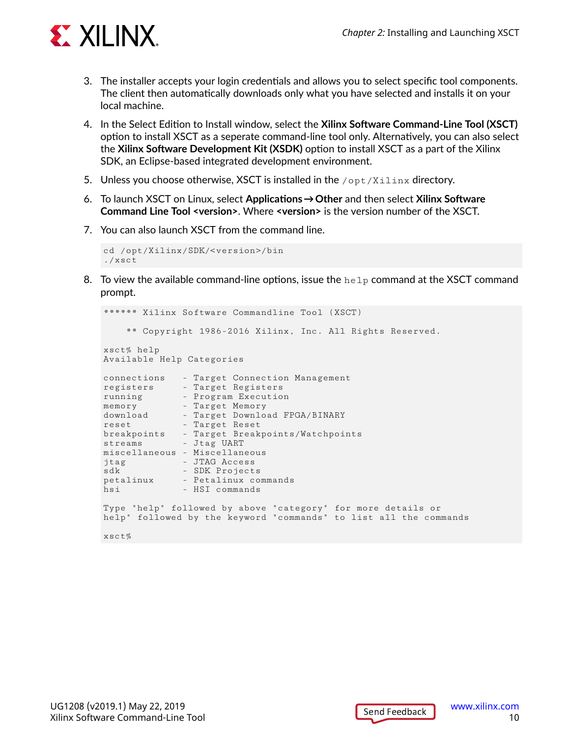3. The installer accepts your login credentials and allows you to select specific tool components. The client then automatically downloads only what you have selected and installs it on your local machine.

4. In the Select Edition to Install window, select the **Xilinx Software Command-Line Tool (XSCT)** option to install XSCT as a seperate command-line tool only. Alternatively, you can also select the **Xilinx Software Development Kit (XSDK)** option to install XSCT as a part of the Xilinx SDK, an Eclipse-based integrated development environment.

5. Unless you choose otherwise, XSCT is installed in the `/opt/Xilinx` directory.

6. To launch XSCT on Linux, select **Applications → Other** and then select **Xilinx Software Command Line Tool <version>**. Where **<version>** is the version number of the XSCT.

7. You can also launch XSCT from the command line.

```
cd /opt/Xilinx/SDK/<version>/bin
./xsct
```

8. To view the available command-line options, issue the `help` command at the XSCT command prompt.

```
****** Xilinx Software Commandline Tool (XSCT)

    ** Copyright 1986-2016 Xilinx, Inc. All Rights Reserved.

xsct% help
Available Help Categories

connections   - Target Connection Management
registers     - Target Registers
running       - Program Execution
memory        - Target Memory
download      - Target Download FPGA/BINARY
reset         - Target Reset
breakpoints   - Target Breakpoints/Watchpoints
streams       - Jtag UART
miscellaneous - Miscellaneous
jtag          - JTAG Access
sdk           - SDK Projects
petalinux     - Petalinux commands
hsi           - HSI commands

Type "help" followed by above "category" for more details or
help" followed by the keyword "commands" to list all the commands

xsct%
```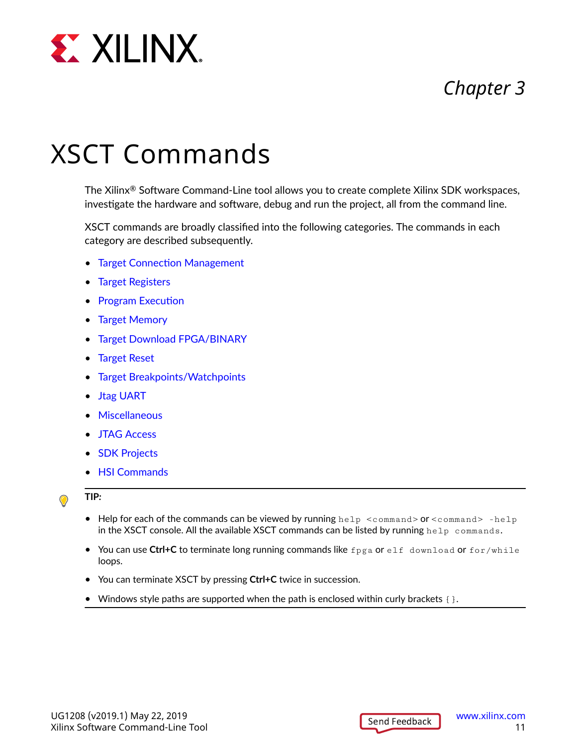*Chapter 3*

# XSCT Commands

The Xilinx® Software Command-Line tool allows you to create complete Xilinx SDK workspaces, investigate the hardware and software, debug and run the project, all from the command line.

XSCT commands are broadly classified into the following categories. The commands in each category are described subsequently.

- Target Connection Management
- Target Registers
- Program Execution
- Target Memory
- Target Download FPGA/BINARY
- Target Reset
- Target Breakpoints/Watchpoints
- Jtag UART
- Miscellaneous
- JTAG Access
- SDK Projects
- HSI Commands

**TIP:**

- Help for each of the commands can be viewed by running `help <command>` or `<command> -help` in the XSCT console. All the available XSCT commands can be listed by running `help commands`.
- You can use **Ctrl+C** to terminate long running commands like `fpga` or `elf download` or `for/while` loops.
- You can terminate XSCT by pressing **Ctrl+C** twice in succession.
- Windows style paths are supported when the path is enclosed within curly brackets `{}`.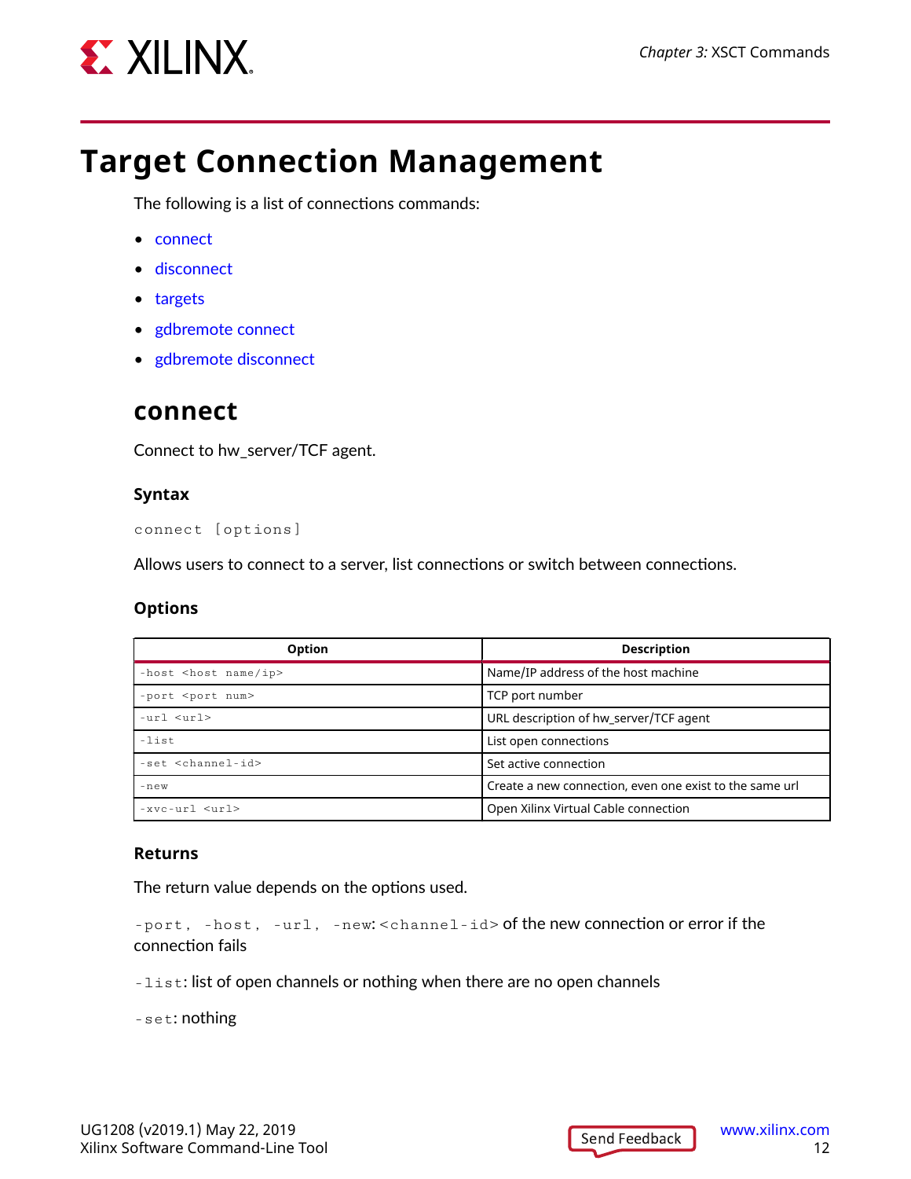# Target Connection Management

The following is a list of connections commands:

- connect
- disconnect
- targets
- gdbremote connect
- gdbremote disconnect

## connect

Connect to hw_server/TCF agent.

### Syntax

```
connect [options]
```

Allows users to connect to a server, list connections or switch between connections.

### Options

| Option | Description |
|---|---|
| `-host <host name/ip>` | Name/IP address of the host machine |
| `-port <port num>` | TCP port number |
| `-url <url>` | URL description of hw_server/TCF agent |
| `-list` | List open connections |
| `-set <channel-id>` | Set active connection |
| `-new` | Create a new connection, even one exist to the same url |
| `-xvc-url <url>` | Open Xilinx Virtual Cable connection |

### Returns

The return value depends on the options used.

`-port`, `-host`, `-url`, `-new`: `<channel-id>` of the new connection or error if the connection fails

`-list`: list of open channels or nothing when there are no open channels

`-set`: nothing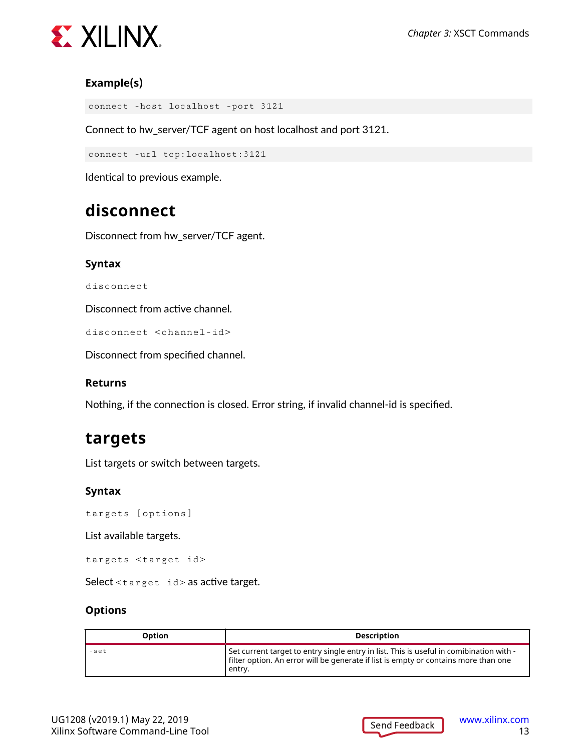### Example(s)

```
connect -host localhost -port 3121
```

Connect to hw_server/TCF agent on host localhost and port 3121.

```
connect -url tcp:localhost:3121
```

Identical to previous example.

## disconnect

Disconnect from hw_server/TCF agent.

### Syntax

```
disconnect
```

Disconnect from active channel.

```
disconnect <channel-id>
```

Disconnect from specified channel.

### Returns

Nothing, if the connection is closed. Error string, if invalid channel-id is specified.

## targets

List targets or switch between targets.

### Syntax

```
targets [options]
```

List available targets.

```
targets <target id>
```

Select `<target id>` as active target.

### Options

| Option | Description |
|---|---|
| `-set` | Set current target to entry single entry in list. This is useful in comibination with -filter option. An error will be generate if list is empty or contains more than one entry. |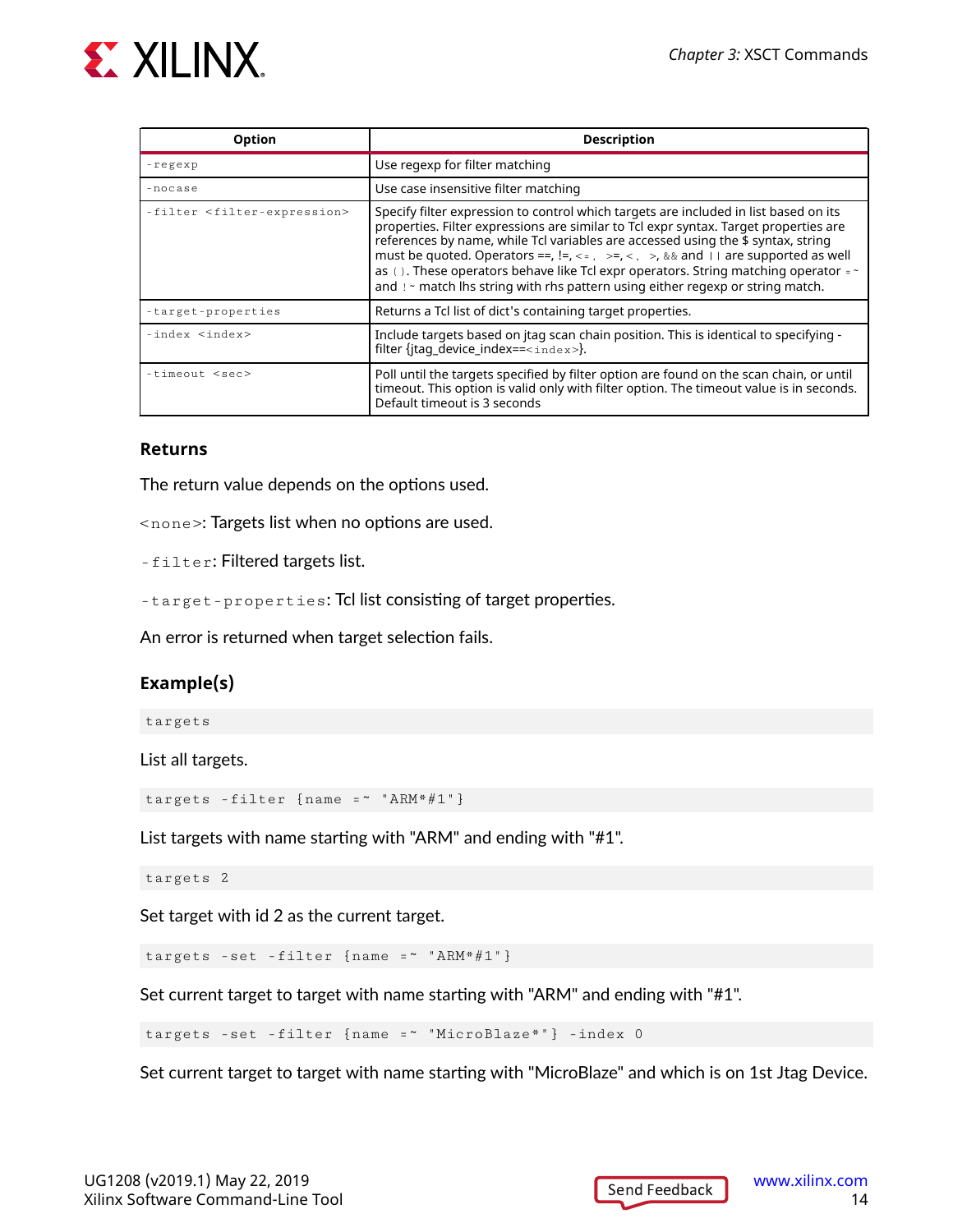| Option | Description |
| --- | --- |
| `-regexp` | Use regexp for filter matching |
| `-nocase` | Use case insensitive filter matching |
| `-filter <filter-expression>` | Specify filter expression to control which targets are included in list based on its properties. Filter expressions are similar to Tcl expr syntax. Target properties are references by name, while Tcl variables are accessed using the $ syntax, string must be quoted. Operators ==, !=, `<=`, >=, `<`, >, `&&` and `\|\|` are supported as well as `()`. These operators behave like Tcl expr operators. String matching operator `=~` and `!~` match lhs string with rhs pattern using either regexp or string match. |
| `-target-properties` | Returns a Tcl list of dict's containing target properties. |
| `-index <index>` | Include targets based on jtag scan chain position. This is identical to specifying -filter {jtag_device_index==`<index>`}. |
| `-timeout <sec>` | Poll until the targets specified by filter option are found on the scan chain, or until timeout. This option is valid only with filter option. The timeout value is in seconds. Default timeout is 3 seconds |

### Returns

The return value depends on the options used.

`<none>`: Targets list when no options are used.

`-filter`: Filtered targets list.

`-target-properties`: Tcl list consisting of target properties.

An error is returned when target selection fails.

### Example(s)

```
targets
```

List all targets.

```
targets -filter {name =~ "ARM*#1"}
```

List targets with name starting with "ARM" and ending with "#1".

```
targets 2
```

Set target with id 2 as the current target.

```
targets -set -filter {name =~ "ARM*#1"}
```

Set current target to target with name starting with "ARM" and ending with "#1".

```
targets -set -filter {name =~ "MicroBlaze*"} -index 0
```

Set current target to target with name starting with "MicroBlaze" and which is on 1st Jtag Device.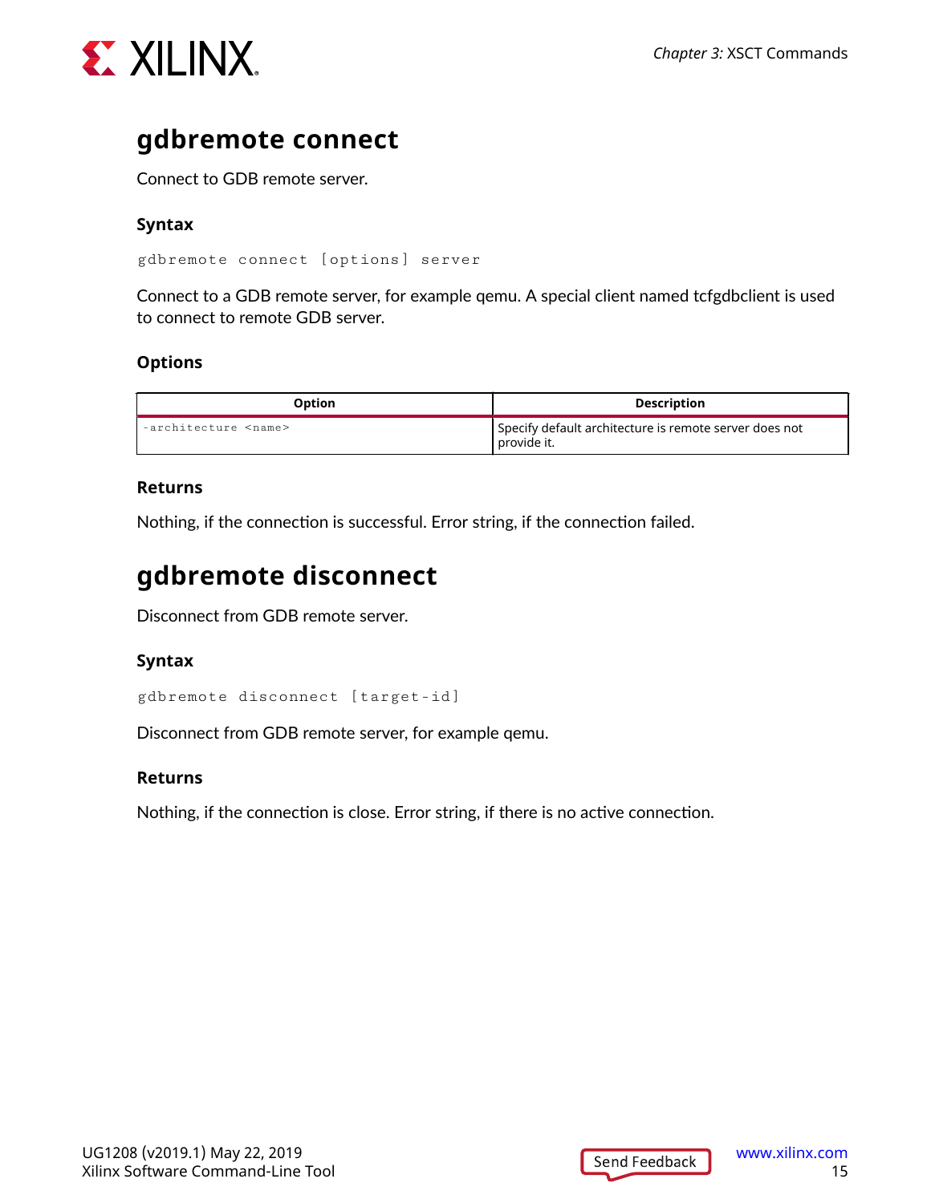## gdbremote connect

Connect to GDB remote server.

### Syntax

```
gdbremote connect [options] server
```

Connect to a GDB remote server, for example qemu. A special client named tcfgdbclient is used to connect to remote GDB server.

### Options

| Option | Description |
|---|---|
| `-architecture <name>` | Specify default architecture is remote server does not provide it. |

### Returns

Nothing, if the connection is successful. Error string, if the connection failed.

## gdbremote disconnect

Disconnect from GDB remote server.

### Syntax

```
gdbremote disconnect [target-id]
```

Disconnect from GDB remote server, for example qemu.

### Returns

Nothing, if the connection is close. Error string, if there is no active connection.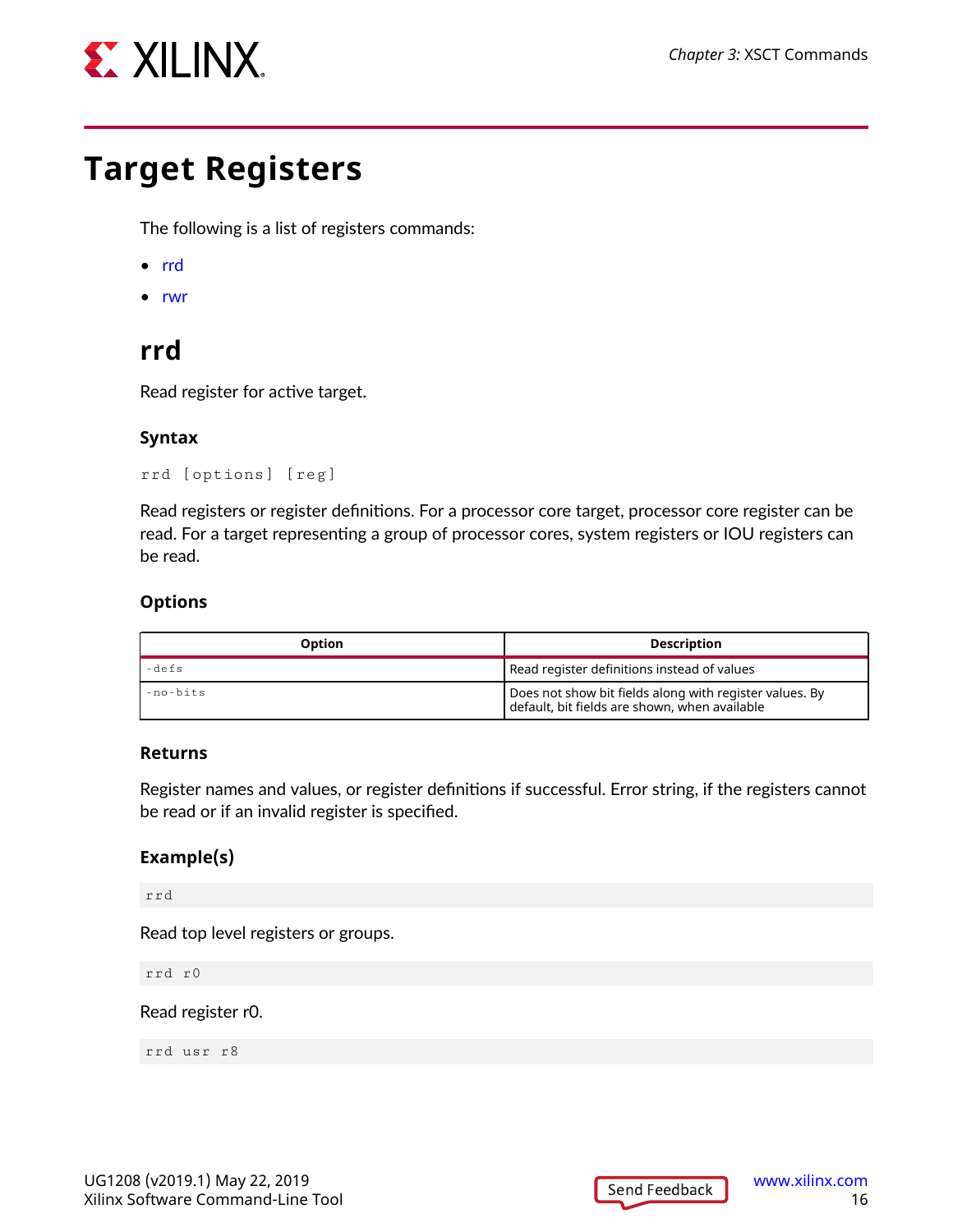# Target Registers

The following is a list of registers commands:

- rrd
- rwr

## rrd

Read register for active target.

### Syntax

```
rrd [options] [reg]
```

Read registers or register definitions. For a processor core target, processor core register can be read. For a target representing a group of processor cores, system registers or IOU registers can be read.

### Options

| Option | Description |
|---|---|
| `-defs` | Read register definitions instead of values |
| `-no-bits` | Does not show bit fields along with register values. By default, bit fields are shown, when available |

### Returns

Register names and values, or register definitions if successful. Error string, if the registers cannot be read or if an invalid register is specified.

### Example(s)

```
rrd
```

Read top level registers or groups.

```
rrd r0
```

Read register r0.

```
rrd usr r8
```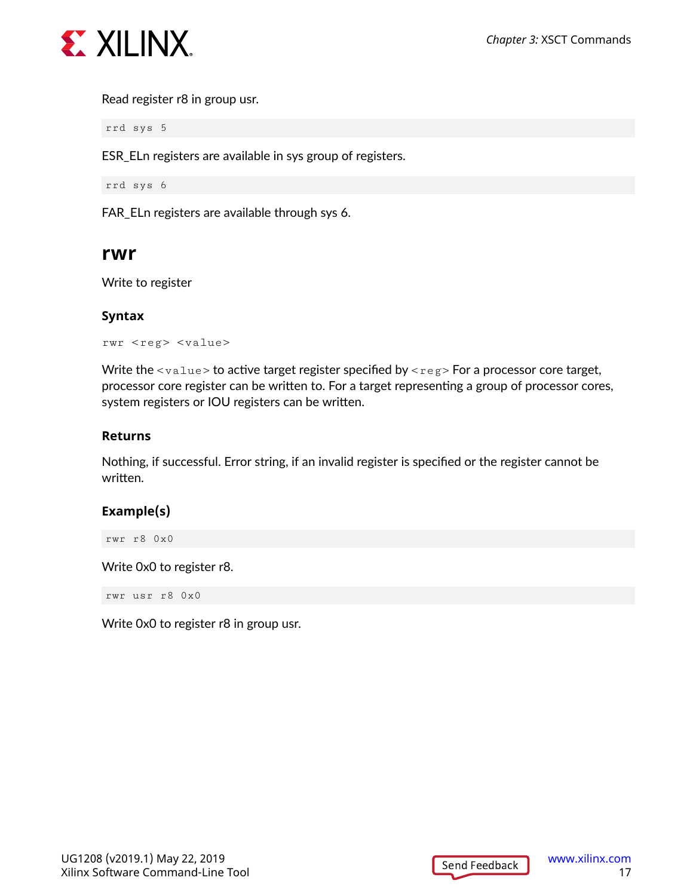Read register r8 in group usr.

```
rrd sys 5
```

ESR_ELn registers are available in sys group of registers.

```
rrd sys 6
```

FAR_ELn registers are available through sys 6.

## rwr

Write to register

### Syntax

```
rwr <reg> <value>
```

Write the `<value>` to active target register specified by `<reg>` For a processor core target, processor core register can be written to. For a target representing a group of processor cores, system registers or IOU registers can be written.

### Returns

Nothing, if successful. Error string, if an invalid register is specified or the register cannot be written.

### Example(s)

```
rwr r8 0x0
```

Write 0x0 to register r8.

```
rwr usr r8 0x0
```

Write 0x0 to register r8 in group usr.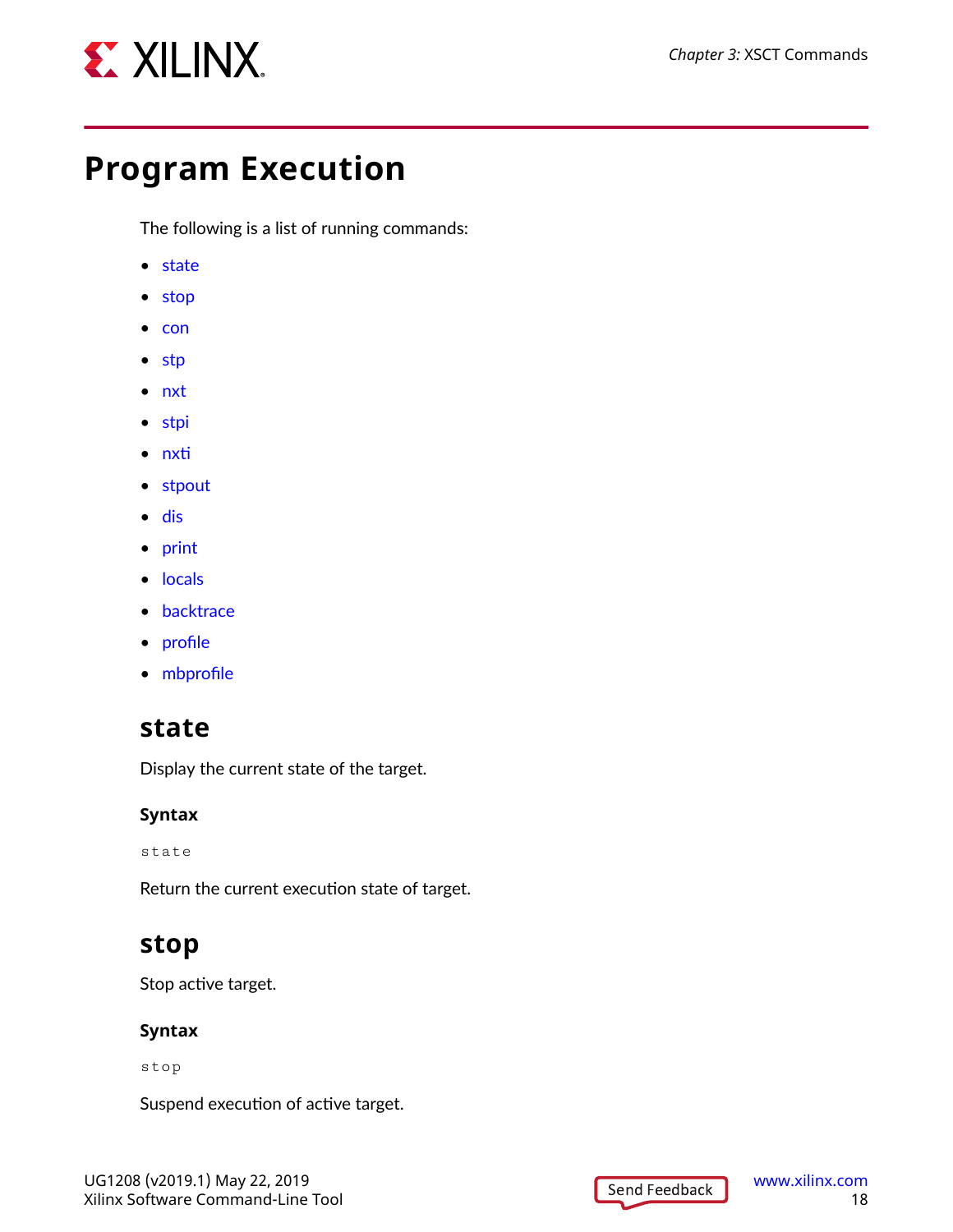# Program Execution

The following is a list of running commands:

- state
- stop
- con
- stp
- nxt
- stpi
- nxti
- stpout
- dis
- print
- locals
- backtrace
- profile
- mbprofile

## state

Display the current state of the target.

### Syntax

```
state
```

Return the current execution state of target.

## stop

Stop active target.

### Syntax

```
stop
```

Suspend execution of active target.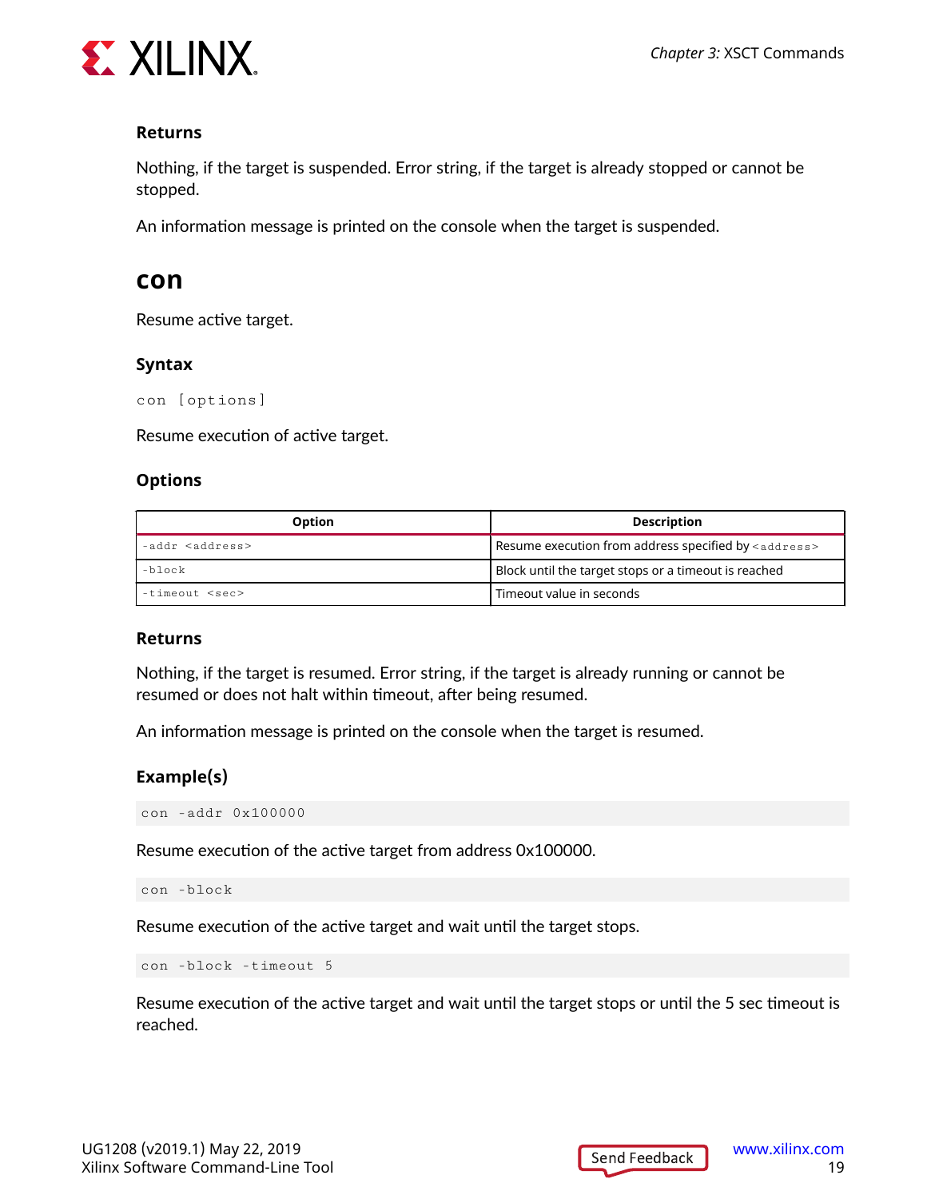### Returns

Nothing, if the target is suspended. Error string, if the target is already stopped or cannot be stopped.

An information message is printed on the console when the target is suspended.

## con

Resume active target.

### Syntax

```
con [options]
```

Resume execution of active target.

### Options

| Option | Description |
|---|---|
| `-addr <address>` | Resume execution from address specified by `<address>` |
| `-block` | Block until the target stops or a timeout is reached |
| `-timeout <sec>` | Timeout value in seconds |

### Returns

Nothing, if the target is resumed. Error string, if the target is already running or cannot be resumed or does not halt within timeout, after being resumed.

An information message is printed on the console when the target is resumed.

### Example(s)

```
con -addr 0x100000
```

Resume execution of the active target from address 0x100000.

```
con -block
```

Resume execution of the active target and wait until the target stops.

```
con -block -timeout 5
```

Resume execution of the active target and wait until the target stops or until the 5 sec timeout is reached.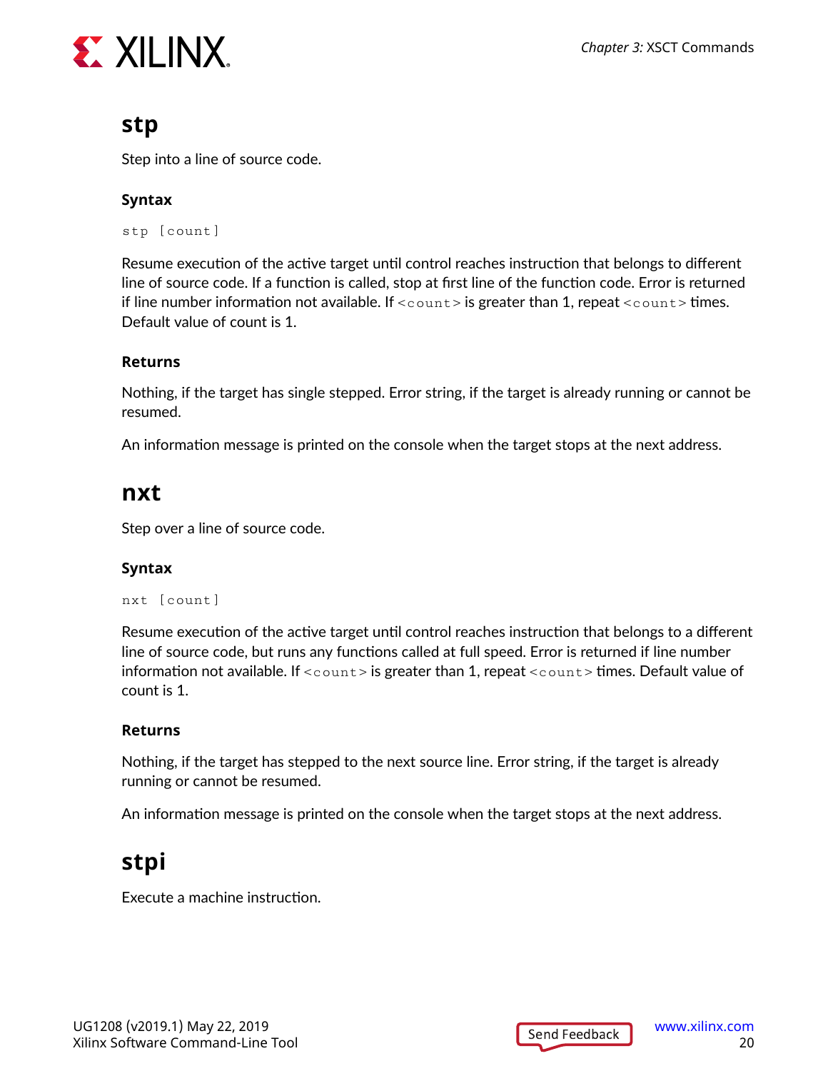## stp

Step into a line of source code.

### Syntax

```
stp [count]
```

Resume execution of the active target until control reaches instruction that belongs to different line of source code. If a function is called, stop at first line of the function code. Error is returned if line number information not available. If `<count>` is greater than 1, repeat `<count>` times. Default value of count is 1.

### Returns

Nothing, if the target has single stepped. Error string, if the target is already running or cannot be resumed.

An information message is printed on the console when the target stops at the next address.

## nxt

Step over a line of source code.

### Syntax

```
nxt [count]
```

Resume execution of the active target until control reaches instruction that belongs to a different line of source code, but runs any functions called at full speed. Error is returned if line number information not available. If `<count>` is greater than 1, repeat `<count>` times. Default value of count is 1.

### Returns

Nothing, if the target has stepped to the next source line. Error string, if the target is already running or cannot be resumed.

An information message is printed on the console when the target stops at the next address.

## stpi

Execute a machine instruction.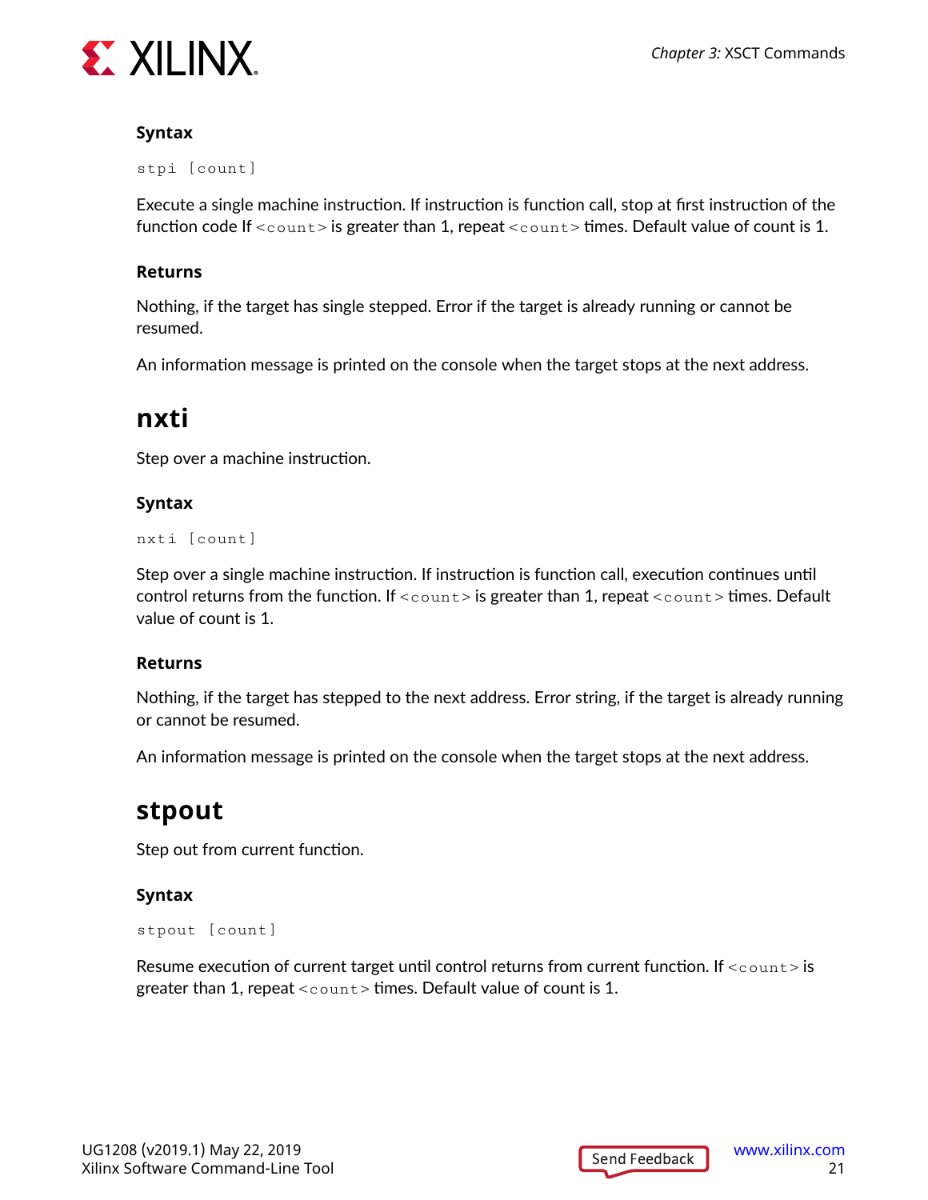### Syntax

```
stpi [count]
```

Execute a single machine instruction. If instruction is function call, stop at first instruction of the function code If `<count>` is greater than 1, repeat `<count>` times. Default value of count is 1.

### Returns

Nothing, if the target has single stepped. Error if the target is already running or cannot be resumed.

An information message is printed on the console when the target stops at the next address.

## nxti

Step over a machine instruction.

### Syntax

```
nxti [count]
```

Step over a single machine instruction. If instruction is function call, execution continues until control returns from the function. If `<count>` is greater than 1, repeat `<count>` times. Default value of count is 1.

### Returns

Nothing, if the target has stepped to the next address. Error string, if the target is already running or cannot be resumed.

An information message is printed on the console when the target stops at the next address.

## stpout

Step out from current function.

### Syntax

```
stpout [count]
```

Resume execution of current target until control returns from current function. If `<count>` is greater than 1, repeat `<count>` times. Default value of count is 1.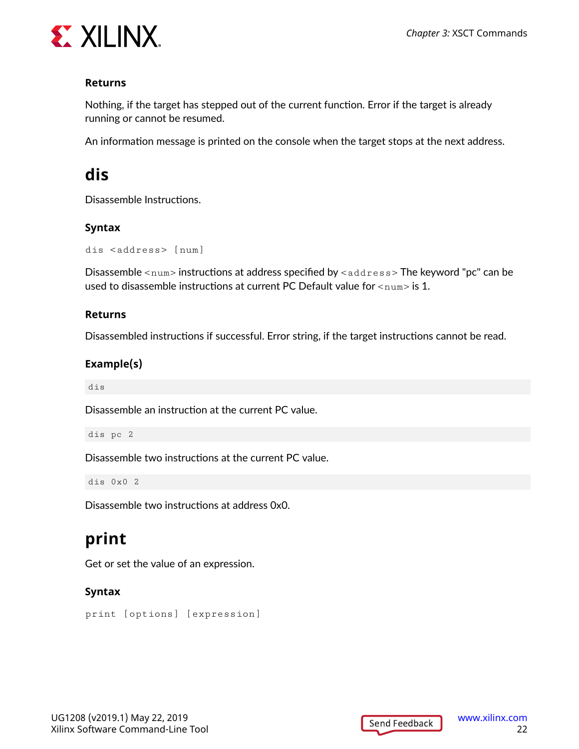### Returns

Nothing, if the target has stepped out of the current function. Error if the target is already running or cannot be resumed.

An information message is printed on the console when the target stops at the next address.

## dis

Disassemble Instructions.

### Syntax

```
dis <address> [num]
```

Disassemble `<num>` instructions at address specified by `<address>` The keyword "pc" can be used to disassemble instructions at current PC Default value for `<num>` is 1.

### Returns

Disassembled instructions if successful. Error string, if the target instructions cannot be read.

### Example(s)

```
dis
```

Disassemble an instruction at the current PC value.

```
dis pc 2
```

Disassemble two instructions at the current PC value.

```
dis 0x0 2
```

Disassemble two instructions at address 0x0.

## print

Get or set the value of an expression.

### Syntax

```
print [options] [expression]
```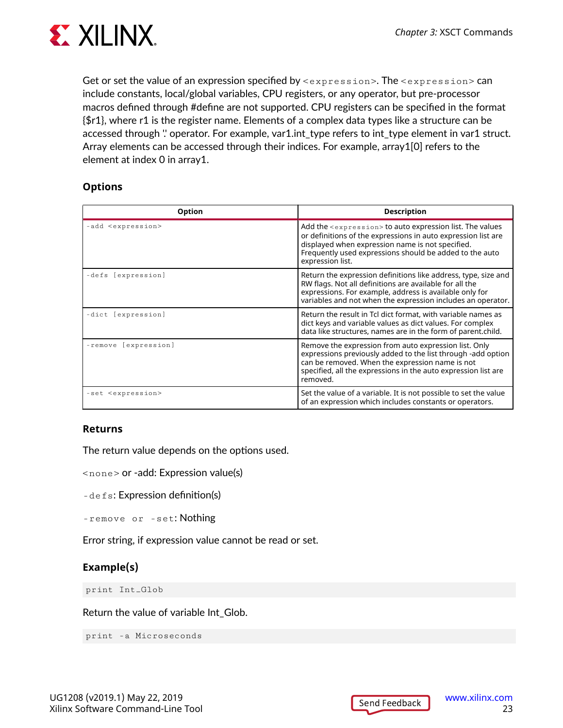Get or set the value of an expression specified by `<expression>`. The `<expression>` can include constants, local/global variables, CPU registers, or any operator, but pre-processor macros defined through #define are not supported. CPU registers can be specified in the format {$r1}, where r1 is the register name. Elements of a complex data types like a structure can be accessed through '.' operator. For example, var1.int_type refers to int_type element in var1 struct. Array elements can be accessed through their indices. For example, array1[0] refers to the element at index 0 in array1.

### Options

| Option | Description |
|---|---|
| `-add <expression>` | Add the `<expression>` to auto expression list. The values or definitions of the expressions in auto expression list are displayed when expression name is not specified. Frequently used expressions should be added to the auto expression list. |
| `-defs [expression]` | Return the expression definitions like address, type, size and RW flags. Not all definitions are available for all the expressions. For example, address is available only for variables and not when the expression includes an operator. |
| `-dict [expression]` | Return the result in Tcl dict format, with variable names as dict keys and variable values as dict values. For complex data like structures, names are in the form of parent.child. |
| `-remove [expression]` | Remove the expression from auto expression list. Only expressions previously added to the list through -add option can be removed. When the expression name is not specified, all the expressions in the auto expression list are removed. |
| `-set <expression>` | Set the value of a variable. It is not possible to set the value of an expression which includes constants or operators. |

### Returns

The return value depends on the options used.

`<none>` or -add: Expression value(s)

`-defs`: Expression definition(s)

`-remove or -set`: Nothing

Error string, if expression value cannot be read or set.

### Example(s)

```
print Int_Glob
```

Return the value of variable Int_Glob.

```
print -a Microseconds
```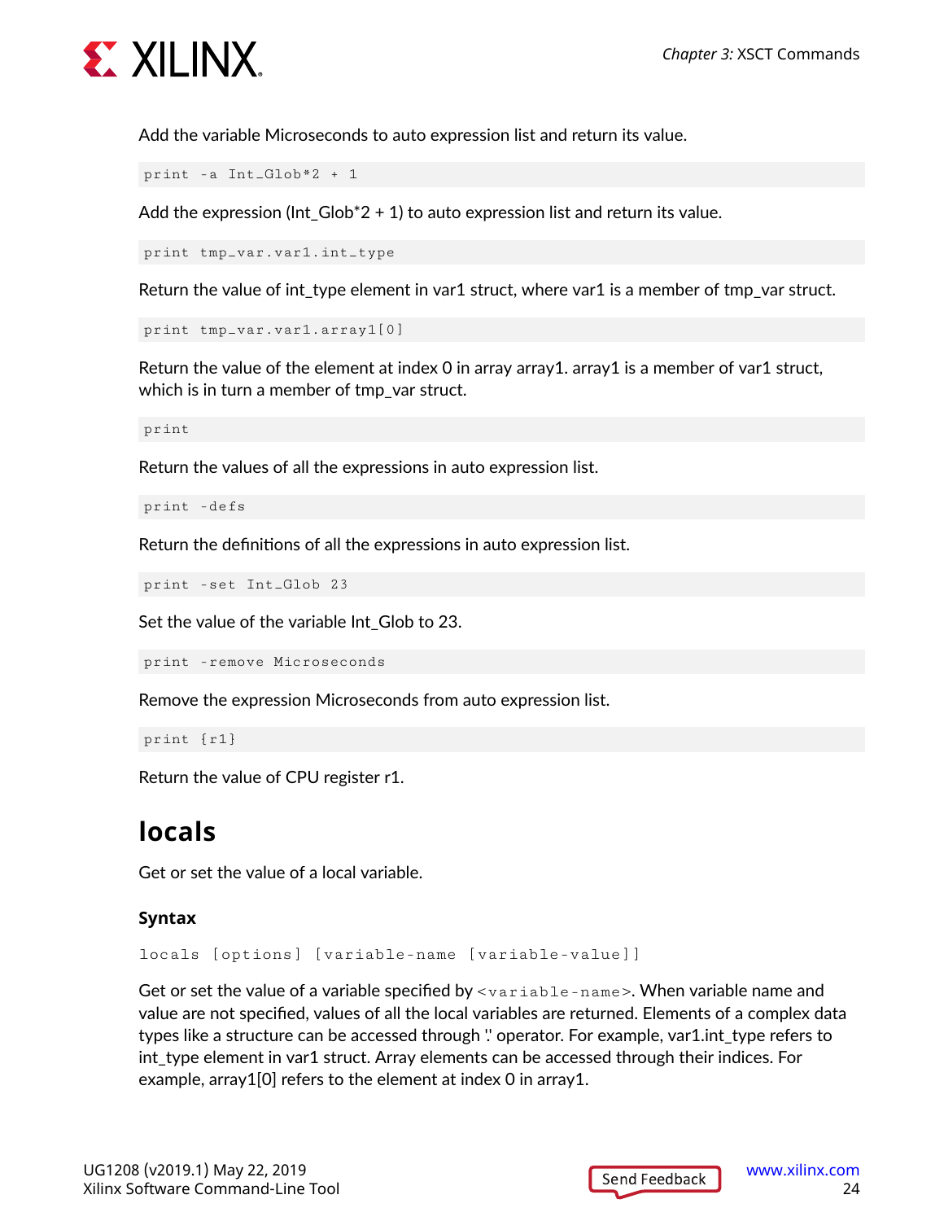Add the variable Microseconds to auto expression list and return its value.

```
print -a Int_Glob*2 + 1
```

Add the expression (Int_Glob*2 + 1) to auto expression list and return its value.

```
print tmp_var.var1.int_type
```

Return the value of int_type element in var1 struct, where var1 is a member of tmp_var struct.

```
print tmp_var.var1.array1[0]
```

Return the value of the element at index 0 in array array1. array1 is a member of var1 struct, which is in turn a member of tmp_var struct.

```
print
```

Return the values of all the expressions in auto expression list.

```
print -defs
```

Return the definitions of all the expressions in auto expression list.

```
print -set Int_Glob 23
```

Set the value of the variable Int_Glob to 23.

```
print -remove Microseconds
```

Remove the expression Microseconds from auto expression list.

```
print {r1}
```

Return the value of CPU register r1.

## locals

Get or set the value of a local variable.

### Syntax

```
locals [options] [variable-name [variable-value]]
```

Get or set the value of a variable specified by `<variable-name>`. When variable name and value are not specified, values of all the local variables are returned. Elements of a complex data types like a structure can be accessed through '.' operator. For example, var1.int_type refers to int_type element in var1 struct. Array elements can be accessed through their indices. For example, array1[0] refers to the element at index 0 in array1.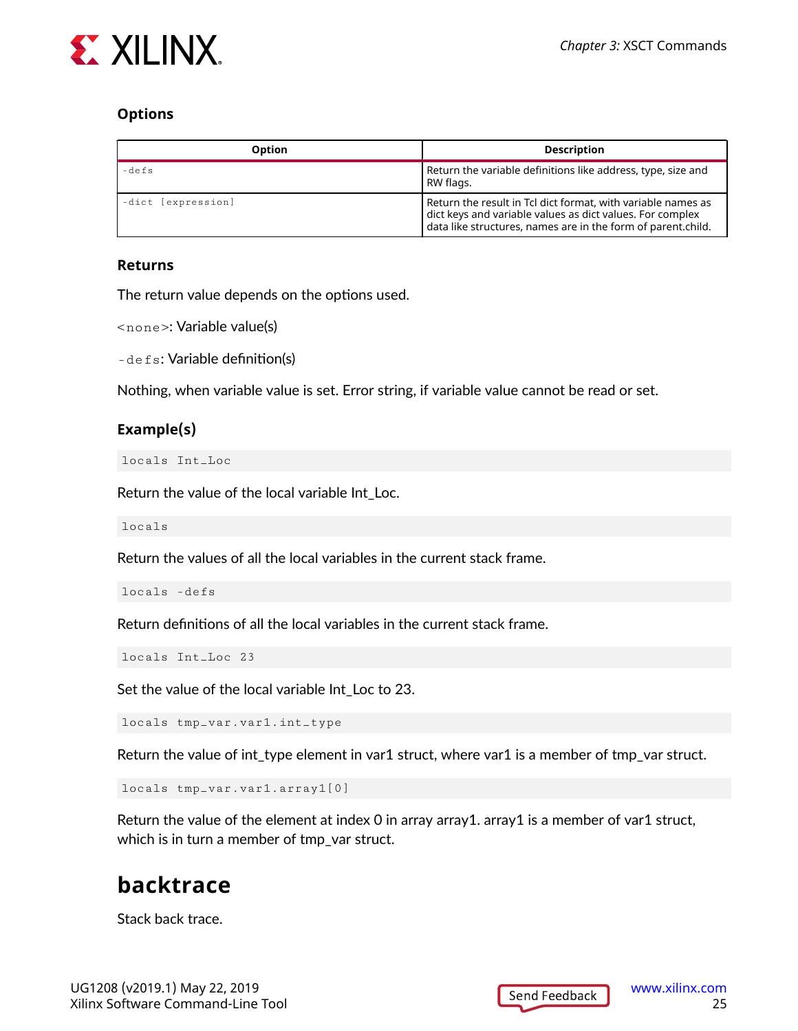### Options

| Option | Description |
| --- | --- |
| `-defs` | Return the variable definitions like address, type, size and RW flags. |
| `-dict [expression]` | Return the result in Tcl dict format, with variable names as dict keys and variable values as dict values. For complex data like structures, names are in the form of parent.child. |

### Returns

The return value depends on the options used.

`<none>`: Variable value(s)

`-defs`: Variable definition(s)

Nothing, when variable value is set. Error string, if variable value cannot be read or set.

### Example(s)

```
locals Int_Loc
```

Return the value of the local variable Int_Loc.

```
locals
```

Return the values of all the local variables in the current stack frame.

```
locals -defs
```

Return definitions of all the local variables in the current stack frame.

```
locals Int_Loc 23
```

Set the value of the local variable Int_Loc to 23.

```
locals tmp_var.var1.int_type
```

Return the value of int_type element in var1 struct, where var1 is a member of tmp_var struct.

```
locals tmp_var.var1.array1[0]
```

Return the value of the element at index 0 in array array1. array1 is a member of var1 struct, which is in turn a member of tmp_var struct.

## backtrace

Stack back trace.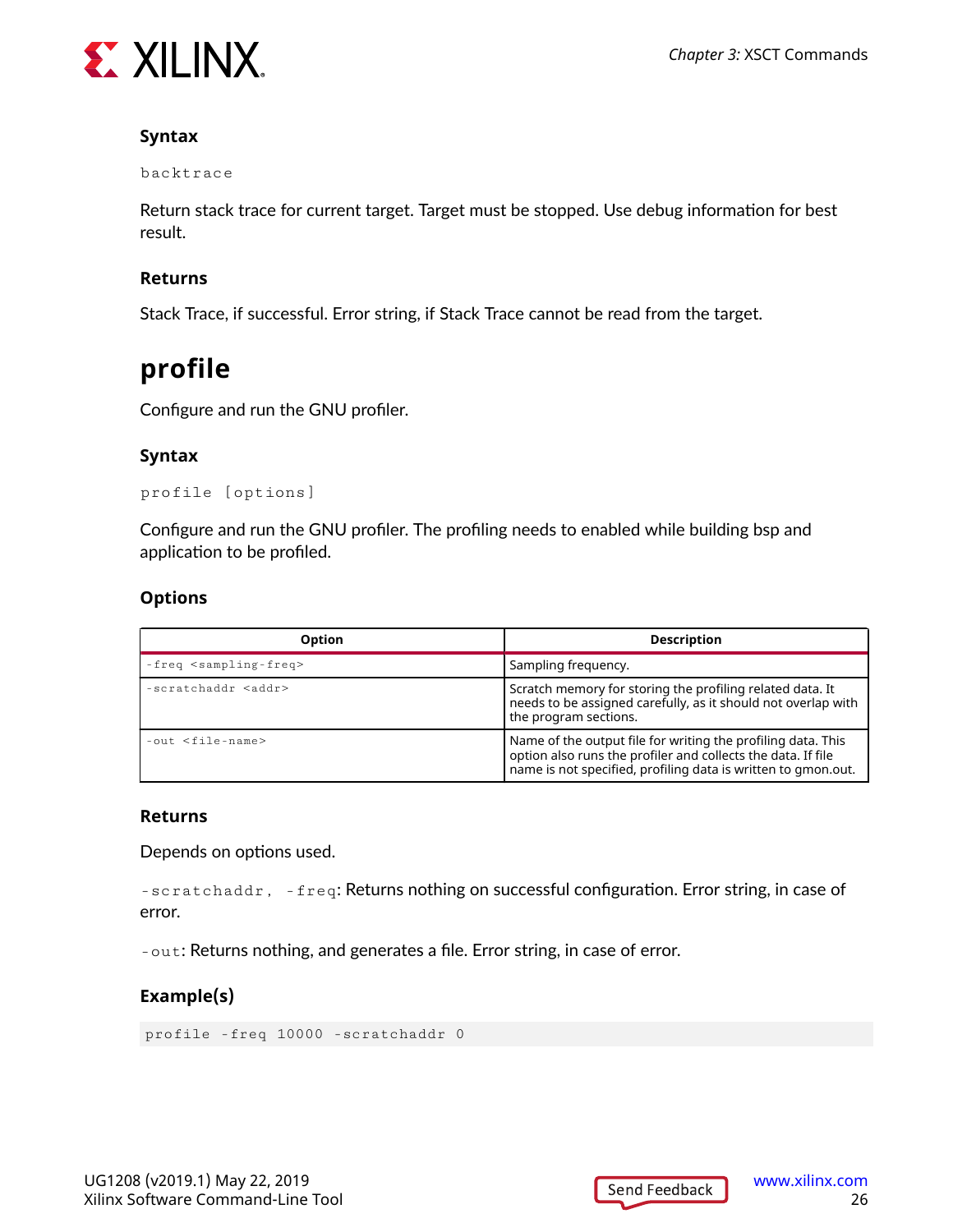### Syntax

```
backtrace
```

Return stack trace for current target. Target must be stopped. Use debug information for best result.

### Returns

Stack Trace, if successful. Error string, if Stack Trace cannot be read from the target.

## profile

Configure and run the GNU profiler.

### Syntax

```
profile [options]
```

Configure and run the GNU profiler. The profiling needs to enabled while building bsp and application to be profiled.

### Options

| Option | Description |
| --- | --- |
| `-freq <sampling-freq>` | Sampling frequency. |
| `-scratchaddr <addr>` | Scratch memory for storing the profiling related data. It needs to be assigned carefully, as it should not overlap with the program sections. |
| `-out <file-name>` | Name of the output file for writing the profiling data. This option also runs the profiler and collects the data. If file name is not specified, profiling data is written to gmon.out. |

### Returns

Depends on options used.

`-scratchaddr, -freq`: Returns nothing on successful configuration. Error string, in case of error.

`-out`: Returns nothing, and generates a file. Error string, in case of error.

### Example(s)

```
profile -freq 10000 -scratchaddr 0
```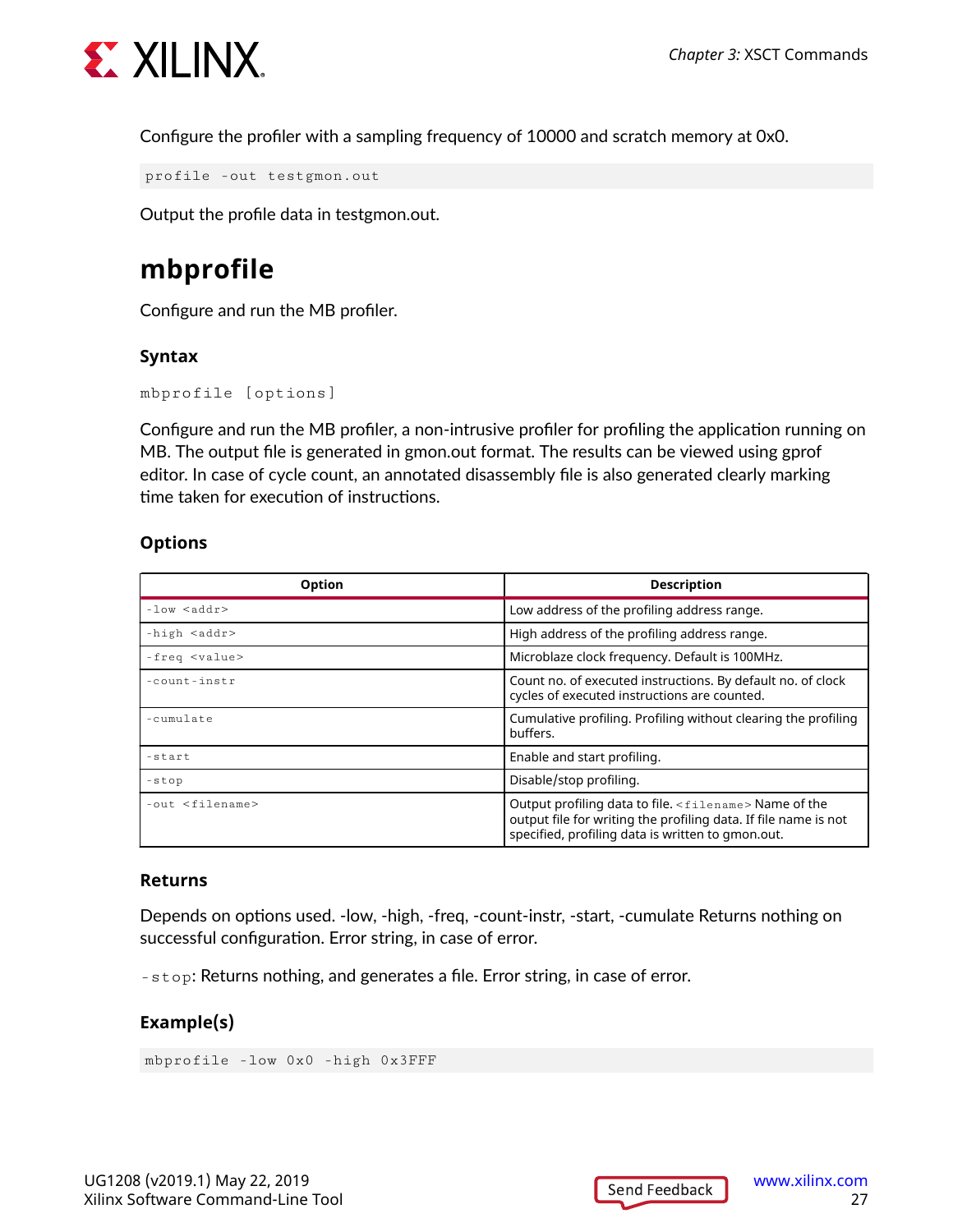Configure the profiler with a sampling frequency of 10000 and scratch memory at 0x0.

```
profile -out testgmon.out
```

Output the profile data in testgmon.out.

## mbprofile

Configure and run the MB profiler.

### Syntax

```
mbprofile [options]
```

Configure and run the MB profiler, a non-intrusive profiler for profiling the application running on MB. The output file is generated in gmon.out format. The results can be viewed using gprof editor. In case of cycle count, an annotated disassembly file is also generated clearly marking time taken for execution of instructions.

### Options

| Option | Description |
|---|---|
| `-low <addr>` | Low address of the profiling address range. |
| `-high <addr>` | High address of the profiling address range. |
| `-freq <value>` | Microblaze clock frequency. Default is 100MHz. |
| `-count-instr` | Count no. of executed instructions. By default no. of clock cycles of executed instructions are counted. |
| `-cumulate` | Cumulative profiling. Profiling without clearing the profiling buffers. |
| `-start` | Enable and start profiling. |
| `-stop` | Disable/stop profiling. |
| `-out <filename>` | Output profiling data to file. `<filename>` Name of the output file for writing the profiling data. If file name is not specified, profiling data is written to gmon.out. |

### Returns

Depends on options used. -low, -high, -freq, -count-instr, -start, -cumulate Returns nothing on successful configuration. Error string, in case of error.

`-stop`: Returns nothing, and generates a file. Error string, in case of error.

### Example(s)

```
mbprofile -low 0x0 -high 0x3FFF
```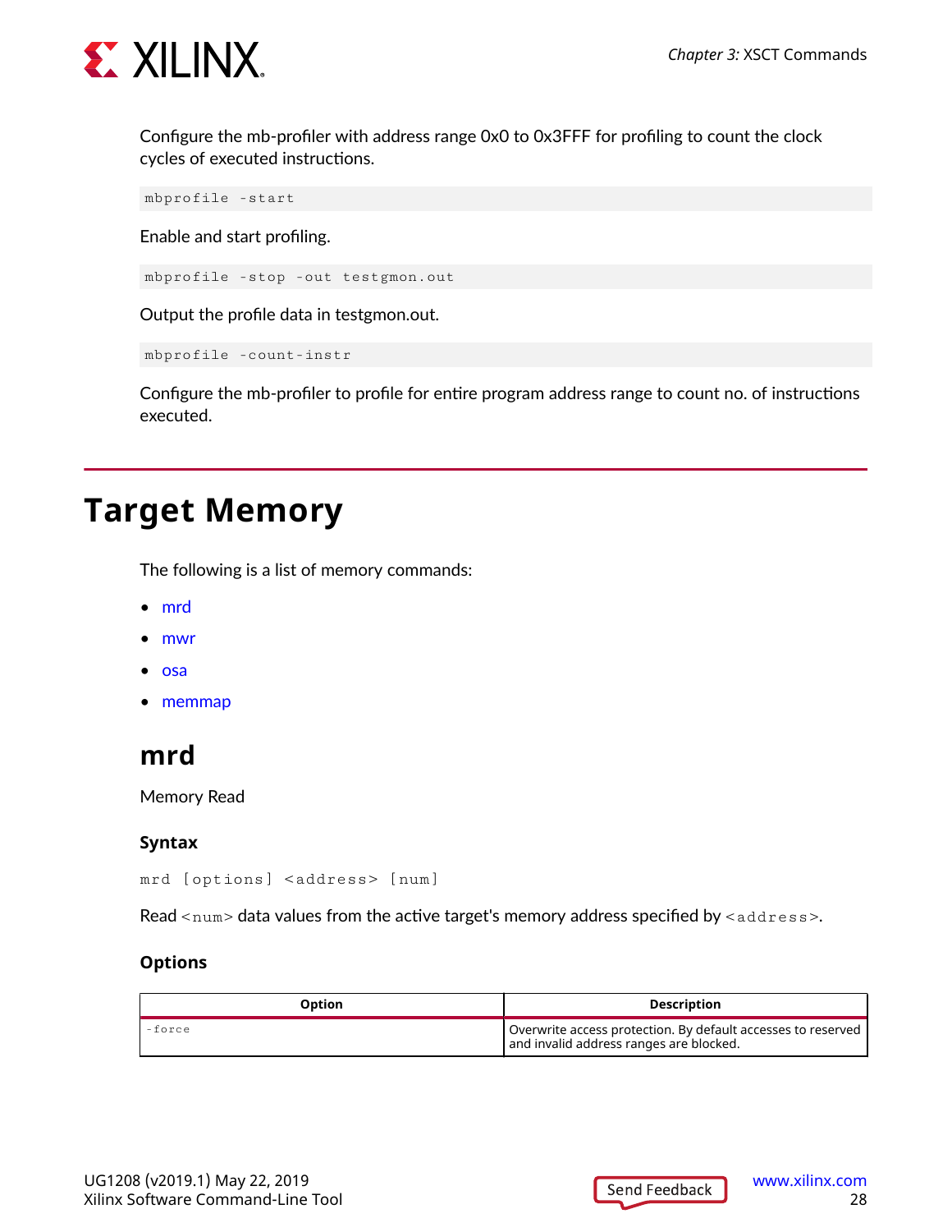Configure the mb-profiler with address range 0x0 to 0x3FFF for profiling to count the clock cycles of executed instructions.

```
mbprofile -start
```

Enable and start profiling.

```
mbprofile -stop -out testgmon.out
```

Output the profile data in testgmon.out.

```
mbprofile -count-instr
```

Configure the mb-profiler to profile for entire program address range to count no. of instructions executed.

# Target Memory

The following is a list of memory commands:

- mrd
- mwr
- osa
- memmap

## mrd

Memory Read

### Syntax

```
mrd [options] <address> [num]
```

Read `<num>` data values from the active target's memory address specified by `<address>`.

### Options

| Option | Description |
|---|---|
| `-force` | Overwrite access protection. By default accesses to reserved and invalid address ranges are blocked. |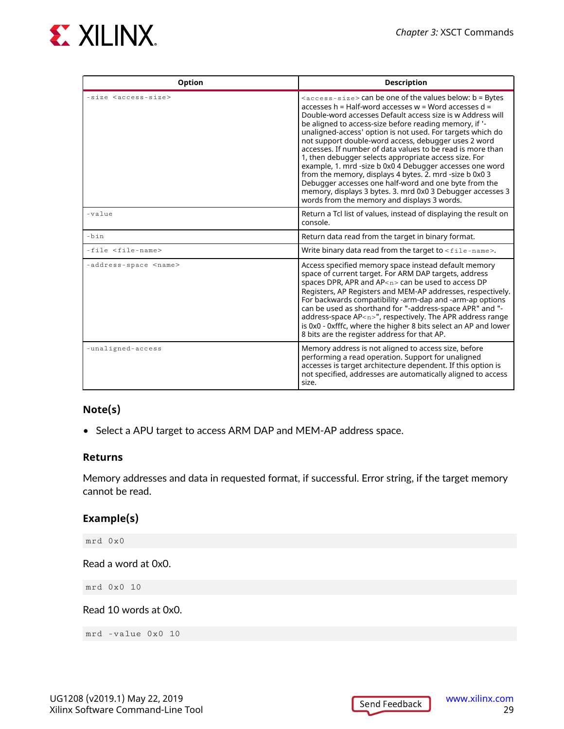| Option | Description |
|---|---|
| `-size <access-size>` | `<access-size>` can be one of the values below: b = Bytes accesses h = Half-word accesses w = Word accesses d = Double-word accesses Default access size is w Address will be aligned to access-size before reading memory, if '-unaligned-access' option is not used. For targets which do not support double-word access, debugger uses 2 word accesses. If number of data values to be read is more than 1, then debugger selects appropriate access size. For example, 1. mrd -size b 0x0 4 Debugger accesses one word from the memory, displays 4 bytes. 2. mrd -size b 0x0 3 Debugger accesses one half-word and one byte from the memory, displays 3 bytes. 3. mrd 0x0 3 Debugger accesses 3 words from the memory and displays 3 words. |
| `-value` | Return a Tcl list of values, instead of displaying the result on console. |
| `-bin` | Return data read from the target in binary format. |
| `-file <file-name>` | Write binary data read from the target to `<file-name>`. |
| `-address-space <name>` | Access specified memory space instead default memory space of current target. For ARM DAP targets, address spaces DPR, APR and AP`<n>` can be used to access DP Registers, AP Registers and MEM-AP addresses, respectively. For backwards compatibility -arm-dap and -arm-ap options can be used as shorthand for "-address-space APR" and "-address-space AP`<n>`", respectively. The APR address range is 0x0 - 0xfffc, where the higher 8 bits select an AP and lower 8 bits are the register address for that AP. |
| `-unaligned-access` | Memory address is not aligned to access size, before performing a read operation. Support for unaligned accesses is target architecture dependent. If this option is not specified, addresses are automatically aligned to access size. |

## Note(s)

- Select a APU target to access ARM DAP and MEM-AP address space.

### Returns

Memory addresses and data in requested format, if successful. Error string, if the target memory cannot be read.

## Example(s)

```
mrd 0x0
```

Read a word at 0x0.

```
mrd 0x0 10
```

Read 10 words at 0x0.

```
mrd -value 0x0 10
```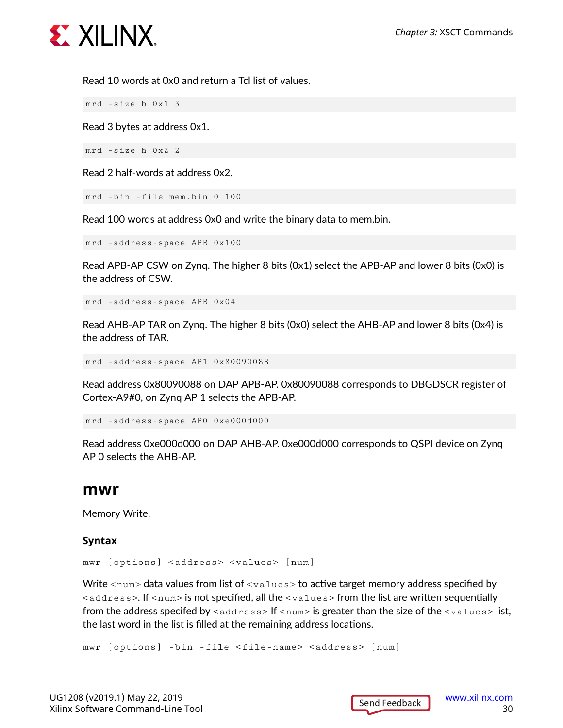Read 10 words at 0x0 and return a Tcl list of values.

```
mrd -size b 0x1 3
```

Read 3 bytes at address 0x1.

```
mrd -size h 0x2 2
```

Read 2 half-words at address 0x2.

```
mrd -bin -file mem.bin 0 100
```

Read 100 words at address 0x0 and write the binary data to mem.bin.

```
mrd -address-space APR 0x100
```

Read APB-AP CSW on Zynq. The higher 8 bits (0x1) select the APB-AP and lower 8 bits (0x0) is the address of CSW.

```
mrd -address-space APR 0x04
```

Read AHB-AP TAR on Zynq. The higher 8 bits (0x0) select the AHB-AP and lower 8 bits (0x4) is the address of TAR.

```
mrd -address-space AP1 0x80090088
```

Read address 0x80090088 on DAP APB-AP. 0x80090088 corresponds to DBGDSCR register of Cortex-A9#0, on Zynq AP 1 selects the APB-AP.

```
mrd -address-space AP0 0xe000d000
```

Read address 0xe000d000 on DAP AHB-AP. 0xe000d000 corresponds to QSPI device on Zynq AP 0 selects the AHB-AP.

## mwr

Memory Write.

### Syntax

```
mwr [options] <address> <values> [num]
```

Write `<num>` data values from list of `<values>` to active target memory address specified by `<address>`. If `<num>` is not specified, all the `<values>` from the list are written sequentially from the address specifed by `<address>` If `<num>` is greater than the size of the `<values>` list, the last word in the list is filled at the remaining address locations.

```
mwr [options] -bin -file <file-name> <address> [num]
```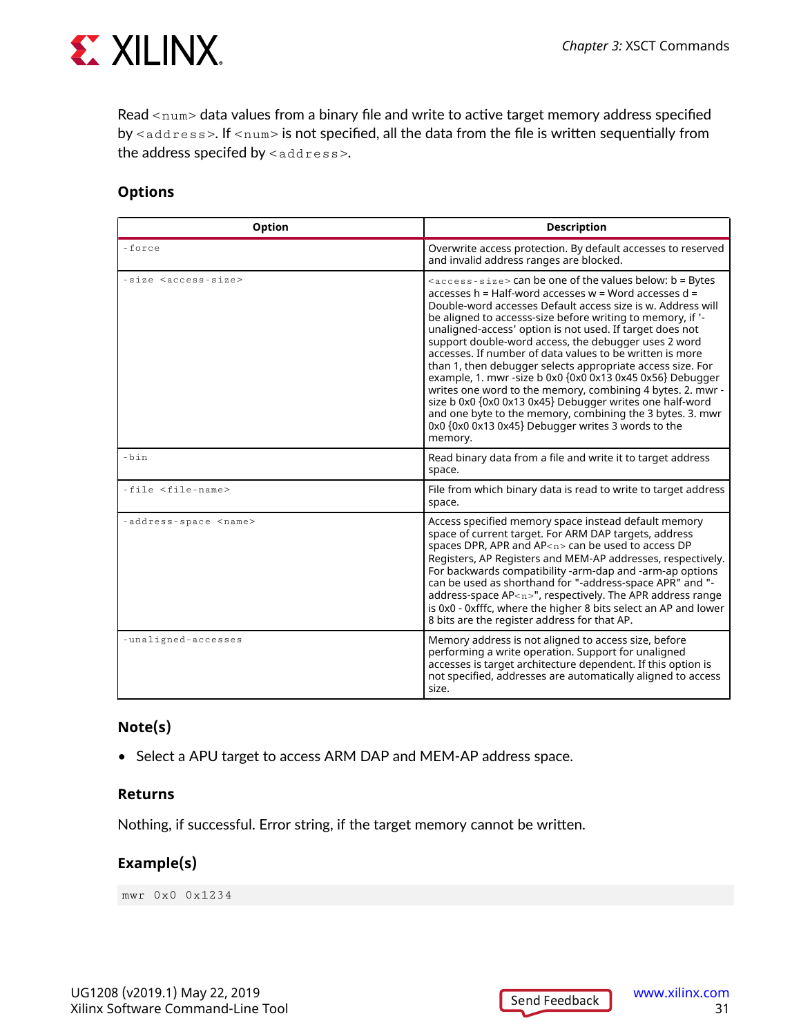Read `<num>` data values from a binary file and write to active target memory address specified by `<address>`. If `<num>` is not specified, all the data from the file is written sequentially from the address specifed by `<address>`.

### Options

| Option | Description |
|---|---|
| `-force` | Overwrite access protection. By default accesses to reserved and invalid address ranges are blocked. |
| `-size <access-size>` | `<access-size>` can be one of the values below: b = Bytes accesses h = Half-word accesses w = Word accesses d = Double-word accesses Default access size is w. Address will be aligned to accesss-size before writing to memory, if '-unaligned-access' option is not used. If target does not support double-word access, the debugger uses 2 word accesses. If number of data values to be written is more than 1, then debugger selects appropriate access size. For example, 1. mwr -size b 0x0 {0x0 0x13 0x45 0x56} Debugger writes one word to the memory, combining 4 bytes. 2. mwr -size b 0x0 {0x0 0x13 0x45} Debugger writes one half-word and one byte to the memory, combining the 3 bytes. 3. mwr 0x0 {0x0 0x13 0x45} Debugger writes 3 words to the memory. |
| `-bin` | Read binary data from a file and write it to target address space. |
| `-file <file-name>` | File from which binary data is read to write to target address space. |
| `-address-space <name>` | Access specified memory space instead default memory space of current target. For ARM DAP targets, address spaces DPR, APR and AP`<n>` can be used to access DP Registers, AP Registers and MEM-AP addresses, respectively. For backwards compatibility -arm-dap and -arm-ap options can be used as shorthand for "-address-space APR" and "-address-space AP`<n>`", respectively. The APR address range is 0x0 - 0xfffc, where the higher 8 bits select an AP and lower 8 bits are the register address for that AP. |
| `-unaligned-accesses` | Memory address is not aligned to access size, before performing a write operation. Support for unaligned accesses is target architecture dependent. If this option is not specified, addresses are automatically aligned to access size. |

### Note(s)

- Select a APU target to access ARM DAP and MEM-AP address space.

### Returns

Nothing, if successful. Error string, if the target memory cannot be written.

### Example(s)

```
mwr 0x0 0x1234
```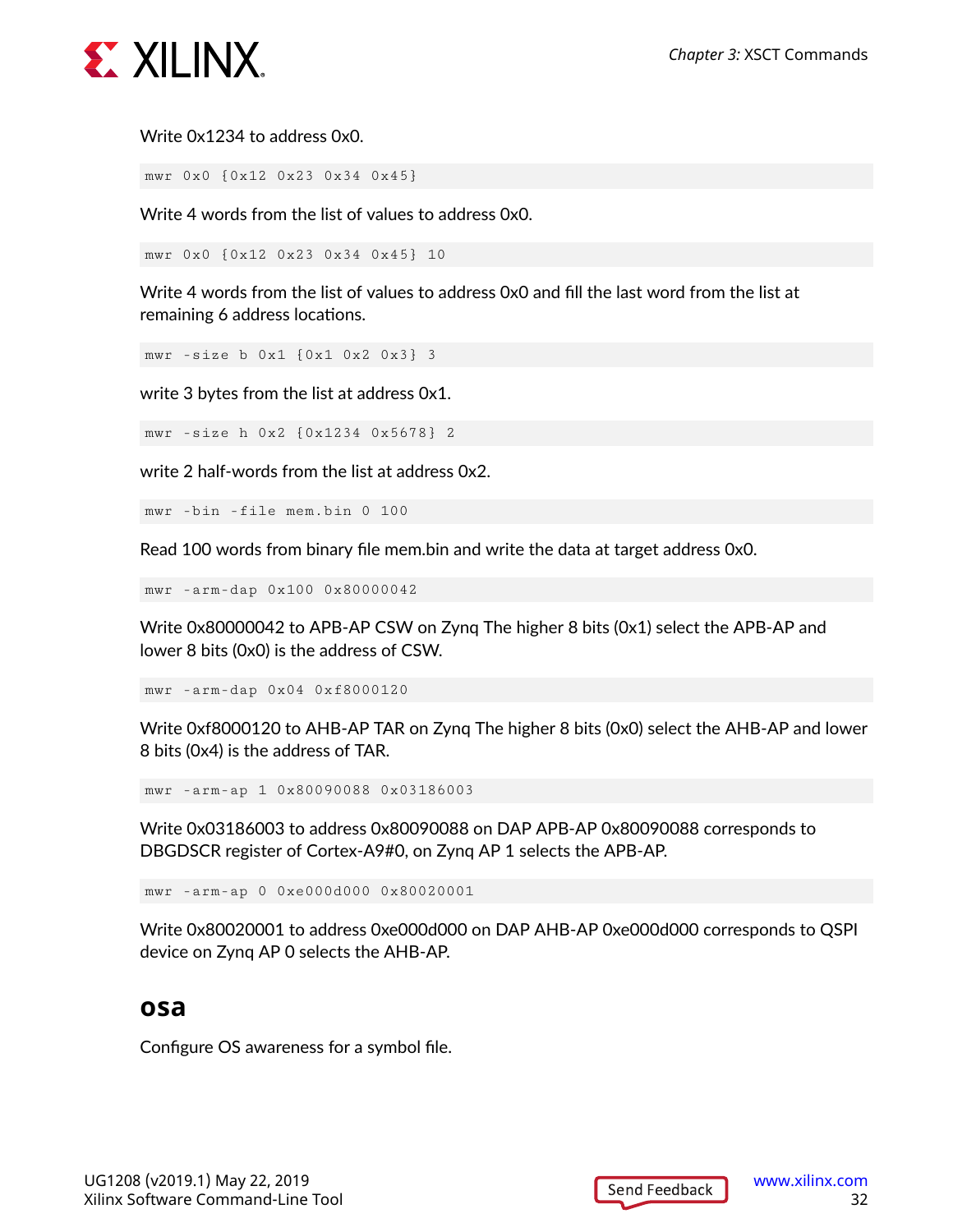Write 0x1234 to address 0x0.

```
mwr 0x0 {0x12 0x23 0x34 0x45}
```

Write 4 words from the list of values to address 0x0.

```
mwr 0x0 {0x12 0x23 0x34 0x45} 10
```

Write 4 words from the list of values to address 0x0 and fill the last word from the list at remaining 6 address locations.

```
mwr -size b 0x1 {0x1 0x2 0x3} 3
```

write 3 bytes from the list at address 0x1.

```
mwr -size h 0x2 {0x1234 0x5678} 2
```

write 2 half-words from the list at address 0x2.

```
mwr -bin -file mem.bin 0 100
```

Read 100 words from binary file mem.bin and write the data at target address 0x0.

```
mwr -arm-dap 0x100 0x80000042
```

Write 0x80000042 to APB-AP CSW on Zynq The higher 8 bits (0x1) select the APB-AP and lower 8 bits (0x0) is the address of CSW.

```
mwr -arm-dap 0x04 0xf8000120
```

Write 0xf8000120 to AHB-AP TAR on Zynq The higher 8 bits (0x0) select the AHB-AP and lower 8 bits (0x4) is the address of TAR.

```
mwr -arm-ap 1 0x80090088 0x03186003
```

Write 0x03186003 to address 0x80090088 on DAP APB-AP 0x80090088 corresponds to DBGDSCR register of Cortex-A9#0, on Zynq AP 1 selects the APB-AP.

```
mwr -arm-ap 0 0xe000d000 0x80020001
```

Write 0x80020001 to address 0xe000d000 on DAP AHB-AP 0xe000d000 corresponds to QSPI device on Zynq AP 0 selects the AHB-AP.

## osa

Configure OS awareness for a symbol file.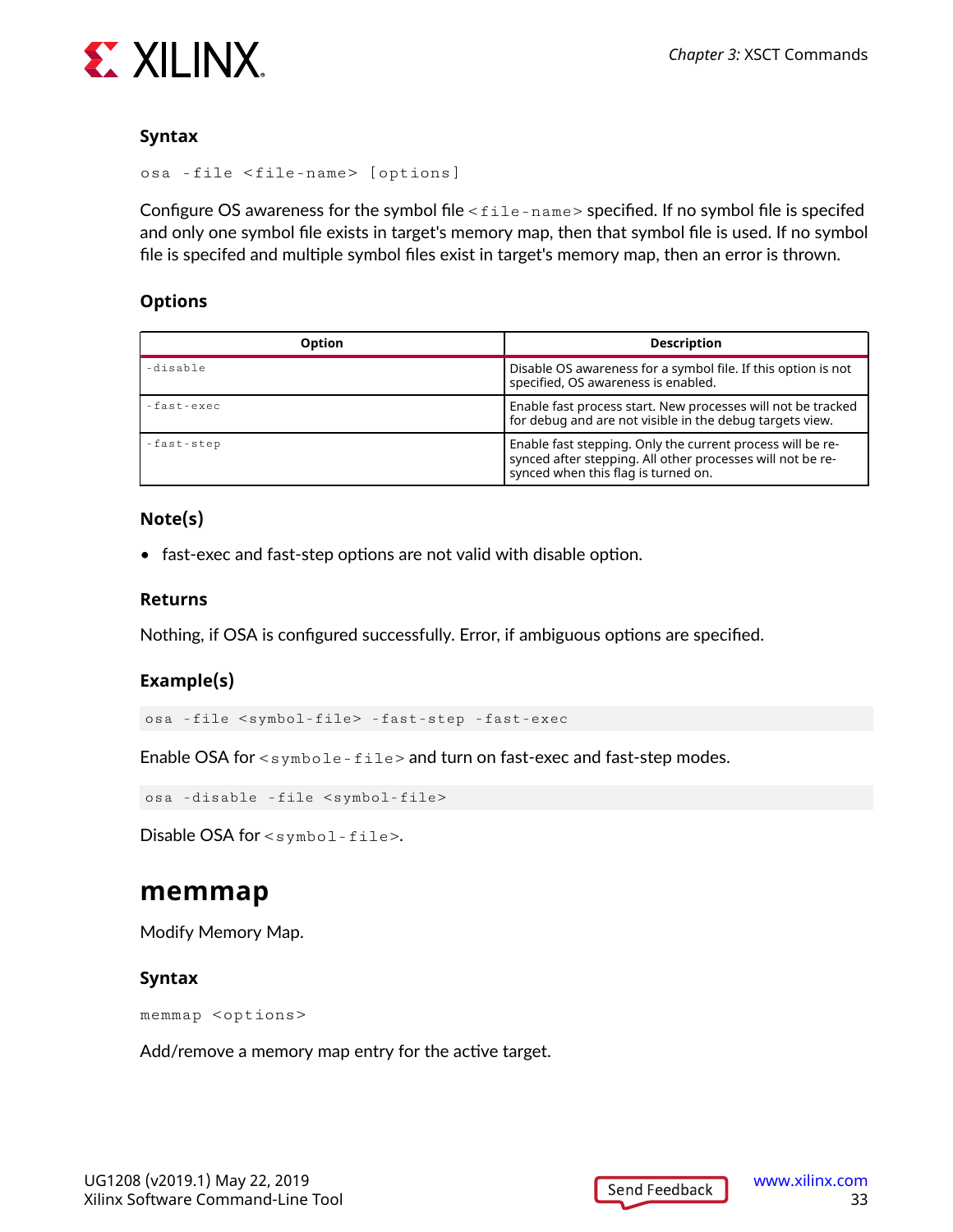### Syntax

```
osa -file <file-name> [options]
```

Configure OS awareness for the symbol file `<file-name>` specified. If no symbol file is specifed and only one symbol file exists in target's memory map, then that symbol file is used. If no symbol file is specifed and multiple symbol files exist in target's memory map, then an error is thrown.

### Options

| Option | Description |
|---|---|
| `-disable` | Disable OS awareness for a symbol file. If this option is not specified, OS awareness is enabled. |
| `-fast-exec` | Enable fast process start. New processes will not be tracked for debug and are not visible in the debug targets view. |
| `-fast-step` | Enable fast stepping. Only the current process will be re-synced after stepping. All other processes will not be re-synced when this flag is turned on. |

### Note(s)

- fast-exec and fast-step options are not valid with disable option.

### Returns

Nothing, if OSA is configured successfully. Error, if ambiguous options are specified.

### Example(s)

```
osa -file <symbol-file> -fast-step -fast-exec
```

Enable OSA for `<symbole-file>` and turn on fast-exec and fast-step modes.

```
osa -disable -file <symbol-file>
```

Disable OSA for `<symbol-file>`.

## memmap

Modify Memory Map.

### Syntax

```
memmap <options>
```

Add/remove a memory map entry for the active target.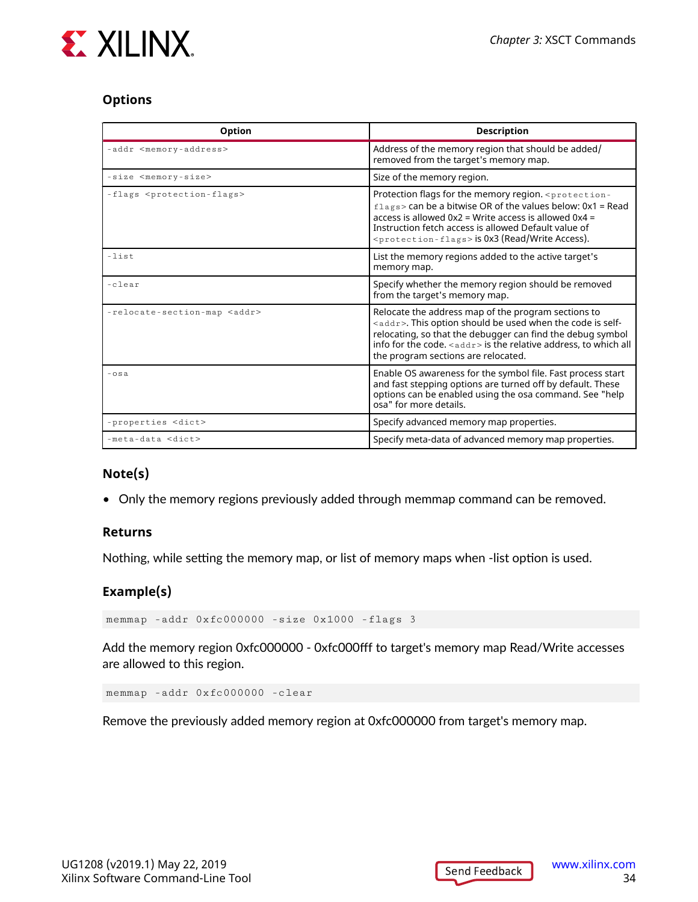### Options

| Option | Description |
|---|---|
| `-addr <memory-address>` | Address of the memory region that should be added/ removed from the target's memory map. |
| `-size <memory-size>` | Size of the memory region. |
| `-flags <protection-flags>` | Protection flags for the memory region. `<protection-flags>` can be a bitwise OR of the values below: 0x1 = Read access is allowed 0x2 = Write access is allowed 0x4 = Instruction fetch access is allowed Default value of `<protection-flags>` is 0x3 (Read/Write Access). |
| `-list` | List the memory regions added to the active target's memory map. |
| `-clear` | Specify whether the memory region should be removed from the target's memory map. |
| `-relocate-section-map <addr>` | Relocate the address map of the program sections to `<addr>`. This option should be used when the code is self-relocating, so that the debugger can find the debug symbol info for the code. `<addr>` is the relative address, to which all the program sections are relocated. |
| `-osa` | Enable OS awareness for the symbol file. Fast process start and fast stepping options are turned off by default. These options can be enabled using the osa command. See "help osa" for more details. |
| `-properties <dict>` | Specify advanced memory map properties. |
| `-meta-data <dict>` | Specify meta-data of advanced memory map properties. |

### Note(s)

- Only the memory regions previously added through memmap command can be removed.

### Returns

Nothing, while setting the memory map, or list of memory maps when -list option is used.

### Example(s)

```
memmap -addr 0xfc000000 -size 0x1000 -flags 3
```

Add the memory region 0xfc000000 - 0xfc000fff to target's memory map Read/Write accesses are allowed to this region.

```
memmap -addr 0xfc000000 -clear
```

Remove the previously added memory region at 0xfc000000 from target's memory map.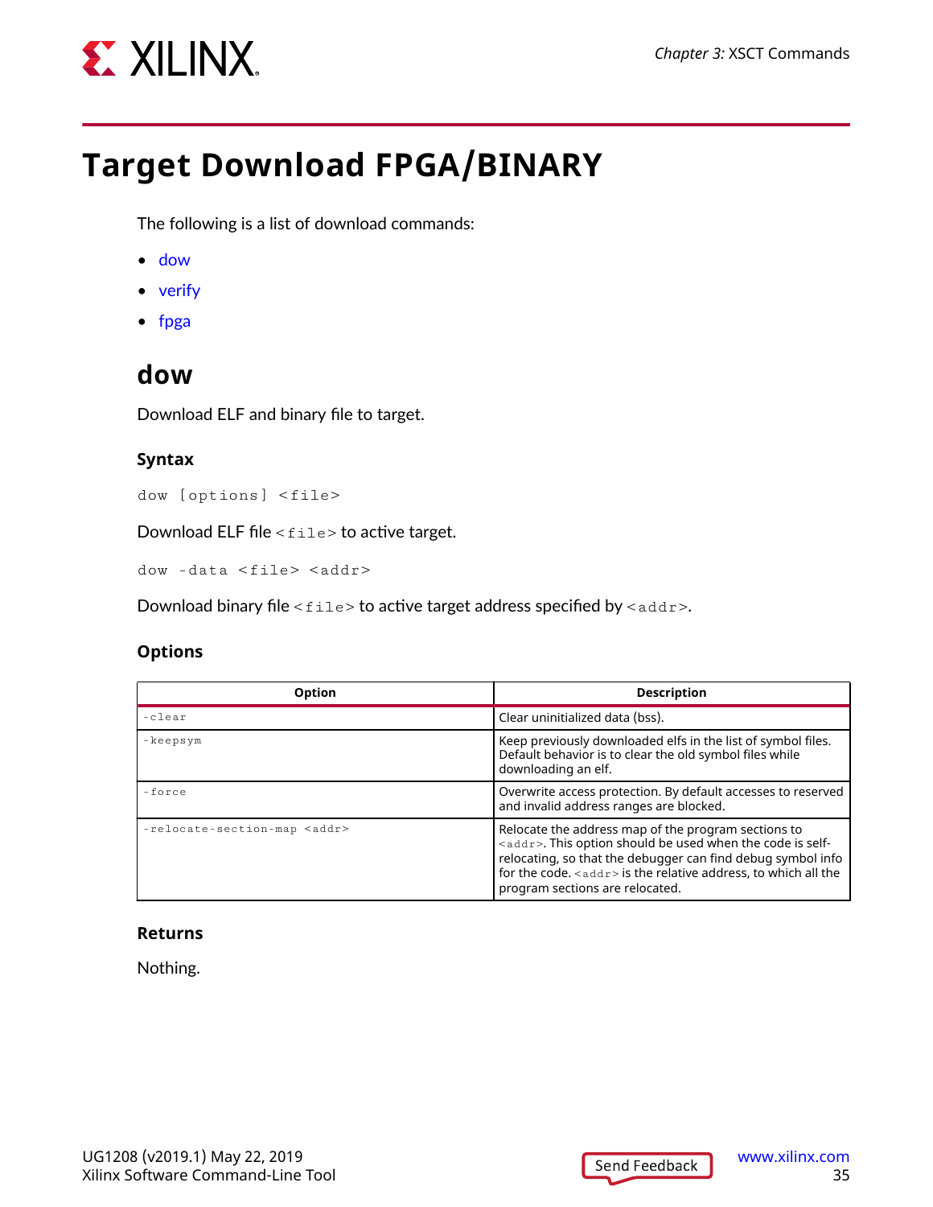# Target Download FPGA/BINARY

The following is a list of download commands:

- dow
- verify
- fpga

## dow

Download ELF and binary file to target.

### Syntax

```
dow [options] <file>
```

Download ELF file `<file>` to active target.

```
dow -data <file> <addr>
```

Download binary file `<file>` to active target address specified by `<addr>`.

### Options

| Option | Description |
|---|---|
| `-clear` | Clear uninitialized data (bss). |
| `-keepsym` | Keep previously downloaded elfs in the list of symbol files. Default behavior is to clear the old symbol files while downloading an elf. |
| `-force` | Overwrite access protection. By default accesses to reserved and invalid address ranges are blocked. |
| `-relocate-section-map <addr>` | Relocate the address map of the program sections to `<addr>`. This option should be used when the code is self-relocating, so that the debugger can find debug symbol info for the code. `<addr>` is the relative address, to which all the program sections are relocated. |

### Returns

Nothing.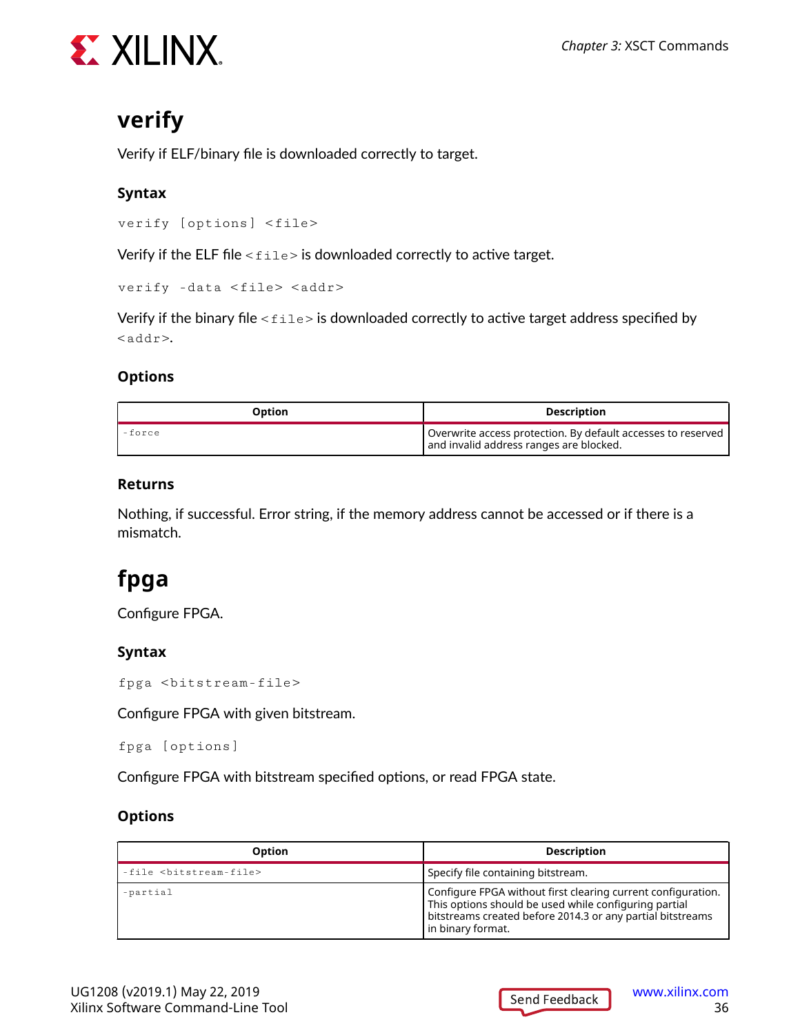## verify

Verify if ELF/binary file is downloaded correctly to target.

### Syntax

```
verify [options] <file>
```

Verify if the ELF file `<file>` is downloaded correctly to active target.

```
verify -data <file> <addr>
```

Verify if the binary file `<file>` is downloaded correctly to active target address specified by `<addr>`.

### Options

| Option | Description |
| --- | --- |
| `-force` | Overwrite access protection. By default accesses to reserved and invalid address ranges are blocked. |

### Returns

Nothing, if successful. Error string, if the memory address cannot be accessed or if there is a mismatch.

## fpga

Configure FPGA.

### Syntax

```
fpga <bitstream-file>
```

Configure FPGA with given bitstream.

```
fpga [options]
```

Configure FPGA with bitstream specified options, or read FPGA state.

### Options

| Option | Description |
| --- | --- |
| `-file <bitstream-file>` | Specify file containing bitstream. |
| `-partial` | Configure FPGA without first clearing current configuration. This options should be used while configuring partial bitstreams created before 2014.3 or any partial bitstreams in binary format. |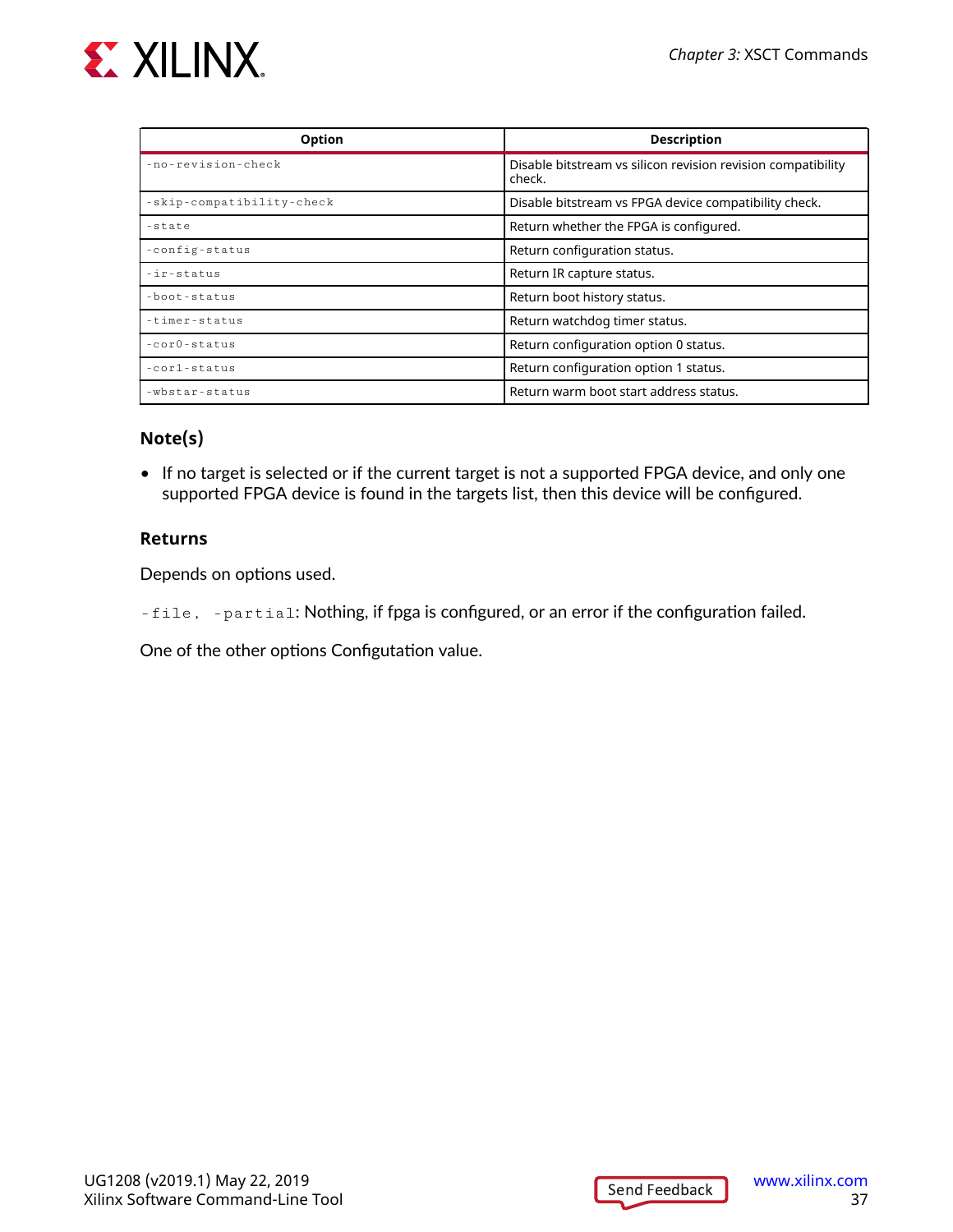| Option | Description |
| --- | --- |
| -no-revision-check | Disable bitstream vs silicon revision revision compatibility check. |
| -skip-compatibility-check | Disable bitstream vs FPGA device compatibility check. |
| -state | Return whether the FPGA is configured. |
| -config-status | Return configuration status. |
| -ir-status | Return IR capture status. |
| -boot-status | Return boot history status. |
| -timer-status | Return watchdog timer status. |
| -cor0-status | Return configuration option 0 status. |
| -cor1-status | Return configuration option 1 status. |
| -wbstar-status | Return warm boot start address status. |

### Note(s)

- If no target is selected or if the current target is not a supported FPGA device, and only one supported FPGA device is found in the targets list, then this device will be configured.

### Returns

Depends on options used.

`-file, -partial`: Nothing, if fpga is configured, or an error if the configuration failed.

One of the other options Configutation value.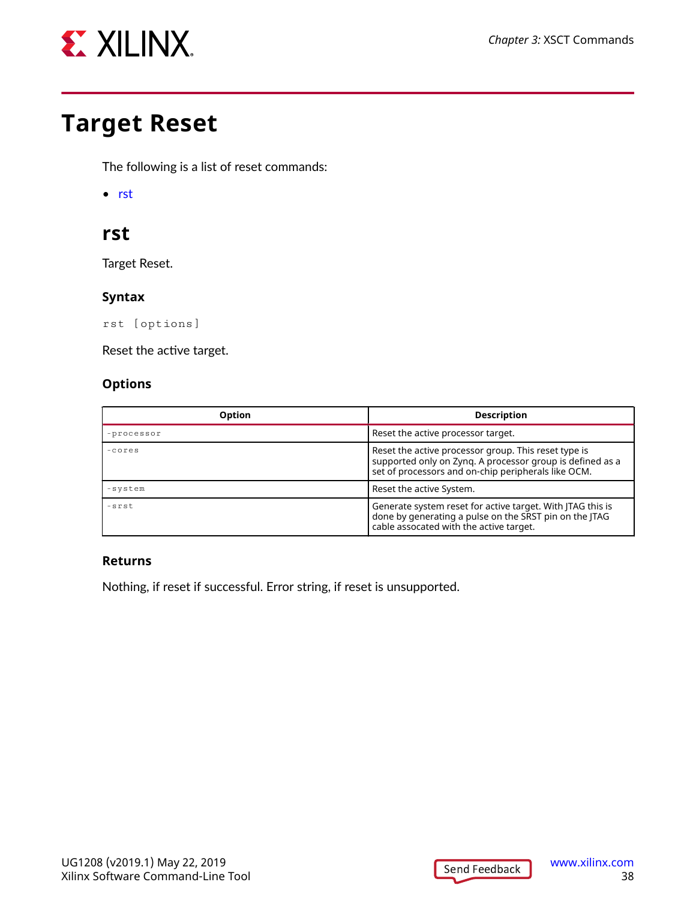# Target Reset

The following is a list of reset commands:

- rst

## rst

Target Reset.

### Syntax

```
rst [options]
```

Reset the active target.

### Options

| Option | Description |
|---|---|
| -processor | Reset the active processor target. |
| -cores | Reset the active processor group. This reset type is supported only on Zynq. A processor group is defined as a set of processors and on-chip peripherals like OCM. |
| -system | Reset the active System. |
| -srst | Generate system reset for active target. With JTAG this is done by generating a pulse on the SRST pin on the JTAG cable assocated with the active target. |

### Returns

Nothing, if reset if successful. Error string, if reset is unsupported.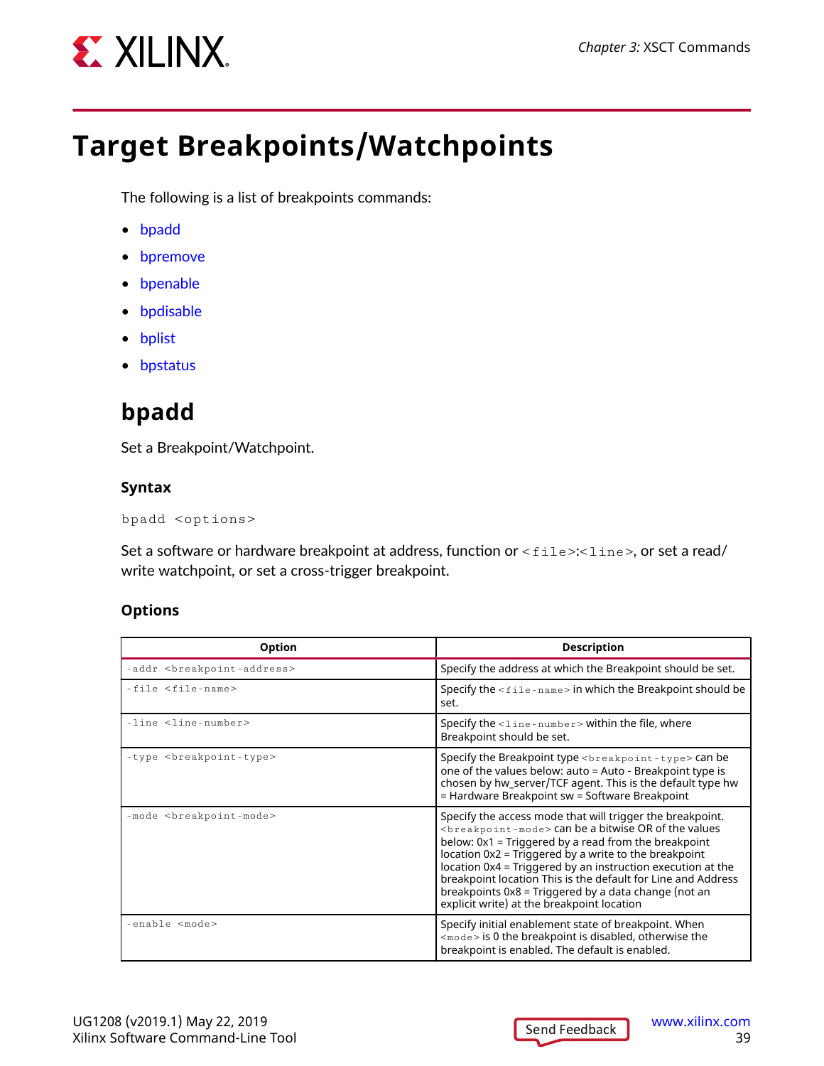# Target Breakpoints/Watchpoints

The following is a list of breakpoints commands:

- bpadd
- bpremove
- bpenable
- bpdisable
- bplist
- bpstatus

## bpadd

Set a Breakpoint/Watchpoint.

### Syntax

```
bpadd <options>
```

Set a software or hardware breakpoint at address, function or `<file>:<line>`, or set a read/write watchpoint, or set a cross-trigger breakpoint.

### Options

| Option | Description |
|---|---|
| `-addr <breakpoint-address>` | Specify the address at which the Breakpoint should be set. |
| `-file <file-name>` | Specify the `<file-name>` in which the Breakpoint should be set. |
| `-line <line-number>` | Specify the `<line-number>` within the file, where Breakpoint should be set. |
| `-type <breakpoint-type>` | Specify the Breakpoint type `<breakpoint-type>` can be one of the values below: auto = Auto - Breakpoint type is chosen by hw_server/TCF agent. This is the default type hw = Hardware Breakpoint sw = Software Breakpoint |
| `-mode <breakpoint-mode>` | Specify the access mode that will trigger the breakpoint. `<breakpoint-mode>` can be a bitwise OR of the values below: 0x1 = Triggered by a read from the breakpoint location 0x2 = Triggered by a write to the breakpoint location 0x4 = Triggered by an instruction execution at the breakpoint location This is the default for Line and Address breakpoints 0x8 = Triggered by a data change (not an explicit write) at the breakpoint location |
| `-enable <mode>` | Specify initial enablement state of breakpoint. When `<mode>` is 0 the breakpoint is disabled, otherwise the breakpoint is enabled. The default is enabled. |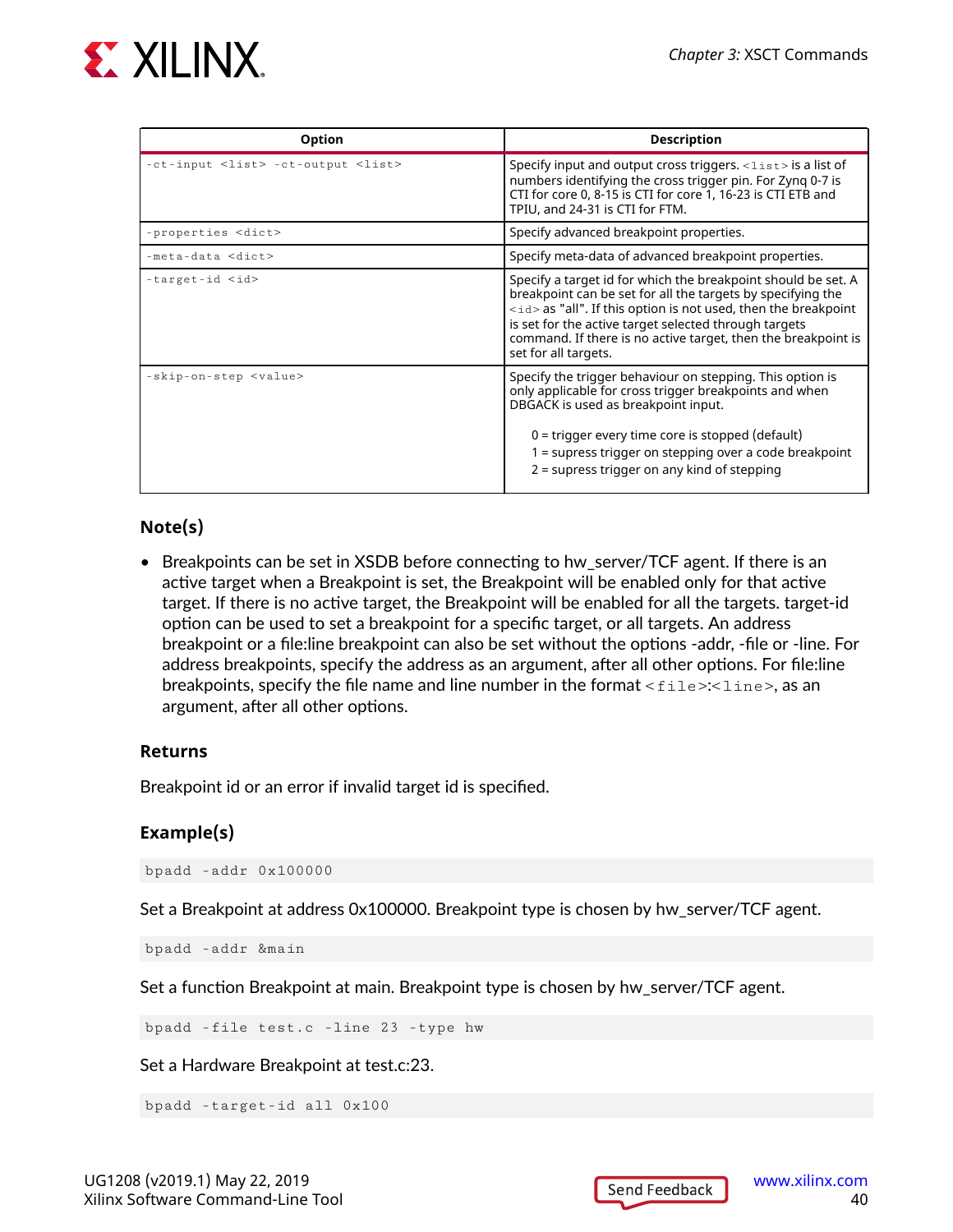| Option | Description |
| --- | --- |
| `-ct-input <list> -ct-output <list>` | Specify input and output cross triggers. `<list>` is a list of numbers identifying the cross trigger pin. For Zynq 0-7 is CTI for core 0, 8-15 is CTI for core 1, 16-23 is CTI ETB and TPIU, and 24-31 is CTI for FTM. |
| `-properties <dict>` | Specify advanced breakpoint properties. |
| `-meta-data <dict>` | Specify meta-data of advanced breakpoint properties. |
| `-target-id <id>` | Specify a target id for which the breakpoint should be set. A breakpoint can be set for all the targets by specifying the `<id>` as "all". If this option is not used, then the breakpoint is set for the active target selected through targets command. If there is no active target, then the breakpoint is set for all targets. |
| `-skip-on-step <value>` | Specify the trigger behaviour on stepping. This option is only applicable for cross trigger breakpoints and when DBGACK is used as breakpoint input.<br><br>0 = trigger every time core is stopped (default)<br>1 = supress trigger on stepping over a code breakpoint<br>2 = supress trigger on any kind of stepping |

### Note(s)

- Breakpoints can be set in XSDB before connecting to hw_server/TCF agent. If there is an active target when a Breakpoint is set, the Breakpoint will be enabled only for that active target. If there is no active target, the Breakpoint will be enabled for all the targets. target-id option can be used to set a breakpoint for a specific target, or all targets. An address breakpoint or a file:line breakpoint can also be set without the options -addr, -file or -line. For address breakpoints, specify the address as an argument, after all other options. For file:line breakpoints, specify the file name and line number in the format `<file>:<line>`, as an argument, after all other options.

### Returns

Breakpoint id or an error if invalid target id is specified.

### Example(s)

```
bpadd -addr 0x100000
```

Set a Breakpoint at address 0x100000. Breakpoint type is chosen by hw_server/TCF agent.

```
bpadd -addr &main
```

Set a function Breakpoint at main. Breakpoint type is chosen by hw_server/TCF agent.

```
bpadd -file test.c -line 23 -type hw
```

Set a Hardware Breakpoint at test.c:23.

```
bpadd -target-id all 0x100
```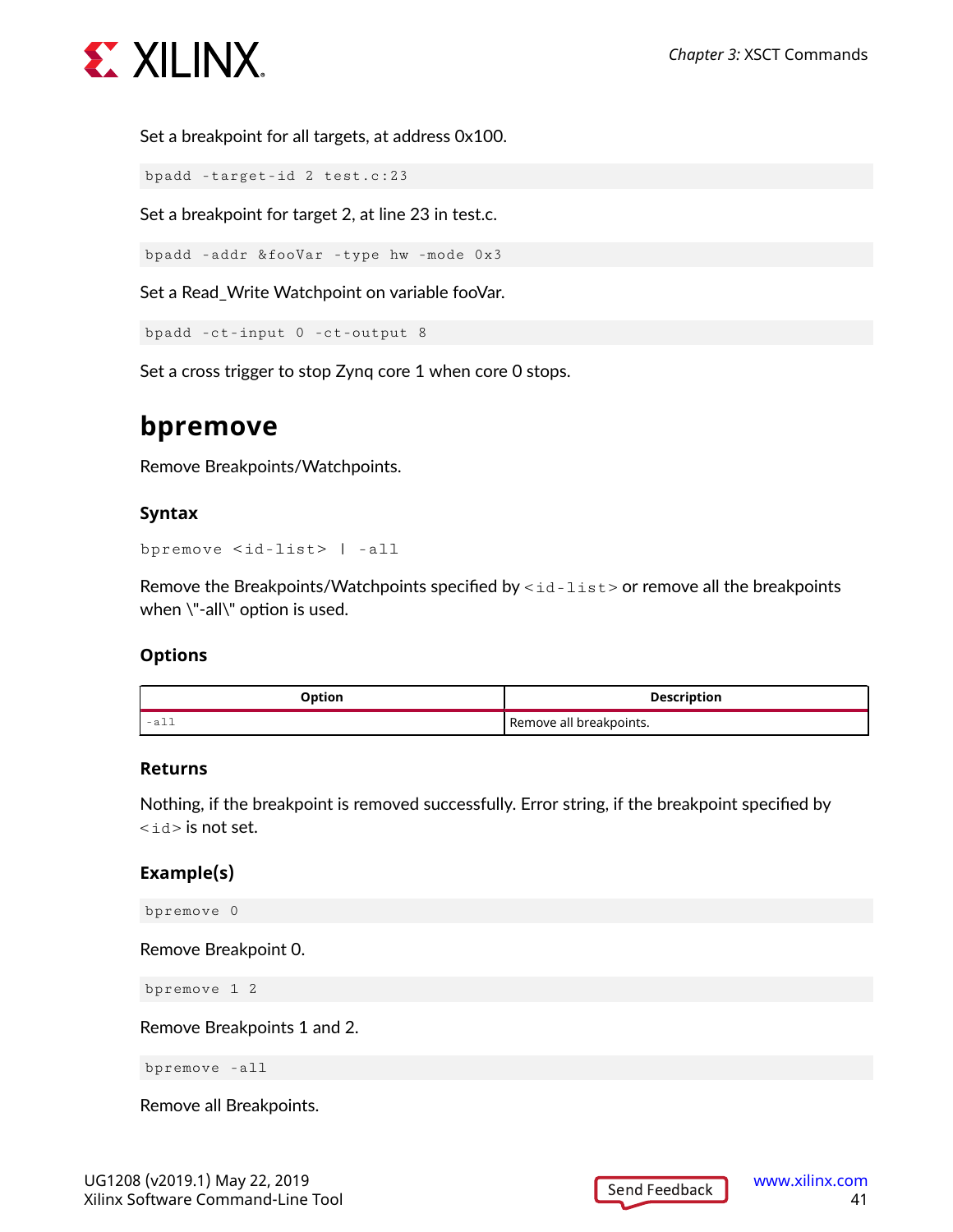Set a breakpoint for all targets, at address 0x100.

```
bpadd -target-id 2 test.c:23
```

Set a breakpoint for target 2, at line 23 in test.c.

```
bpadd -addr &fooVar -type hw -mode 0x3
```

Set a Read_Write Watchpoint on variable fooVar.

```
bpadd -ct-input 0 -ct-output 8
```

Set a cross trigger to stop Zynq core 1 when core 0 stops.

## bpremove

Remove Breakpoints/Watchpoints.

### Syntax

```
bpremove <id-list> | -all
```

Remove the Breakpoints/Watchpoints specified by `<id-list>` or remove all the breakpoints when \"-all\" option is used.

### Options

| Option | Description |
|---|---|
| `-all` | Remove all breakpoints. |

### Returns

Nothing, if the breakpoint is removed successfully. Error string, if the breakpoint specified by `<id>` is not set.

### Example(s)

```
bpremove 0
```

Remove Breakpoint 0.

```
bpremove 1 2
```

Remove Breakpoints 1 and 2.

```
bpremove -all
```

Remove all Breakpoints.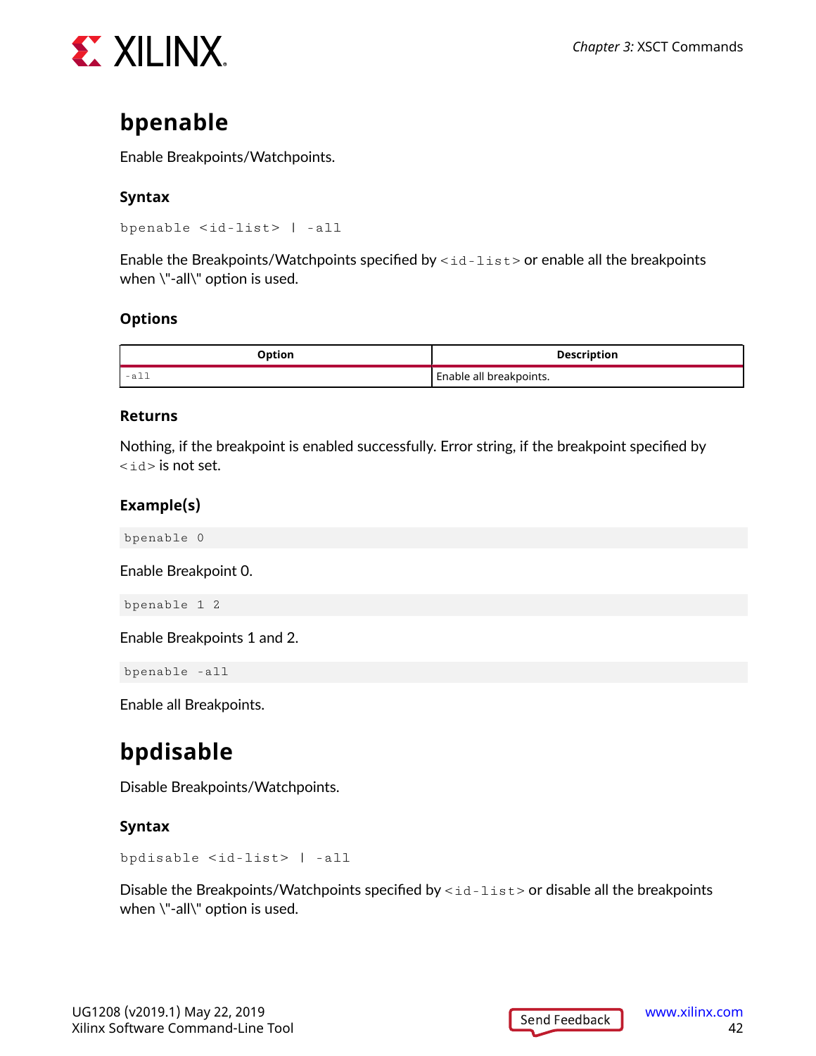## bpenable

Enable Breakpoints/Watchpoints.

### Syntax

```
bpenable <id-list> | -all
```

Enable the Breakpoints/Watchpoints specified by `<id-list>` or enable all the breakpoints when \"-all\" option is used.

### Options

| Option | Description |
|---|---|
| `-all` | Enable all breakpoints. |

### Returns

Nothing, if the breakpoint is enabled successfully. Error string, if the breakpoint specified by `<id>` is not set.

### Example(s)

```
bpenable 0
```

Enable Breakpoint 0.

```
bpenable 1 2
```

Enable Breakpoints 1 and 2.

```
bpenable -all
```

Enable all Breakpoints.

## bpdisable

Disable Breakpoints/Watchpoints.

### Syntax

```
bpdisable <id-list> | -all
```

Disable the Breakpoints/Watchpoints specified by `<id-list>` or disable all the breakpoints when \"-all\" option is used.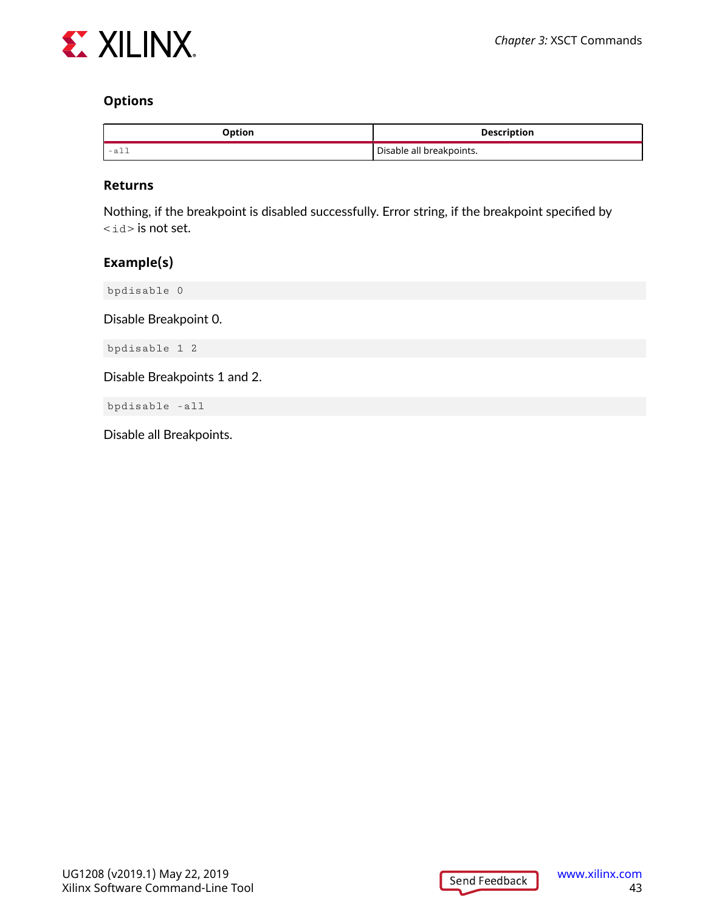### Options

| Option | Description |
|---|---|
| `-all` | Disable all breakpoints. |

### Returns

Nothing, if the breakpoint is disabled successfully. Error string, if the breakpoint specified by `<id>` is not set.

### Example(s)

```
bpdisable 0
```

Disable Breakpoint 0.

```
bpdisable 1 2
```

Disable Breakpoints 1 and 2.

```
bpdisable -all
```

Disable all Breakpoints.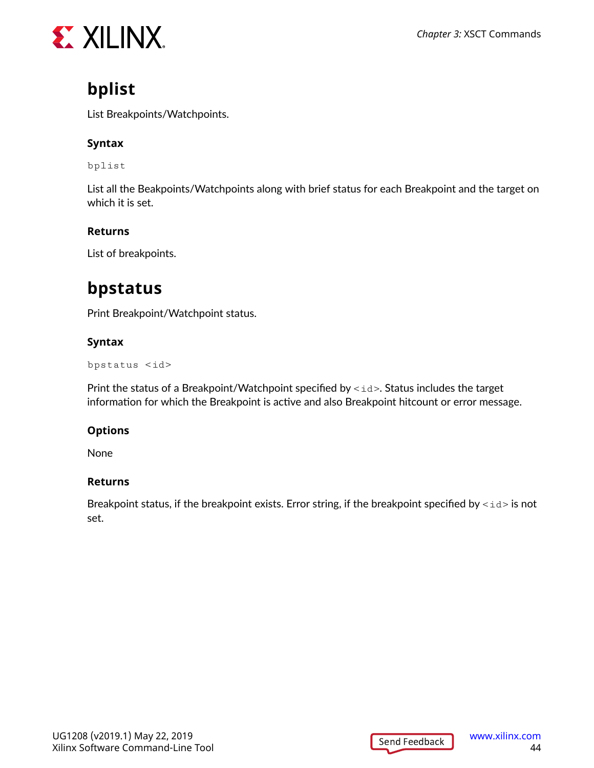# bplist

List Breakpoints/Watchpoints.

### Syntax

```
bplist
```

List all the Beakpoints/Watchpoints along with brief status for each Breakpoint and the target on which it is set.

### Returns

List of breakpoints.

# bpstatus

Print Breakpoint/Watchpoint status.

### Syntax

```
bpstatus <id>
```

Print the status of a Breakpoint/Watchpoint specified by `<id>`. Status includes the target information for which the Breakpoint is active and also Breakpoint hitcount or error message.

### Options

None

### Returns

Breakpoint status, if the breakpoint exists. Error string, if the breakpoint specified by `<id>` is not set.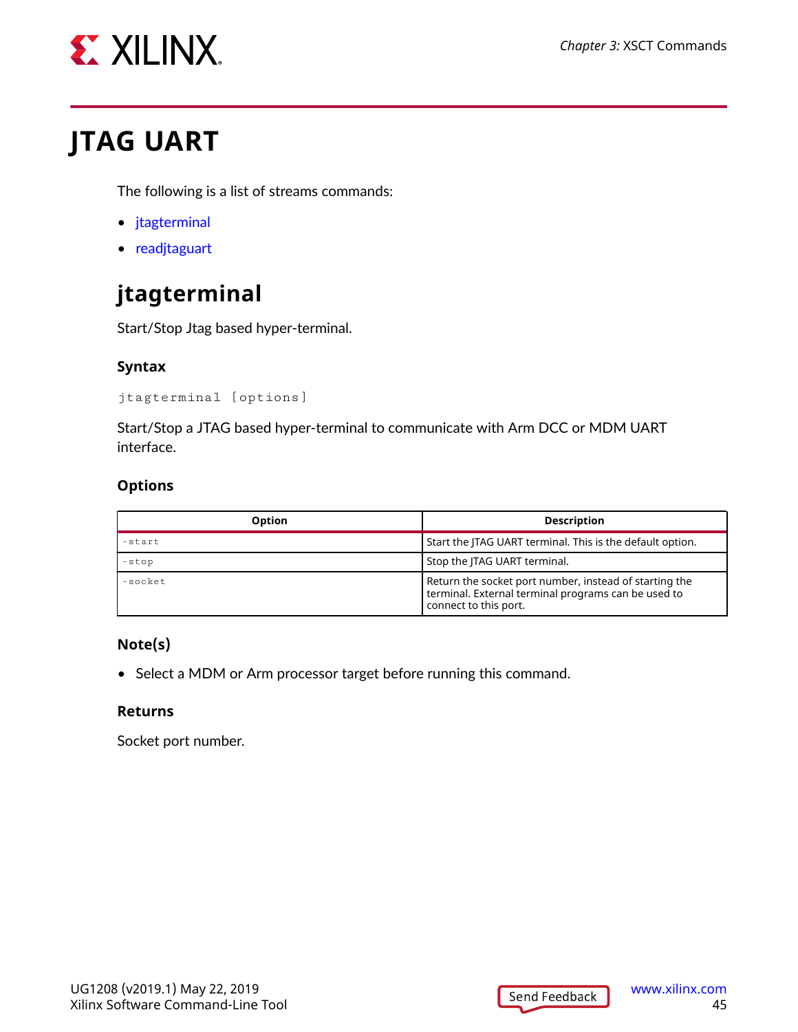# JTAG UART

The following is a list of streams commands:

- jtagterminal
- readjtaguart

## jtagterminal

Start/Stop Jtag based hyper-terminal.

### Syntax

```
jtagterminal [options]
```

Start/Stop a JTAG based hyper-terminal to communicate with Arm DCC or MDM UART interface.

### Options

| Option | Description |
| --- | --- |
| `-start` | Start the JTAG UART terminal. This is the default option. |
| `-stop` | Stop the JTAG UART terminal. |
| `-socket` | Return the socket port number, instead of starting the terminal. External terminal programs can be used to connect to this port. |

### Note(s)

- Select a MDM or Arm processor target before running this command.

### Returns

Socket port number.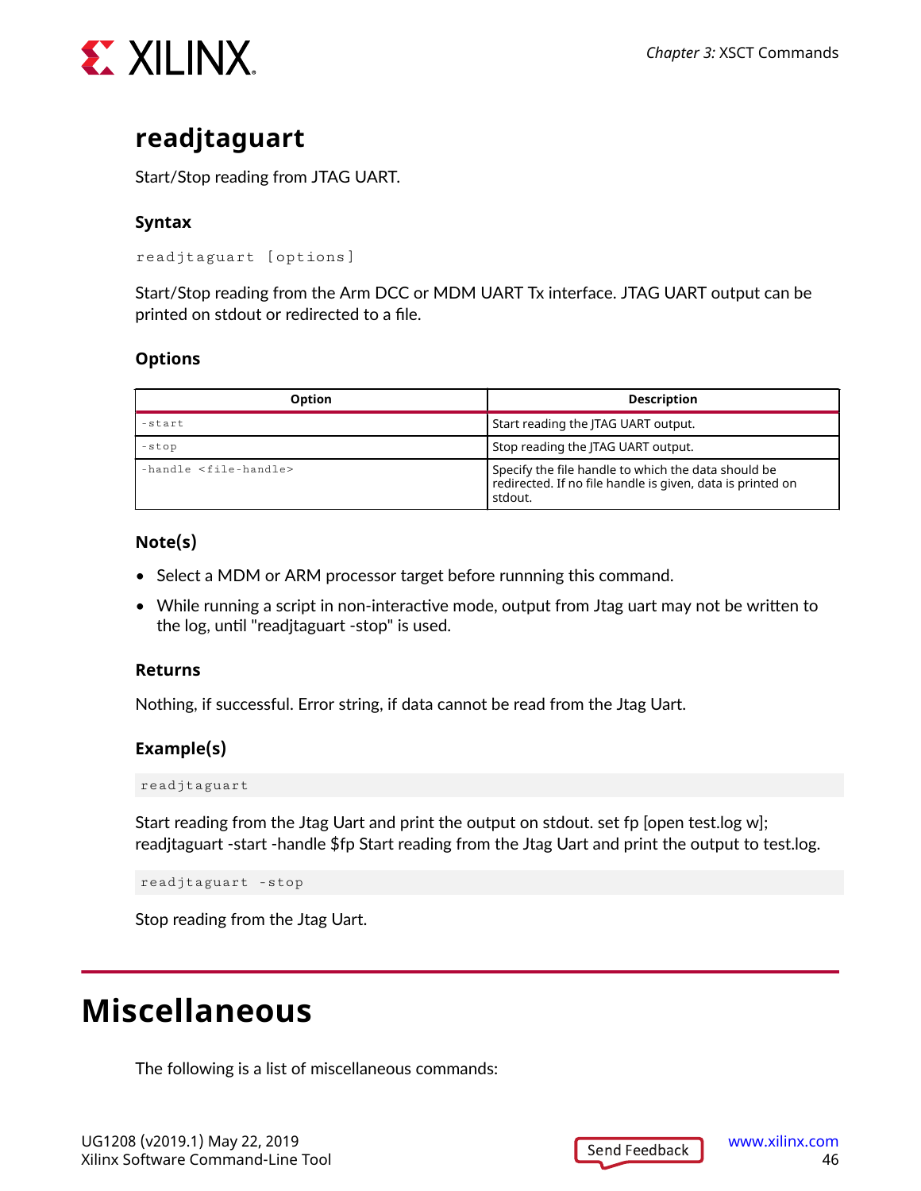## readjtaguart

Start/Stop reading from JTAG UART.

### Syntax

```
readjtaguart [options]
```

Start/Stop reading from the Arm DCC or MDM UART Tx interface. JTAG UART output can be printed on stdout or redirected to a file.

### Options

| Option | Description |
|---|---|
| `-start` | Start reading the JTAG UART output. |
| `-stop` | Stop reading the JTAG UART output. |
| `-handle <file-handle>` | Specify the file handle to which the data should be redirected. If no file handle is given, data is printed on stdout. |

### Note(s)

- Select a MDM or ARM processor target before runnning this command.
- While running a script in non-interactive mode, output from Jtag uart may not be written to the log, until "readjtaguart -stop" is used.

### Returns

Nothing, if successful. Error string, if data cannot be read from the Jtag Uart.

### Example(s)

```
readjtaguart
```

Start reading from the Jtag Uart and print the output on stdout. set fp [open test.log w]; readjtaguart -start -handle $fp Start reading from the Jtag Uart and print the output to test.log.

```
readjtaguart -stop
```

Stop reading from the Jtag Uart.

# Miscellaneous

The following is a list of miscellaneous commands: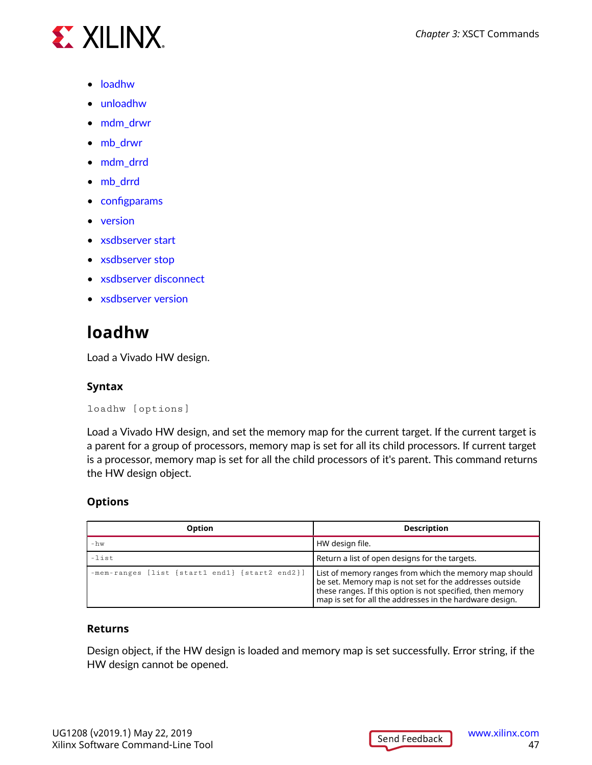- loadhw
- unloadhw
- mdm_drwr
- mb_drwr
- mdm_drrd
- mb_drrd
- configparams
- version
- xsdbserver start
- xsdbserver stop
- xsdbserver disconnect
- xsdbserver version

## loadhw

Load a Vivado HW design.

### Syntax

```
loadhw [options]
```

Load a Vivado HW design, and set the memory map for the current target. If the current target is a parent for a group of processors, memory map is set for all its child processors. If current target is a processor, memory map is set for all the child processors of it's parent. This command returns the HW design object.

### Options

| Option | Description |
|---|---|
| `-hw` | HW design file. |
| `-list` | Return a list of open designs for the targets. |
| `-mem-ranges [list {start1 end1} {start2 end2}]` | List of memory ranges from which the memory map should be set. Memory map is not set for the addresses outside these ranges. If this option is not specified, then memory map is set for all the addresses in the hardware design. |

### Returns

Design object, if the HW design is loaded and memory map is set successfully. Error string, if the HW design cannot be opened.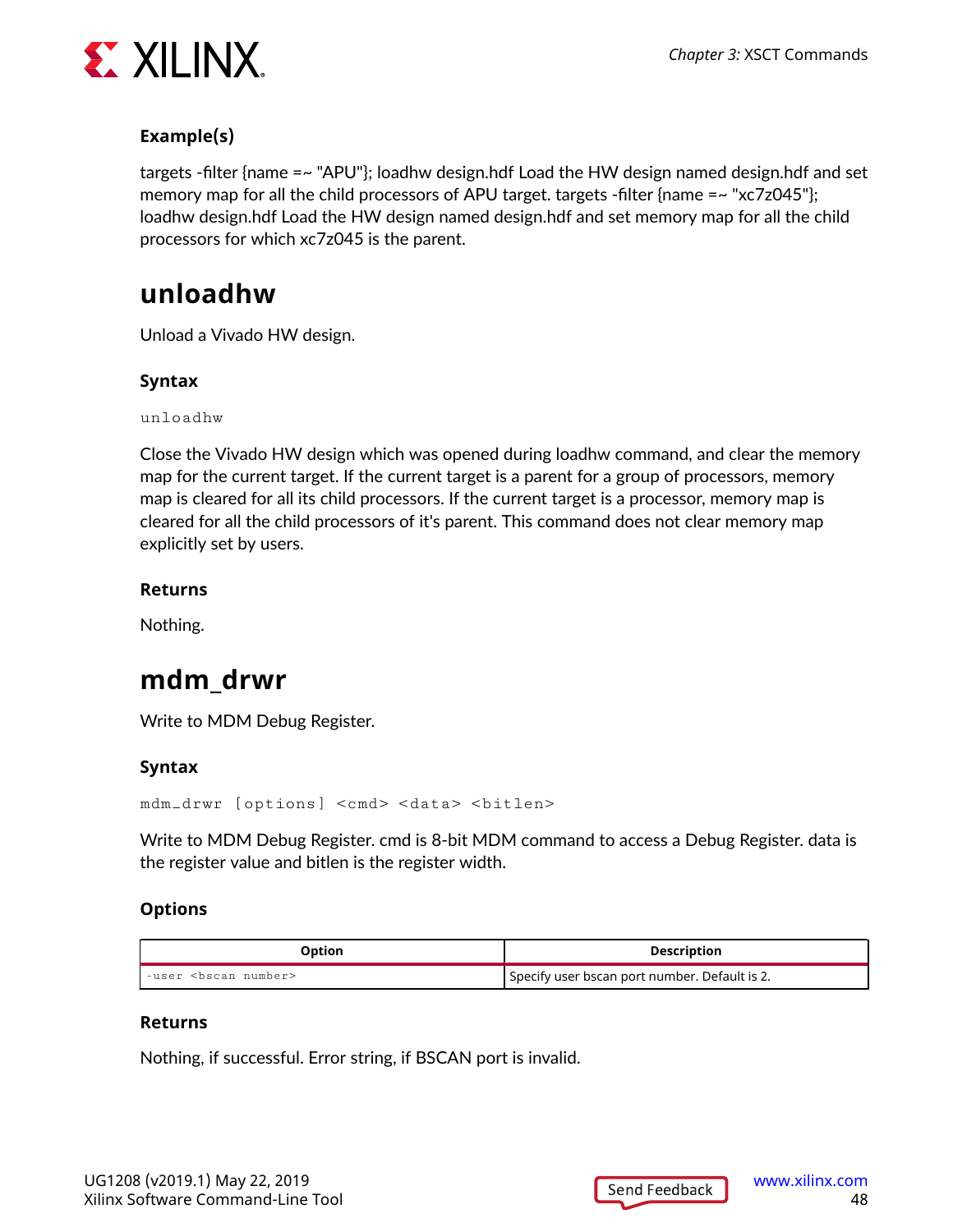### Example(s)

targets -filter {name =~ "APU"}; loadhw design.hdf Load the HW design named design.hdf and set memory map for all the child processors of APU target. targets -filter {name =~ "xc7z045"}; loadhw design.hdf Load the HW design named design.hdf and set memory map for all the child processors for which xc7z045 is the parent.

## unloadhw

Unload a Vivado HW design.

### Syntax

```
unloadhw
```

Close the Vivado HW design which was opened during loadhw command, and clear the memory map for the current target. If the current target is a parent for a group of processors, memory map is cleared for all its child processors. If the current target is a processor, memory map is cleared for all the child processors of it's parent. This command does not clear memory map explicitly set by users.

### Returns

Nothing.

## mdm_drwr

Write to MDM Debug Register.

### Syntax

```
mdm_drwr [options] <cmd> <data> <bitlen>
```

Write to MDM Debug Register. cmd is 8-bit MDM command to access a Debug Register. data is the register value and bitlen is the register width.

### Options

| Option | Description |
|---|---|
| `-user <bscan number>` | Specify user bscan port number. Default is 2. |

### Returns

Nothing, if successful. Error string, if BSCAN port is invalid.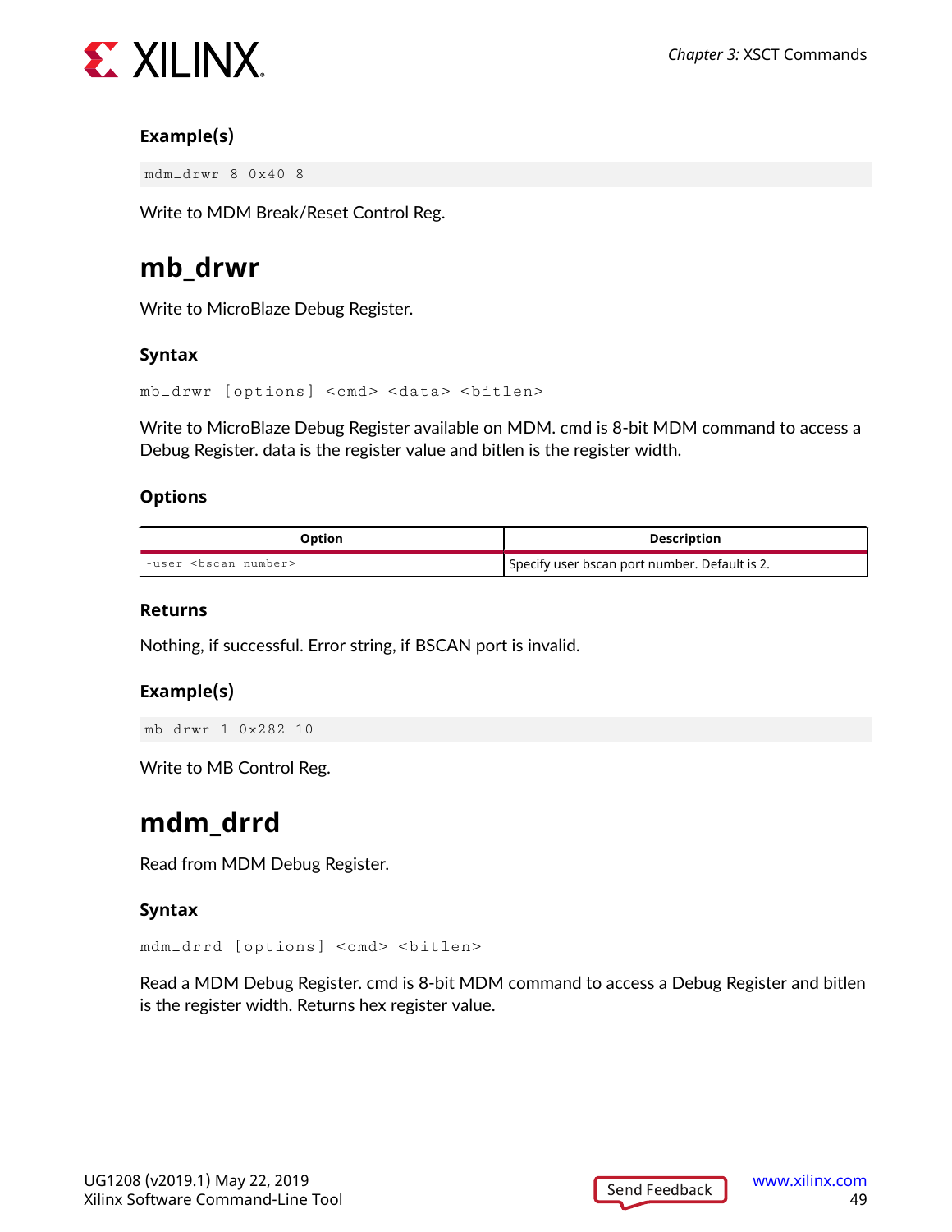### Example(s)

```
mdm_drwr 8 0x40 8
```

Write to MDM Break/Reset Control Reg.

## mb_drwr

Write to MicroBlaze Debug Register.

### Syntax

```
mb_drwr [options] <cmd> <data> <bitlen>
```

Write to MicroBlaze Debug Register available on MDM. cmd is 8-bit MDM command to access a Debug Register. data is the register value and bitlen is the register width.

### Options

| Option | Description |
| --- | --- |
| `-user <bscan number>` | Specify user bscan port number. Default is 2. |

### Returns

Nothing, if successful. Error string, if BSCAN port is invalid.

### Example(s)

```
mb_drwr 1 0x282 10
```

Write to MB Control Reg.

## mdm_drrd

Read from MDM Debug Register.

### Syntax

```
mdm_drrd [options] <cmd> <bitlen>
```

Read a MDM Debug Register. cmd is 8-bit MDM command to access a Debug Register and bitlen is the register width. Returns hex register value.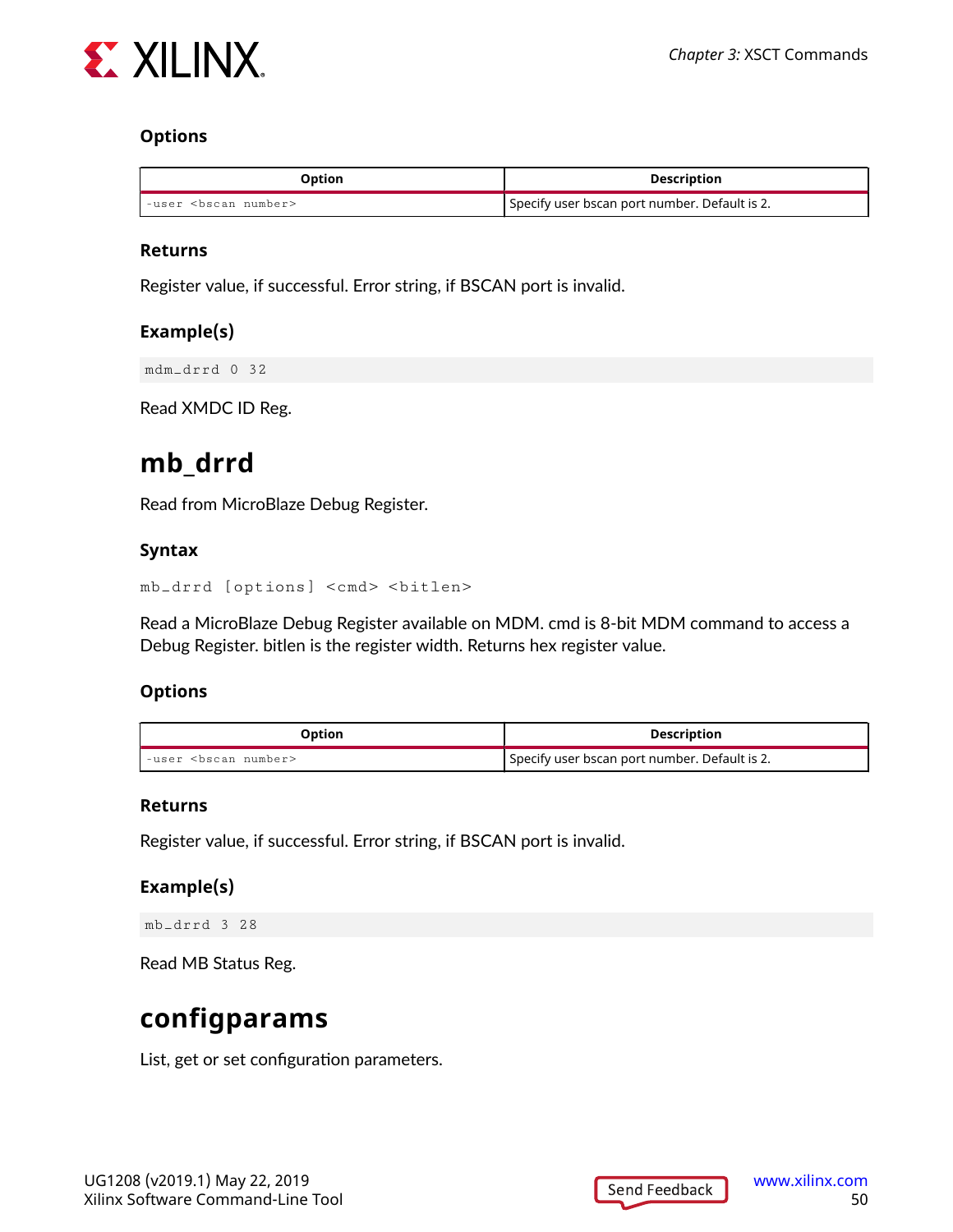### Options

| Option | Description |
|---|---|
| `-user <bscan number>` | Specify user bscan port number. Default is 2. |

### Returns

Register value, if successful. Error string, if BSCAN port is invalid.

### Example(s)

```
mdm_drrd 0 32
```

Read XMDC ID Reg.

## mb_drrd

Read from MicroBlaze Debug Register.

### Syntax

```
mb_drrd [options] <cmd> <bitlen>
```

Read a MicroBlaze Debug Register available on MDM. cmd is 8-bit MDM command to access a Debug Register. bitlen is the register width. Returns hex register value.

### Options

| Option | Description |
|---|---|
| `-user <bscan number>` | Specify user bscan port number. Default is 2. |

### Returns

Register value, if successful. Error string, if BSCAN port is invalid.

### Example(s)

```
mb_drrd 3 28
```

Read MB Status Reg.

## configparams

List, get or set configuration parameters.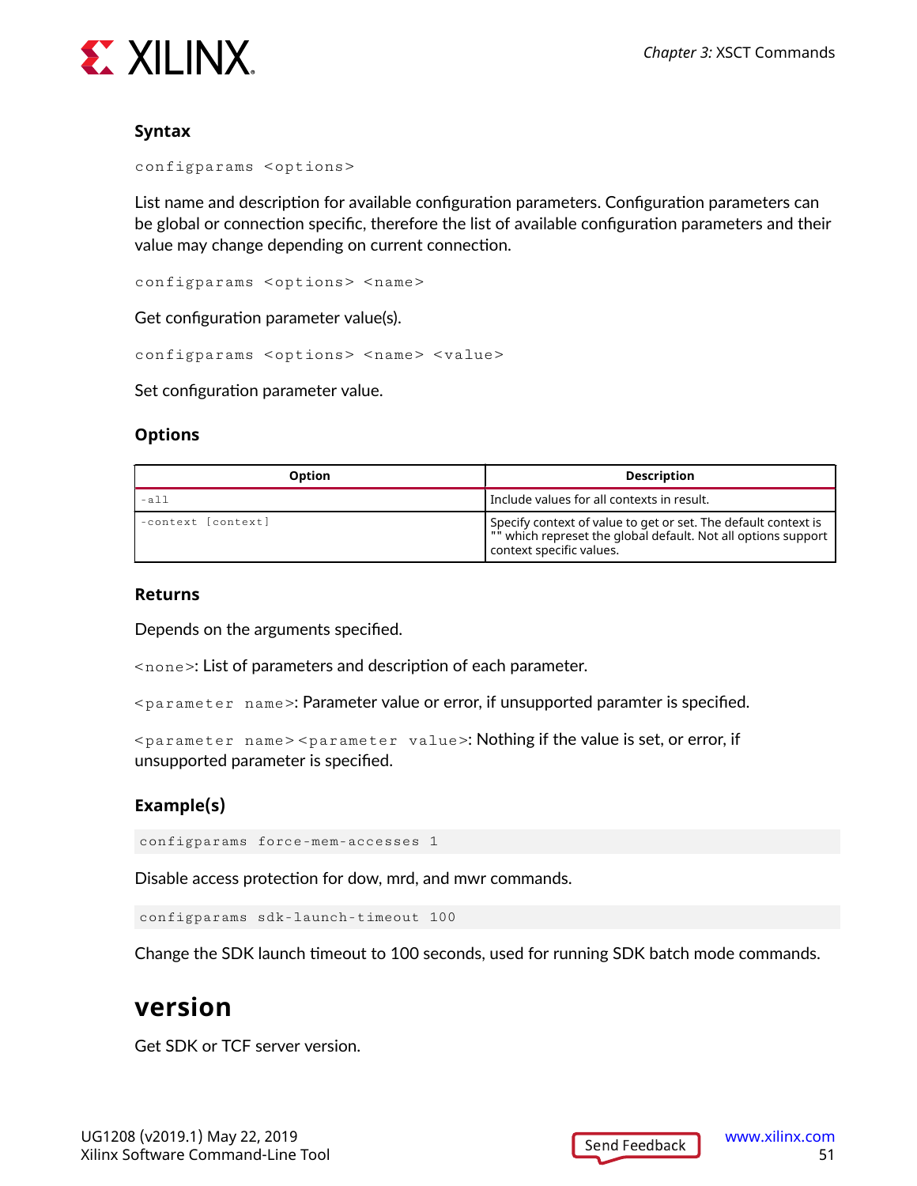#### Syntax

```
configparams <options>
```

List name and description for available configuration parameters. Configuration parameters can be global or connection specific, therefore the list of available configuration parameters and their value may change depending on current connection.

```
configparams <options> <name>
```

Get configuration parameter value(s).

```
configparams <options> <name> <value>
```

Set configuration parameter value.

#### Options

| Option | Description |
|---|---|
| `-all` | Include values for all contexts in result. |
| `-context [context]` | Specify context of value to get or set. The default context is "" which represet the global default. Not all options support context specific values. |

#### Returns

Depends on the arguments specified.

`<none>`: List of parameters and description of each parameter.

`<parameter name>`: Parameter value or error, if unsupported paramter is specified.

`<parameter name><parameter value>`: Nothing if the value is set, or error, if unsupported parameter is specified.

#### Example(s)

```
configparams force-mem-accesses 1
```

Disable access protection for dow, mrd, and mwr commands.

```
configparams sdk-launch-timeout 100
```

Change the SDK launch timeout to 100 seconds, used for running SDK batch mode commands.

## version

Get SDK or TCF server version.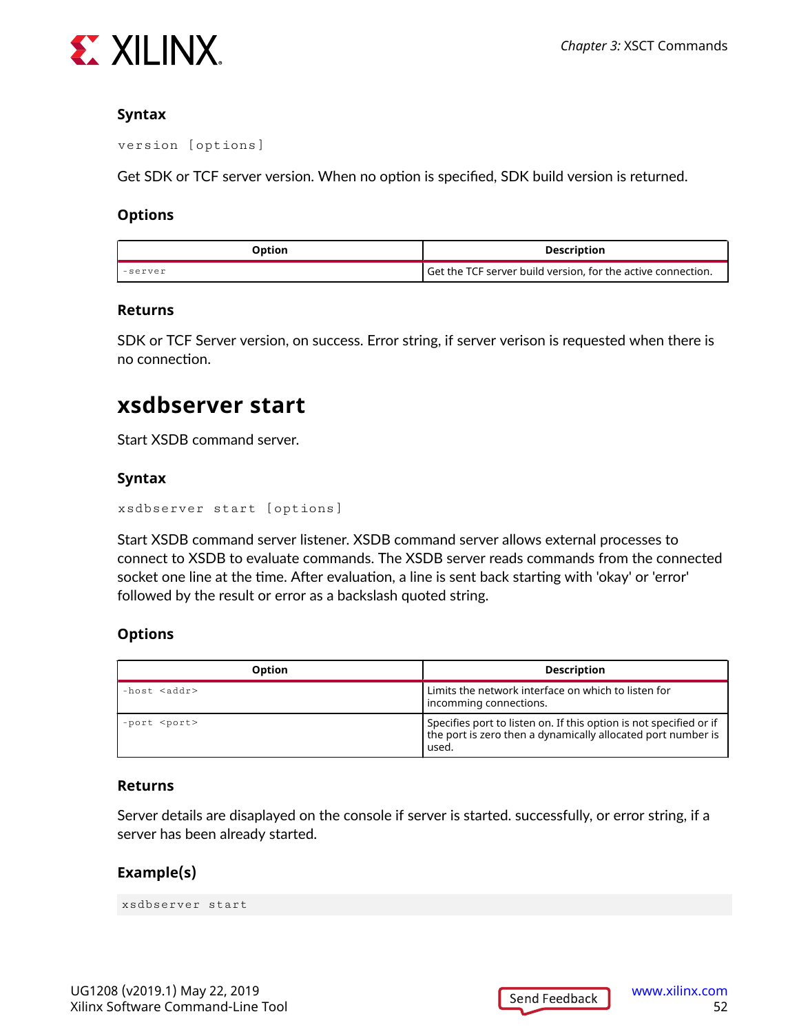### Syntax

```
version [options]
```

Get SDK or TCF server version. When no option is specified, SDK build version is returned.

### Options

| Option | Description |
| --- | --- |
| `-server` | Get the TCF server build version, for the active connection. |

### Returns

SDK or TCF Server version, on success. Error string, if server verison is requested when there is no connection.

## xsdbserver start

Start XSDB command server.

### Syntax

```
xsdbserver start [options]
```

Start XSDB command server listener. XSDB command server allows external processes to connect to XSDB to evaluate commands. The XSDB server reads commands from the connected socket one line at the time. After evaluation, a line is sent back starting with 'okay' or 'error' followed by the result or error as a backslash quoted string.

### Options

| Option | Description |
| --- | --- |
| `-host <addr>` | Limits the network interface on which to listen for incomming connections. |
| `-port <port>` | Specifies port to listen on. If this option is not specified or if the port is zero then a dynamically allocated port number is used. |

### Returns

Server details are disaplayed on the console if server is started. successfully, or error string, if a server has been already started.

### Example(s)

```
xsdbserver start
```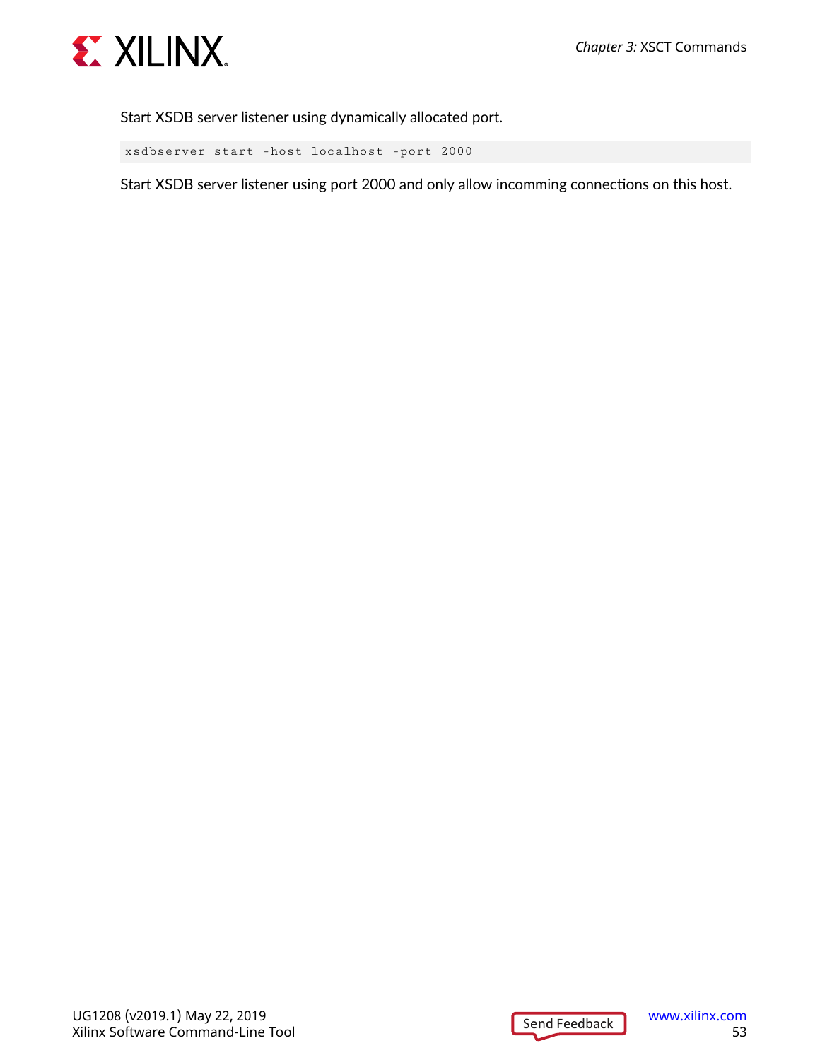Start XSDB server listener using dynamically allocated port.

```
xsdbserver start -host localhost -port 2000
```

Start XSDB server listener using port 2000 and only allow incomming connections on this host.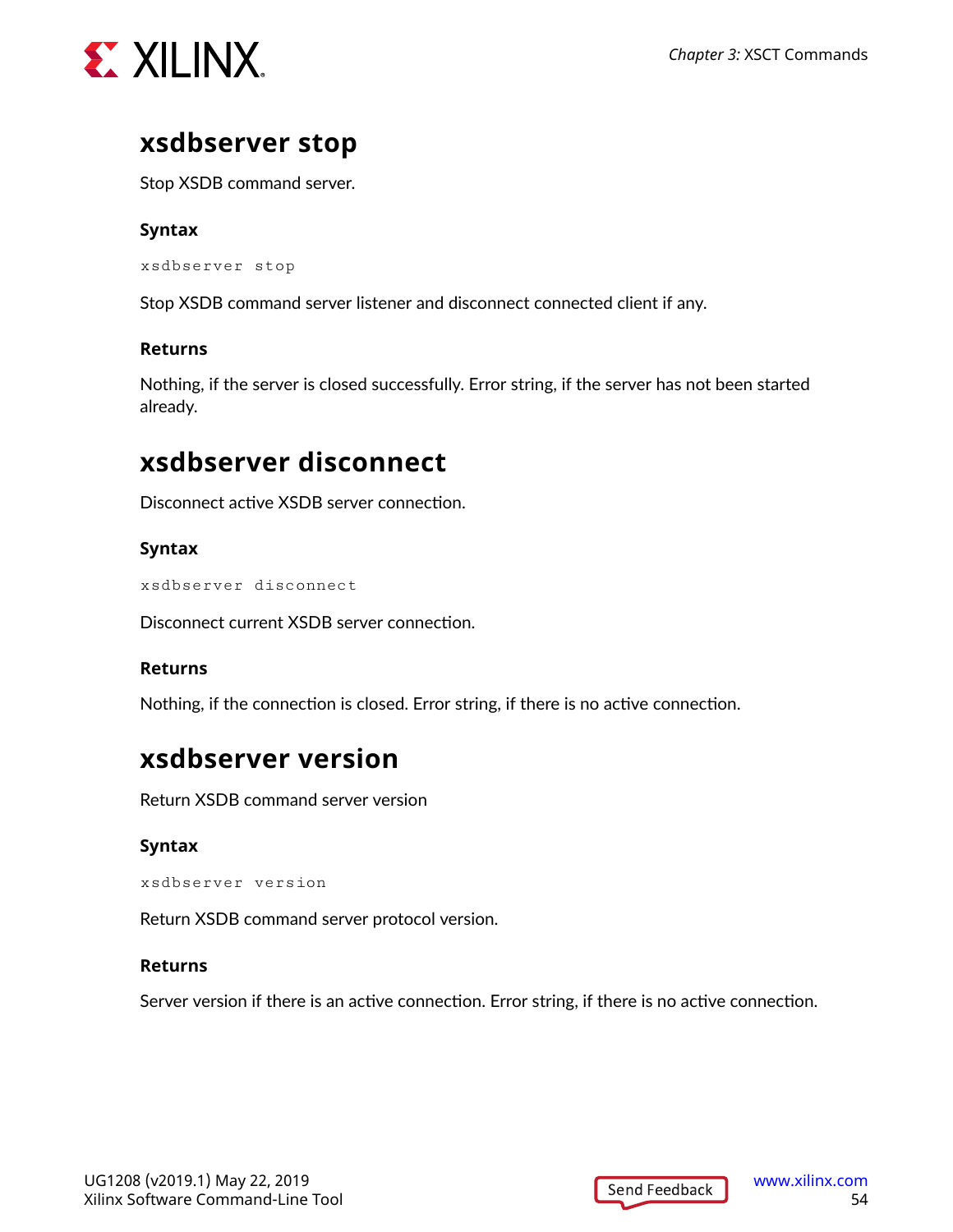## xsdbserver stop

Stop XSDB command server.

### Syntax

```
xsdbserver stop
```

Stop XSDB command server listener and disconnect connected client if any.

### Returns

Nothing, if the server is closed successfully. Error string, if the server has not been started already.

## xsdbserver disconnect

Disconnect active XSDB server connection.

### Syntax

```
xsdbserver disconnect
```

Disconnect current XSDB server connection.

### Returns

Nothing, if the connection is closed. Error string, if there is no active connection.

## xsdbserver version

Return XSDB command server version

### Syntax

```
xsdbserver version
```

Return XSDB command server protocol version.

### Returns

Server version if there is an active connection. Error string, if there is no active connection.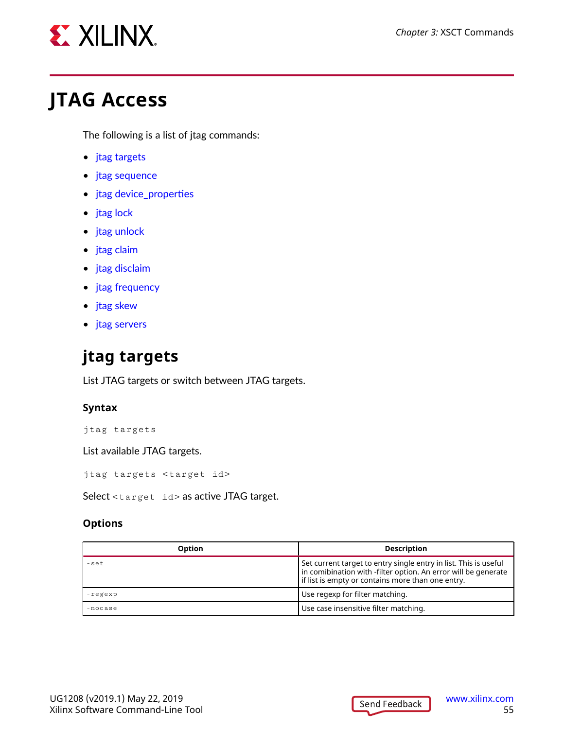# JTAG Access

The following is a list of jtag commands:

- jtag targets
- jtag sequence
- jtag device_properties
- jtag lock
- jtag unlock
- jtag claim
- jtag disclaim
- jtag frequency
- jtag skew
- jtag servers

## jtag targets

List JTAG targets or switch between JTAG targets.

### Syntax

```
jtag targets
```

List available JTAG targets.

```
jtag targets <target id>
```

Select `<target id>` as active JTAG target.

### Options

| Option | Description |
|---|---|
| `-set` | Set current target to entry single entry in list. This is useful in comibination with -filter option. An error will be generate if list is empty or contains more than one entry. |
| `-regexp` | Use regexp for filter matching. |
| `-nocase` | Use case insensitive filter matching. |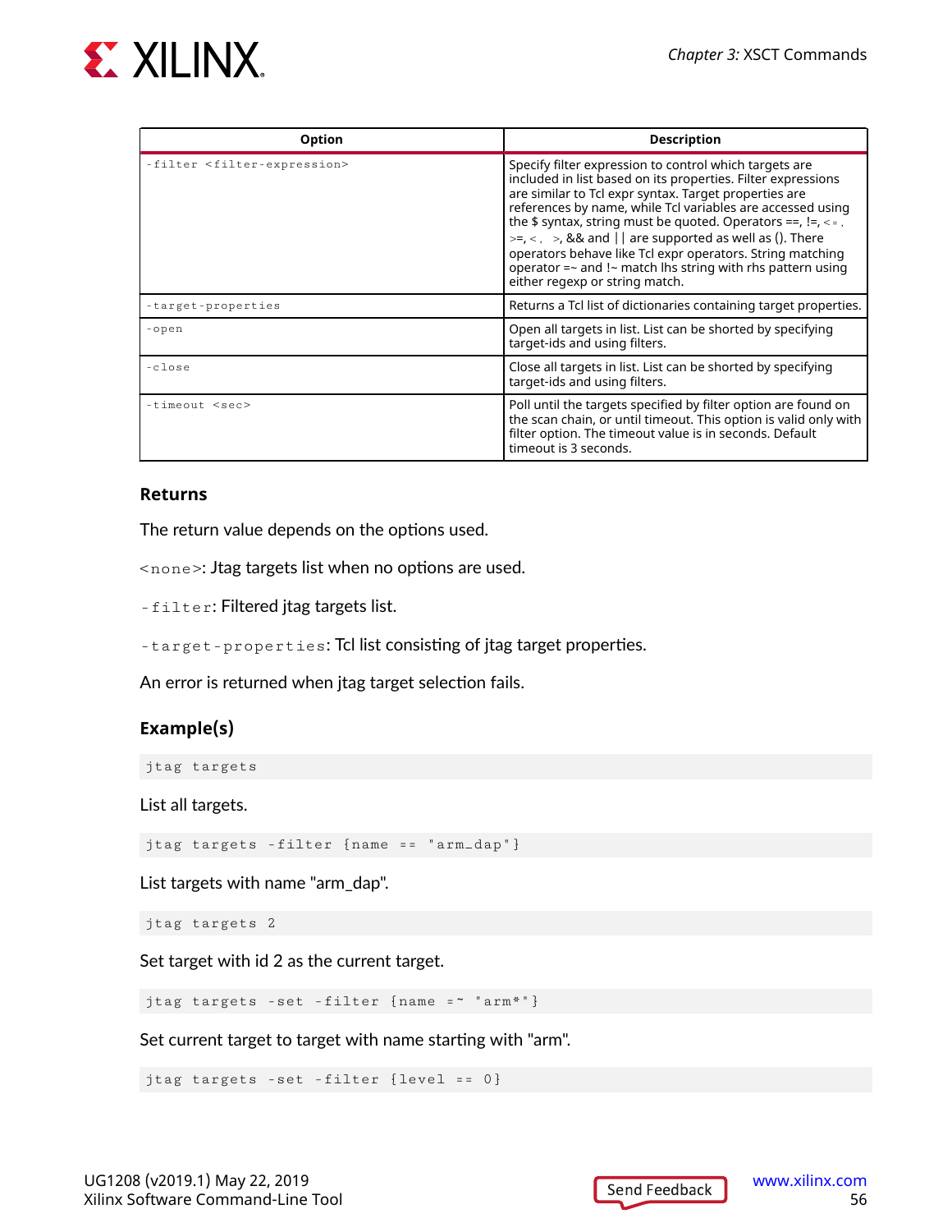| Option | Description |
|---|---|
| `-filter <filter-expression>` | Specify filter expression to control which targets are included in list based on its properties. Filter expressions are similar to Tcl expr syntax. Target properties are references by name, while Tcl variables are accessed using the $ syntax, string must be quoted. Operators ==, !=, <=, >=, <, >, && and \|\| are supported as well as (). There operators behave like Tcl expr operators. String matching operator =~ and !~ match lhs string with rhs pattern using either regexp or string match. |
| `-target-properties` | Returns a Tcl list of dictionaries containing target properties. |
| `-open` | Open all targets in list. List can be shorted by specifying target-ids and using filters. |
| `-close` | Close all targets in list. List can be shorted by specifying target-ids and using filters. |
| `-timeout <sec>` | Poll until the targets specified by filter option are found on the scan chain, or until timeout. This option is valid only with filter option. The timeout value is in seconds. Default timeout is 3 seconds. |

### Returns

The return value depends on the options used.

`<none>`: Jtag targets list when no options are used.

`-filter`: Filtered jtag targets list.

`-target-properties`: Tcl list consisting of jtag target properties.

An error is returned when jtag target selection fails.

### Example(s)

```
jtag targets
```

List all targets.

```
jtag targets -filter {name == "arm_dap"}
```

List targets with name "arm_dap".

```
jtag targets 2
```

Set target with id 2 as the current target.

```
jtag targets -set -filter {name =~ "arm*"}
```

Set current target to target with name starting with "arm".

```
jtag targets -set -filter {level == 0}
```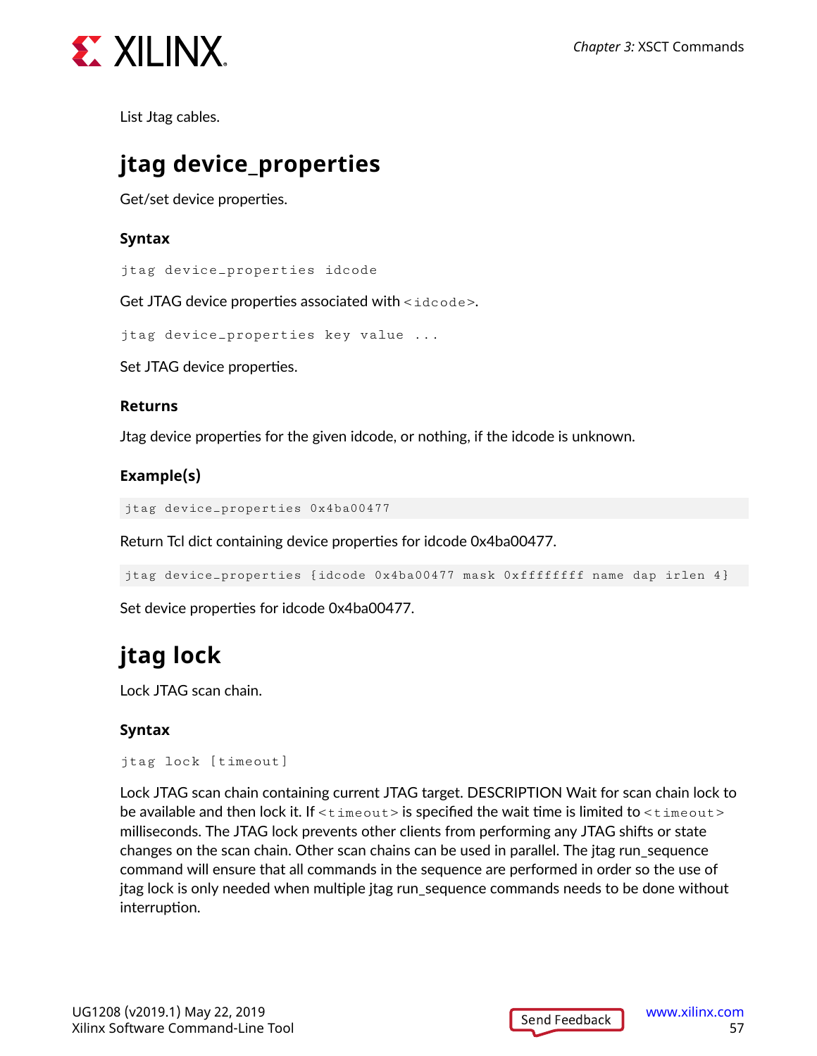List Jtag cables.

## jtag device_properties

Get/set device properties.

### Syntax

```
jtag device_properties idcode
```

Get JTAG device properties associated with <idcode>.

```
jtag device_properties key value ...
```

Set JTAG device properties.

### Returns

Jtag device properties for the given idcode, or nothing, if the idcode is unknown.

### Example(s)

```
jtag device_properties 0x4ba00477
```

Return Tcl dict containing device properties for idcode 0x4ba00477.

```
jtag device_properties {idcode 0x4ba00477 mask 0xffffffff name dap irlen 4}
```

Set device properties for idcode 0x4ba00477.

## jtag lock

Lock JTAG scan chain.

### Syntax

```
jtag lock [timeout]
```

Lock JTAG scan chain containing current JTAG target. DESCRIPTION Wait for scan chain lock to be available and then lock it. If <timeout> is specified the wait time is limited to <timeout> milliseconds. The JTAG lock prevents other clients from performing any JTAG shifts or state changes on the scan chain. Other scan chains can be used in parallel. The jtag run_sequence command will ensure that all commands in the sequence are performed in order so the use of jtag lock is only needed when multiple jtag run_sequence commands needs to be done without interruption.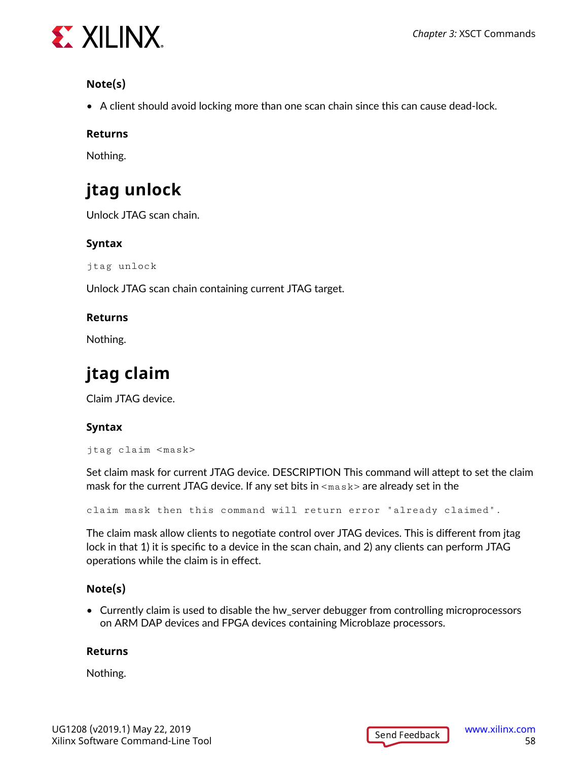### Note(s)

- A client should avoid locking more than one scan chain since this can cause dead-lock.

### Returns

Nothing.

## jtag unlock

Unlock JTAG scan chain.

### Syntax

```
jtag unlock
```

Unlock JTAG scan chain containing current JTAG target.

### Returns

Nothing.

## jtag claim

Claim JTAG device.

### Syntax

```
jtag claim <mask>
```

Set claim mask for current JTAG device. DESCRIPTION This command will attept to set the claim mask for the current JTAG device. If any set bits in `<mask>` are already set in the

```
claim mask then this command will return error "already claimed".
```

The claim mask allow clients to negotiate control over JTAG devices. This is different from jtag lock in that 1) it is specific to a device in the scan chain, and 2) any clients can perform JTAG operations while the claim is in effect.

### Note(s)

- Currently claim is used to disable the hw_server debugger from controlling microprocessors on ARM DAP devices and FPGA devices containing Microblaze processors.

### Returns

Nothing.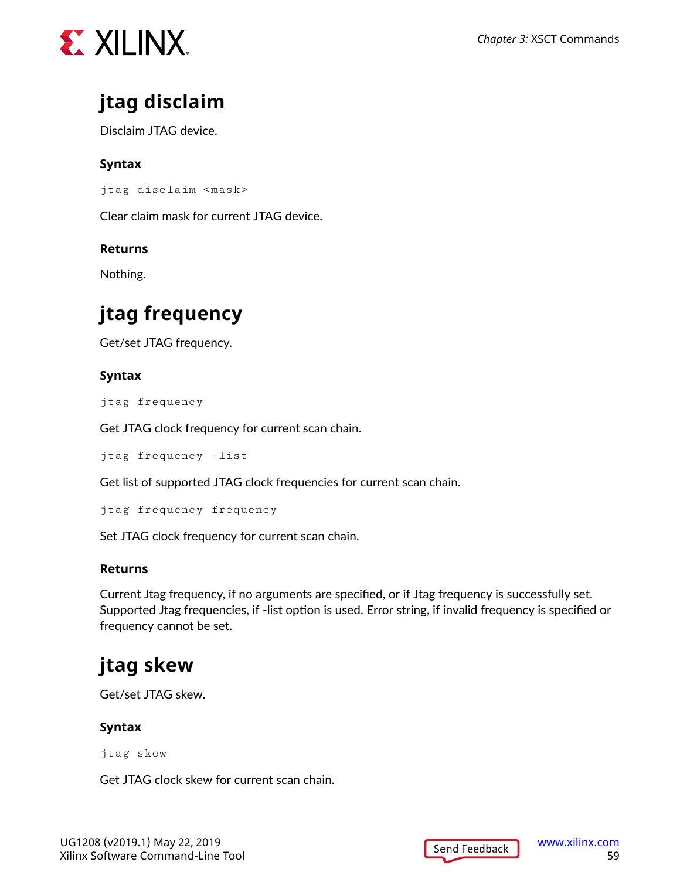## jtag disclaim

Disclaim JTAG device.

### Syntax

```
jtag disclaim <mask>
```

Clear claim mask for current JTAG device.

### Returns

Nothing.

## jtag frequency

Get/set JTAG frequency.

### Syntax

```
jtag frequency
```

Get JTAG clock frequency for current scan chain.

```
jtag frequency -list
```

Get list of supported JTAG clock frequencies for current scan chain.

```
jtag frequency frequency
```

Set JTAG clock frequency for current scan chain.

### Returns

Current Jtag frequency, if no arguments are specified, or if Jtag frequency is successfully set. Supported Jtag frequencies, if -list option is used. Error string, if invalid frequency is specified or frequency cannot be set.

## jtag skew

Get/set JTAG skew.

### Syntax

```
jtag skew
```

Get JTAG clock skew for current scan chain.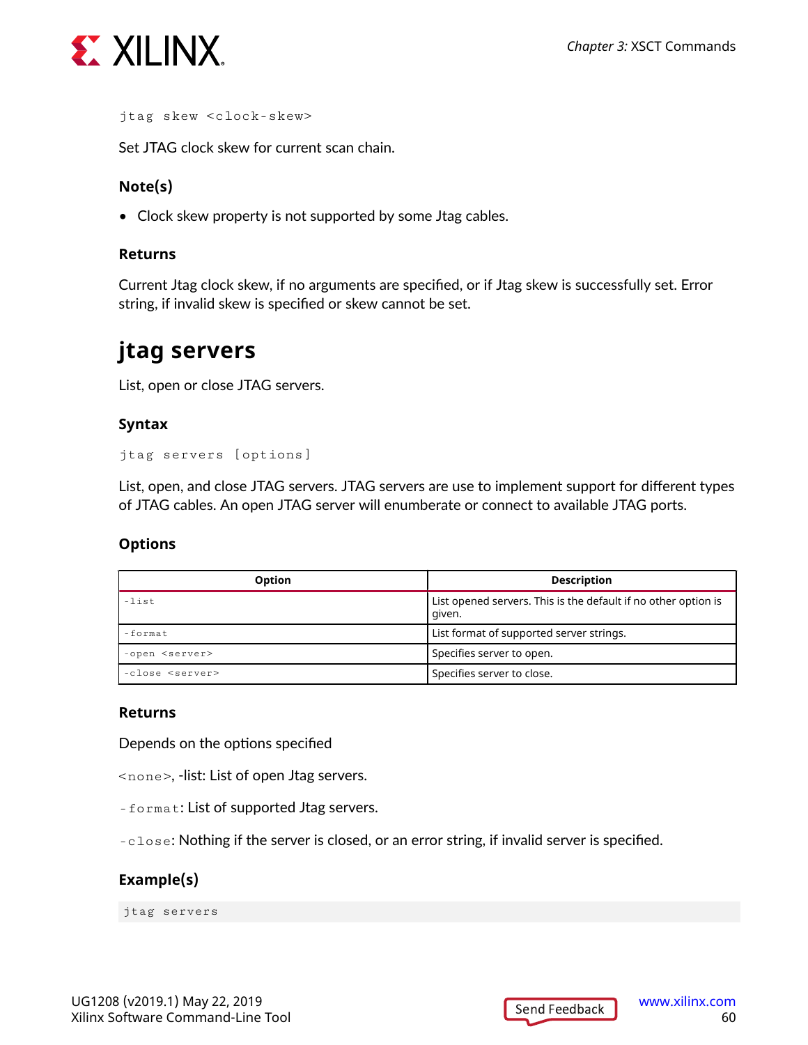```
jtag skew <clock-skew>
```

Set JTAG clock skew for current scan chain.

### Note(s)

- Clock skew property is not supported by some Jtag cables.

### Returns

Current Jtag clock skew, if no arguments are specified, or if Jtag skew is successfully set. Error string, if invalid skew is specified or skew cannot be set.

## jtag servers

List, open or close JTAG servers.

### Syntax

```
jtag servers [options]
```

List, open, and close JTAG servers. JTAG servers are use to implement support for different types of JTAG cables. An open JTAG server will enumberate or connect to available JTAG ports.

### Options

| Option | Description |
| --- | --- |
| `-list` | List opened servers. This is the default if no other option is given. |
| `-format` | List format of supported server strings. |
| `-open <server>` | Specifies server to open. |
| `-close <server>` | Specifies server to close. |

### Returns

Depends on the options specified

`<none>`, -list: List of open Jtag servers.

`-format`: List of supported Jtag servers.

`-close`: Nothing if the server is closed, or an error string, if invalid server is specified.

### Example(s)

```
jtag servers
```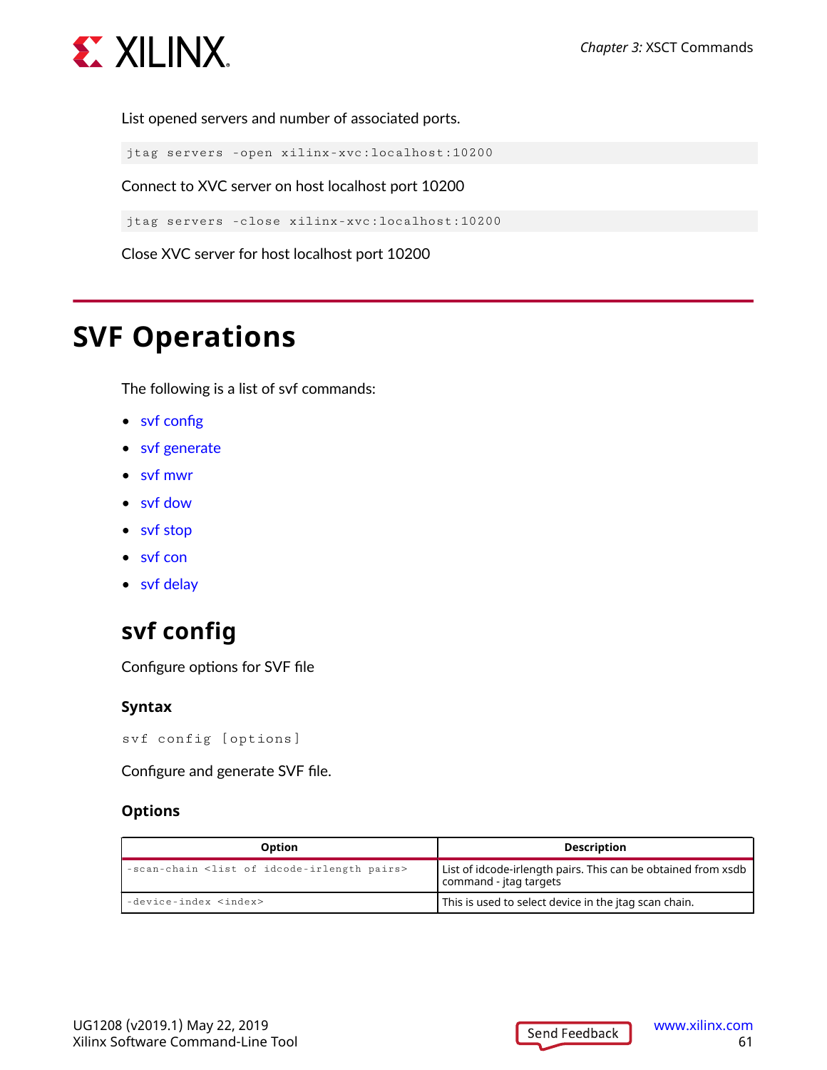List opened servers and number of associated ports.

```
jtag servers -open xilinx-xvc:localhost:10200
```

Connect to XVC server on host localhost port 10200

```
jtag servers -close xilinx-xvc:localhost:10200
```

Close XVC server for host localhost port 10200

# SVF Operations

The following is a list of svf commands:

- svf config
- svf generate
- svf mwr
- svf dow
- svf stop
- svf con
- svf delay

## svf config

Configure options for SVF file

### Syntax

```
svf config [options]
```

Configure and generate SVF file.

### Options

| Option | Description |
|---|---|
| `-scan-chain <list of idcode-irlength pairs>` | List of idcode-irlength pairs. This can be obtained from xsdb command - jtag targets |
| `-device-index <index>` | This is used to select device in the jtag scan chain. |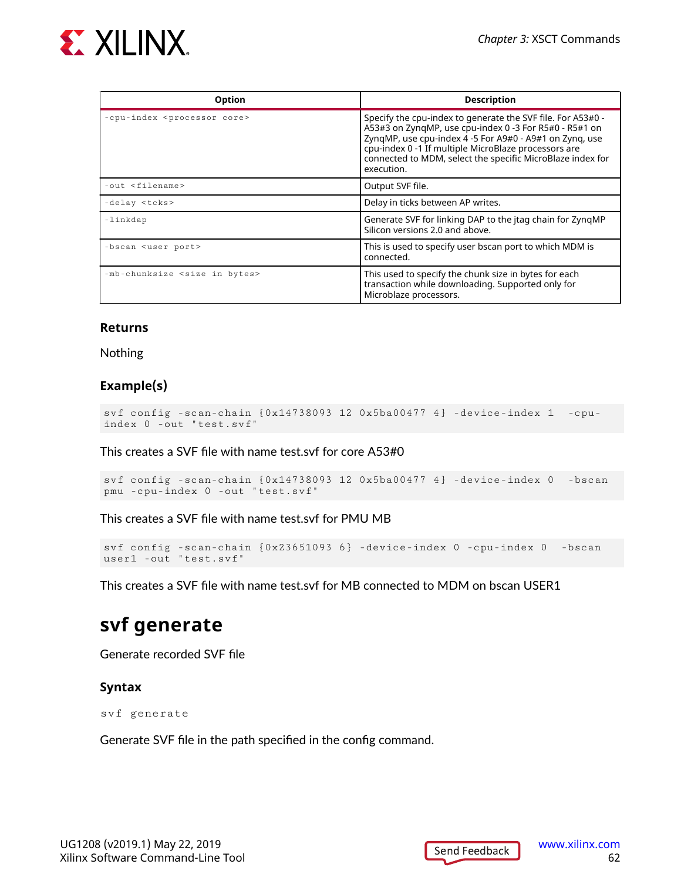| Option | Description |
|---|---|
| -cpu-index <processor core> | Specify the cpu-index to generate the SVF file. For A53#0 - A53#3 on ZynqMP, use cpu-index 0 -3 For R5#0 - R5#1 on ZynqMP, use cpu-index 4 -5 For A9#0 - A9#1 on Zynq, use cpu-index 0 -1 If multiple MicroBlaze processors are connected to MDM, select the specific MicroBlaze index for execution. |
| -out <filename> | Output SVF file. |
| -delay <tcks> | Delay in ticks between AP writes. |
| -linkdap | Generate SVF for linking DAP to the jtag chain for ZynqMP Silicon versions 2.0 and above. |
| -bscan <user port> | This is used to specify user bscan port to which MDM is connected. |
| -mb-chunksize <size in bytes> | This used to specify the chunk size in bytes for each transaction while downloading. Supported only for Microblaze processors. |

### Returns

Nothing

### Example(s)

```
svf config -scan-chain {0x14738093 12 0x5ba00477 4} -device-index 1  -cpu-index 0 -out "test.svf"
```

This creates a SVF file with name test.svf for core A53#0

```
svf config -scan-chain {0x14738093 12 0x5ba00477 4} -device-index 0  -bscan pmu -cpu-index 0 -out "test.svf"
```

This creates a SVF file with name test.svf for PMU MB

```
svf config -scan-chain {0x23651093 6} -device-index 0 -cpu-index 0  -bscan user1 -out "test.svf"
```

This creates a SVF file with name test.svf for MB connected to MDM on bscan USER1

## svf generate

Generate recorded SVF file

### Syntax

```
svf generate
```

Generate SVF file in the path specified in the config command.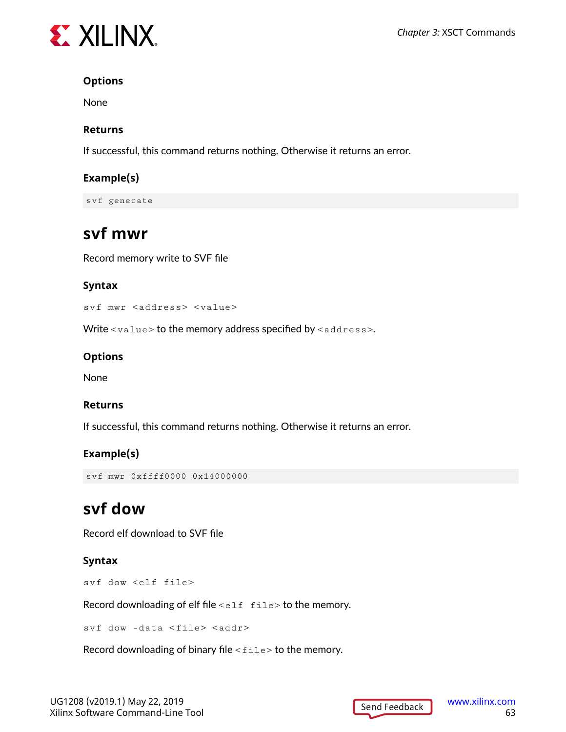### Options

None

### Returns

If successful, this command returns nothing. Otherwise it returns an error.

### Example(s)

```
svf generate
```

## svf mwr

Record memory write to SVF file

### Syntax

```
svf mwr <address> <value>
```

Write `<value>` to the memory address specified by `<address>`.

### Options

None

### Returns

If successful, this command returns nothing. Otherwise it returns an error.

### Example(s)

```
svf mwr 0xffff0000 0x14000000
```

## svf dow

Record elf download to SVF file

### Syntax

```
svf dow <elf file>
```

Record downloading of elf file `<elf file>` to the memory.

```
svf dow -data <file> <addr>
```

Record downloading of binary file `<file>` to the memory.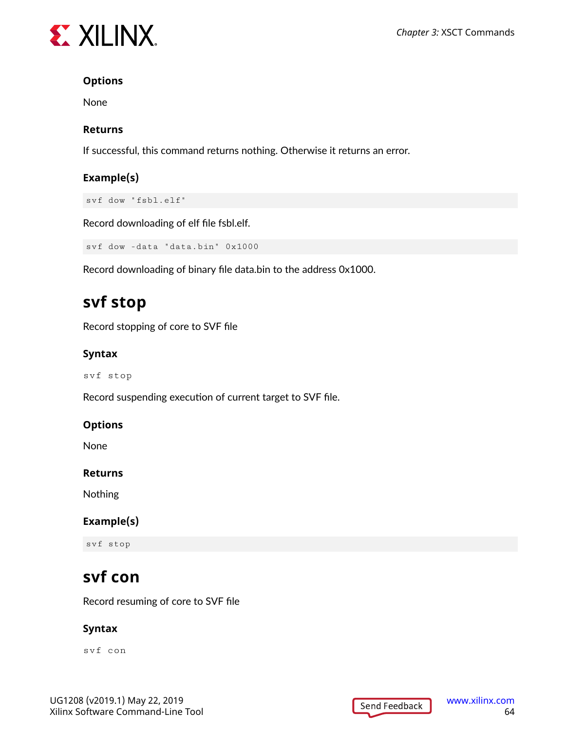#### Options

None

#### Returns

If successful, this command returns nothing. Otherwise it returns an error.

#### Example(s)

```
svf dow "fsbl.elf"
```

Record downloading of elf file fsbl.elf.

```
svf dow -data "data.bin" 0x1000
```

Record downloading of binary file data.bin to the address 0x1000.

## svf stop

Record stopping of core to SVF file

#### Syntax

```
svf stop
```

Record suspending execution of current target to SVF file.

#### Options

None

#### Returns

Nothing

#### Example(s)

```
svf stop
```

## svf con

Record resuming of core to SVF file

#### Syntax

```
svf con
```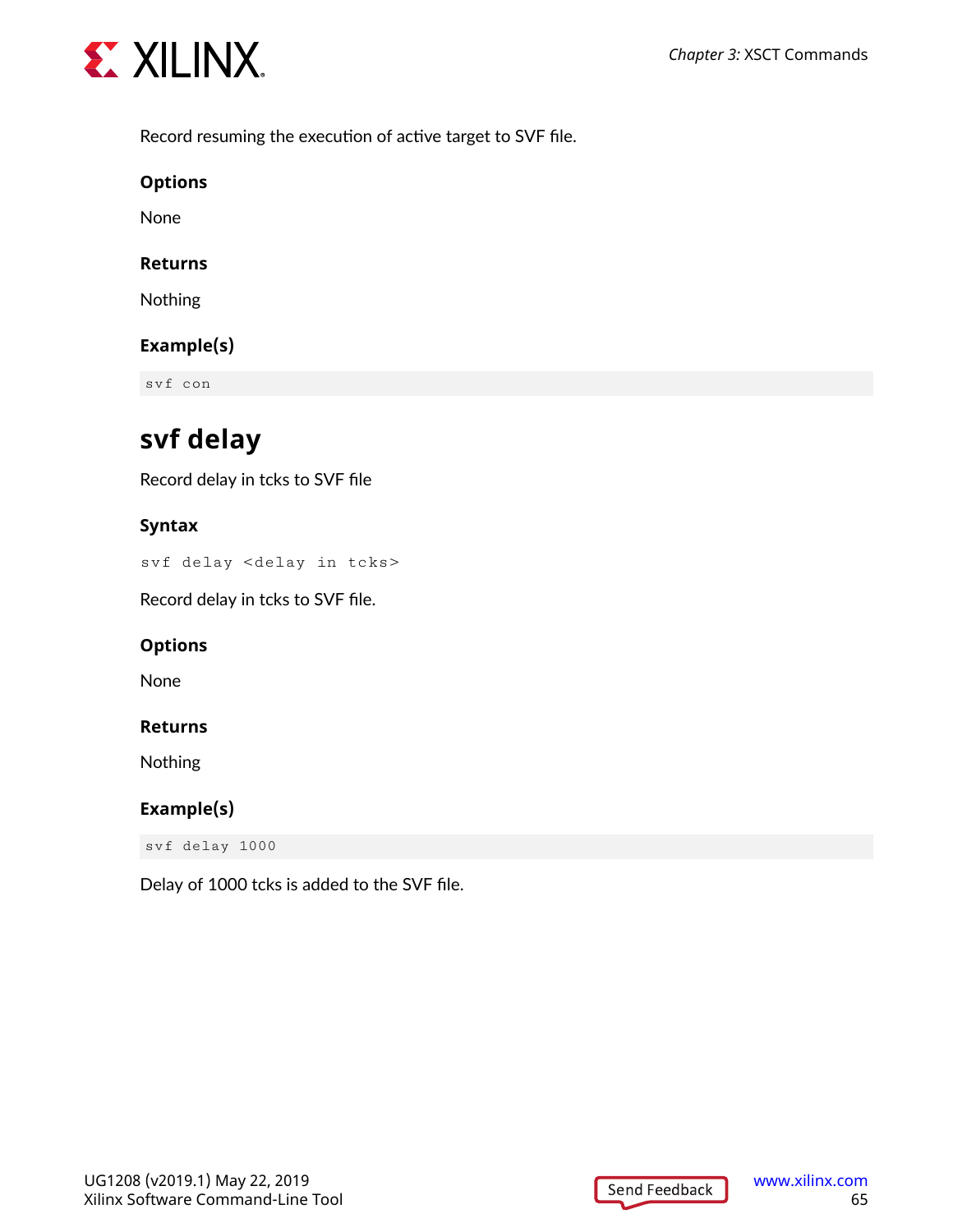Record resuming the execution of active target to SVF file.

### Options

None

### Returns

Nothing

### Example(s)

```
svf con
```

## svf delay

Record delay in tcks to SVF file

### Syntax

```
svf delay <delay in tcks>
```

Record delay in tcks to SVF file.

### Options

None

### Returns

Nothing

### Example(s)

```
svf delay 1000
```

Delay of 1000 tcks is added to the SVF file.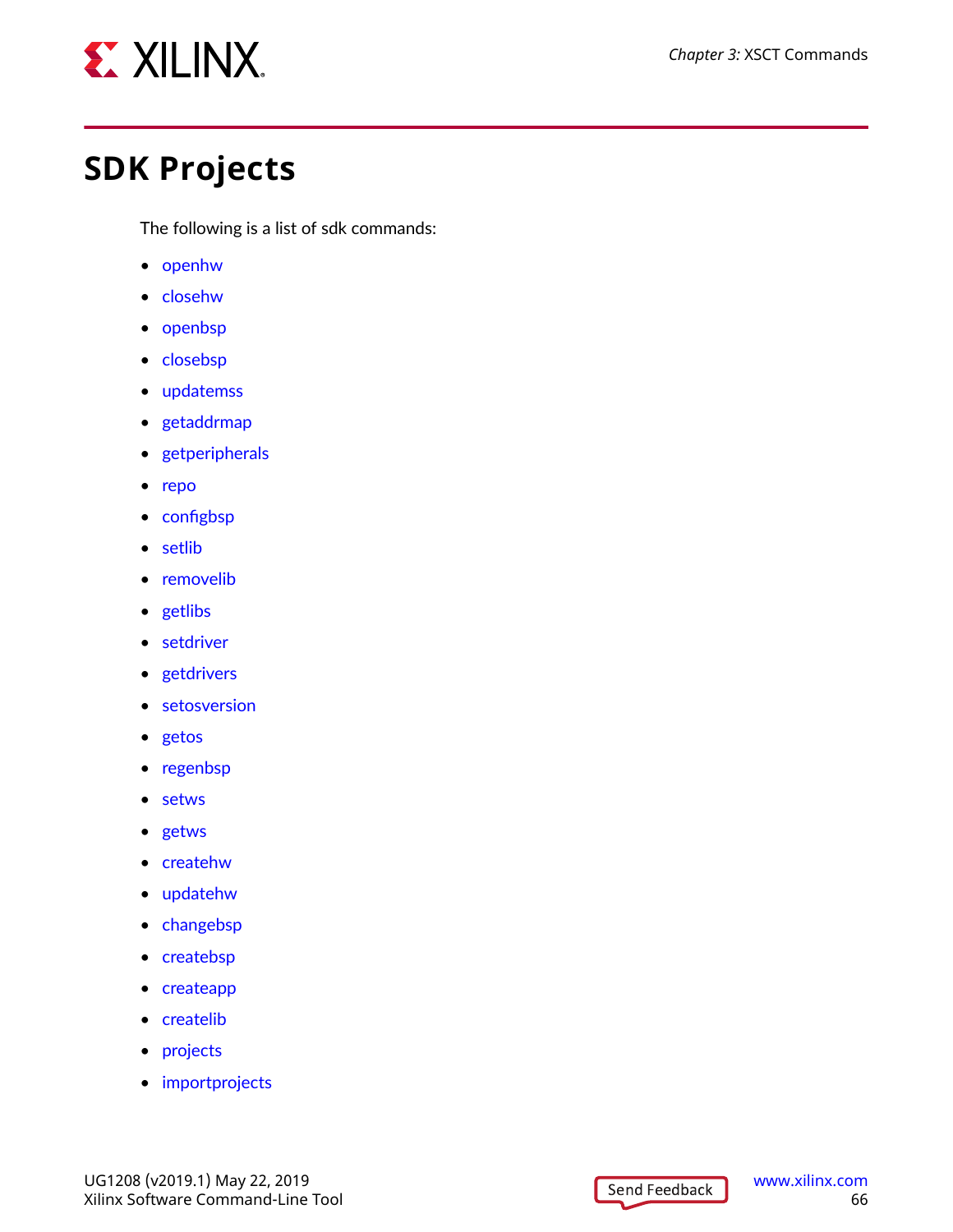## SDK Projects

The following is a list of sdk commands:

- openhw
- closehw
- openbsp
- closebsp
- updatemss
- getaddrmap
- getperipherals
- repo
- configbsp
- setlib
- removelib
- getlibs
- setdriver
- getdrivers
- setosversion
- getos
- regenbsp
- setws
- getws
- createhw
- updatehw
- changebsp
- createbsp
- createapp
- createlib
- projects
- importprojects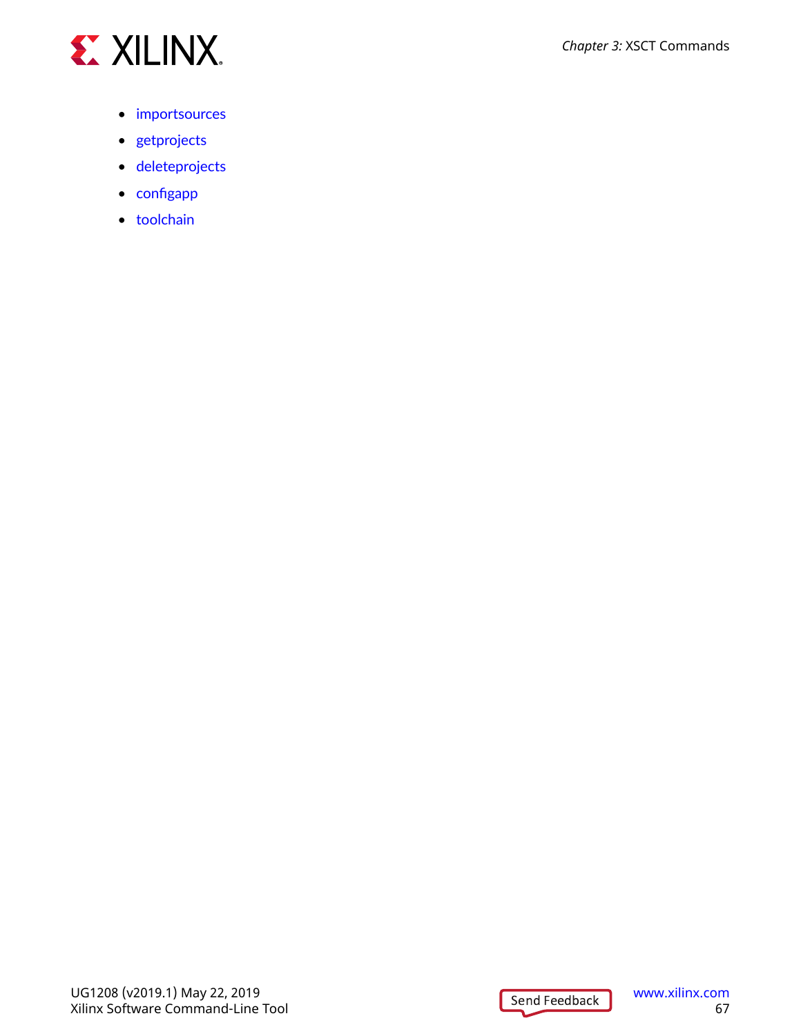- importsources
- getprojects
- deleteprojects
- configapp
- toolchain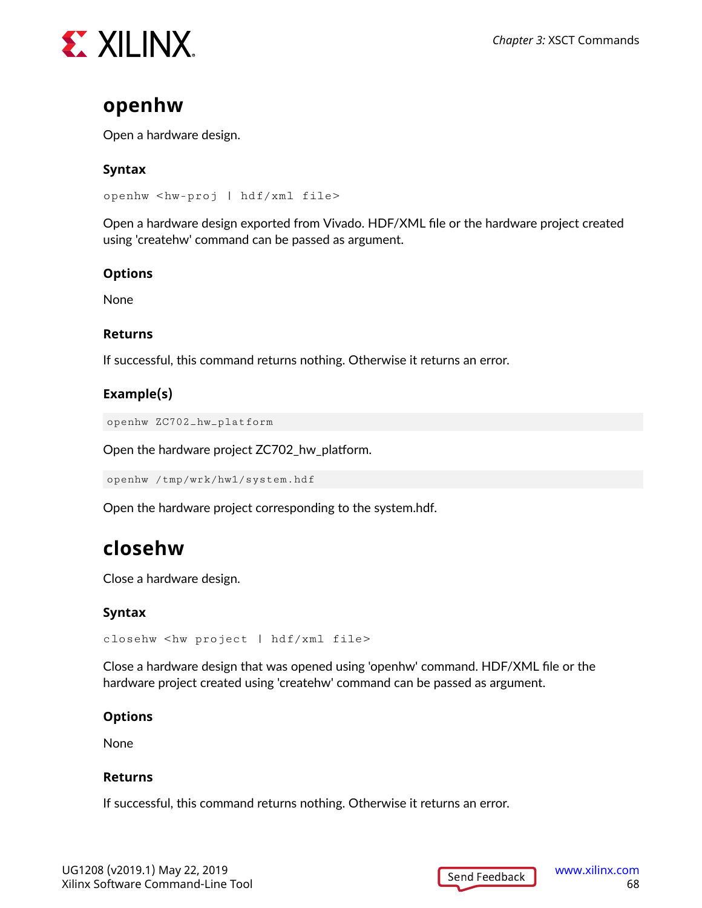## openhw

Open a hardware design.

### Syntax

```
openhw <hw-proj | hdf/xml file>
```

Open a hardware design exported from Vivado. HDF/XML file or the hardware project created using 'createhw' command can be passed as argument.

### Options

None

### Returns

If successful, this command returns nothing. Otherwise it returns an error.

### Example(s)

```
openhw ZC702_hw_platform
```

Open the hardware project ZC702_hw_platform.

```
openhw /tmp/wrk/hw1/system.hdf
```

Open the hardware project corresponding to the system.hdf.

## closehw

Close a hardware design.

### Syntax

```
closehw <hw project | hdf/xml file>
```

Close a hardware design that was opened using 'openhw' command. HDF/XML file or the hardware project created using 'createhw' command can be passed as argument.

### Options

None

### Returns

If successful, this command returns nothing. Otherwise it returns an error.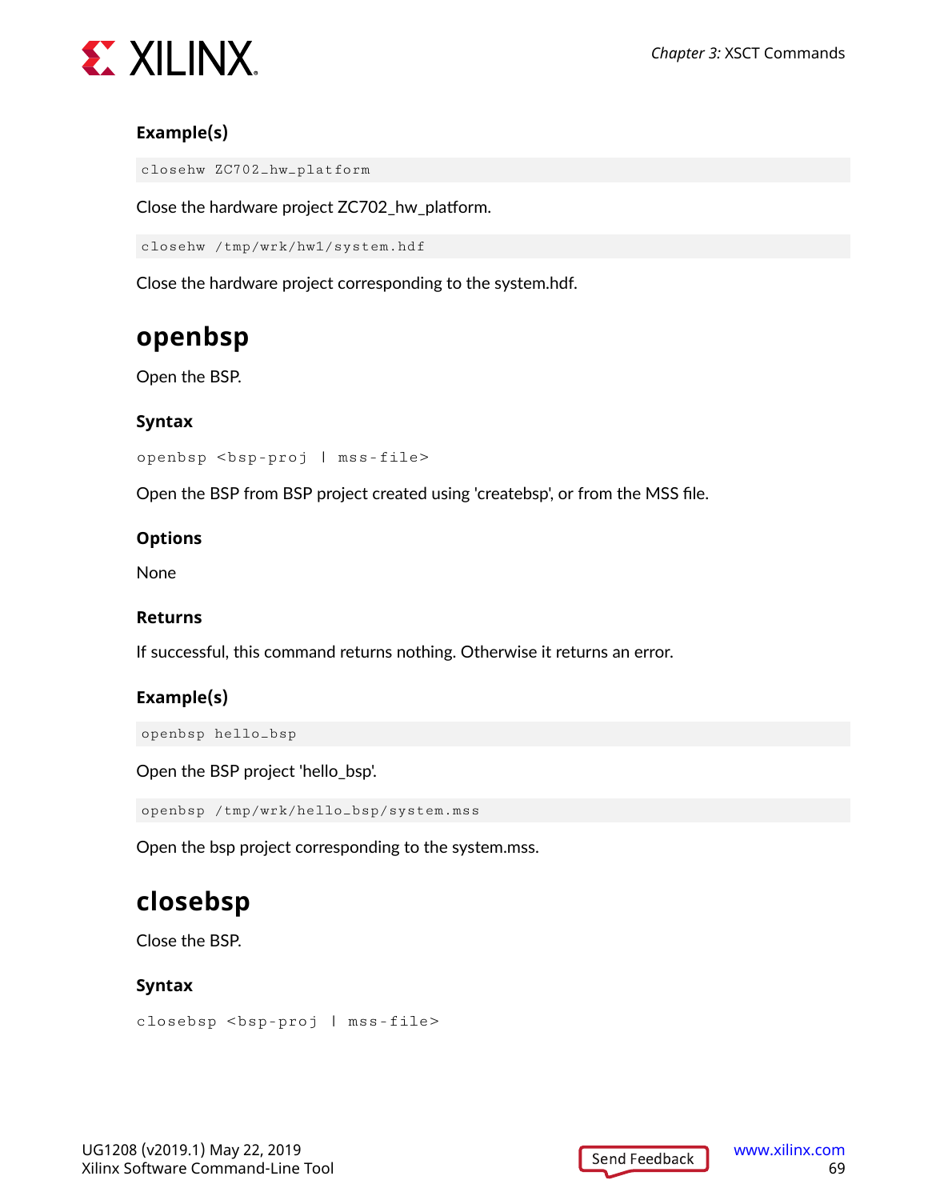#### Example(s)

```
closehw ZC702_hw_platform
```

Close the hardware project ZC702_hw_platform.

```
closehw /tmp/wrk/hw1/system.hdf
```

Close the hardware project corresponding to the system.hdf.

## openbsp

Open the BSP.

#### Syntax

```
openbsp <bsp-proj | mss-file>
```

Open the BSP from BSP project created using 'createbsp', or from the MSS file.

#### Options

None

#### Returns

If successful, this command returns nothing. Otherwise it returns an error.

#### Example(s)

```
openbsp hello_bsp
```

Open the BSP project 'hello_bsp'.

```
openbsp /tmp/wrk/hello_bsp/system.mss
```

Open the bsp project corresponding to the system.mss.

## closebsp

Close the BSP.

#### Syntax

```
closebsp <bsp-proj | mss-file>
```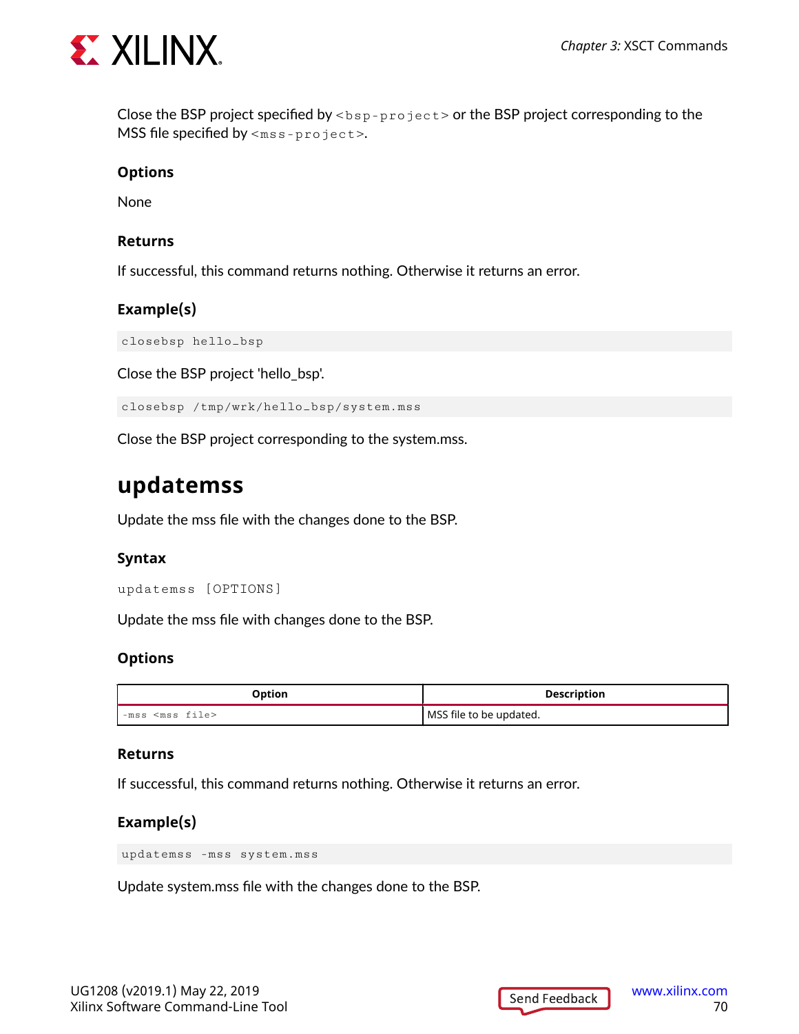Close the BSP project specified by `<bsp-project>` or the BSP project corresponding to the MSS file specified by `<mss-project>`.

### Options

None

### Returns

If successful, this command returns nothing. Otherwise it returns an error.

### Example(s)

```
closebsp hello_bsp
```

Close the BSP project 'hello_bsp'.

```
closebsp /tmp/wrk/hello_bsp/system.mss
```

Close the BSP project corresponding to the system.mss.

## updatemss

Update the mss file with the changes done to the BSP.

### Syntax

```
updatemss [OPTIONS]
```

Update the mss file with changes done to the BSP.

### Options

| Option | Description |
| --- | --- |
| `-mss <mss file>` | MSS file to be updated. |

### Returns

If successful, this command returns nothing. Otherwise it returns an error.

### Example(s)

```
updatemss -mss system.mss
```

Update system.mss file with the changes done to the BSP.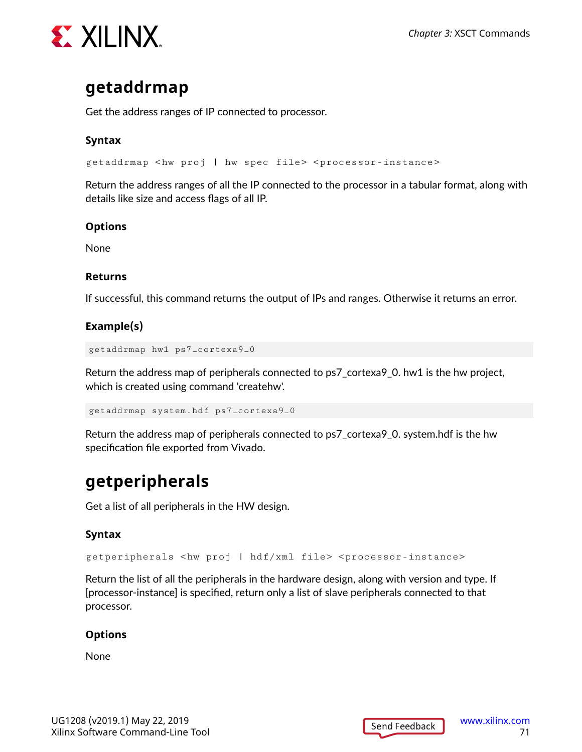## getaddrmap

Get the address ranges of IP connected to processor.

### Syntax

```
getaddrmap <hw proj | hw spec file> <processor-instance>
```

Return the address ranges of all the IP connected to the processor in a tabular format, along with details like size and access flags of all IP.

### Options

None

### Returns

If successful, this command returns the output of IPs and ranges. Otherwise it returns an error.

### Example(s)

```
getaddrmap hw1 ps7_cortexa9_0
```

Return the address map of peripherals connected to ps7_cortexa9_0. hw1 is the hw project, which is created using command 'createhw'.

```
getaddrmap system.hdf ps7_cortexa9_0
```

Return the address map of peripherals connected to ps7_cortexa9_0. system.hdf is the hw specification file exported from Vivado.

## getperipherals

Get a list of all peripherals in the HW design.

### Syntax

```
getperipherals <hw proj | hdf/xml file> <processor-instance>
```

Return the list of all the peripherals in the hardware design, along with version and type. If [processor-instance] is specified, return only a list of slave peripherals connected to that processor.

### Options

None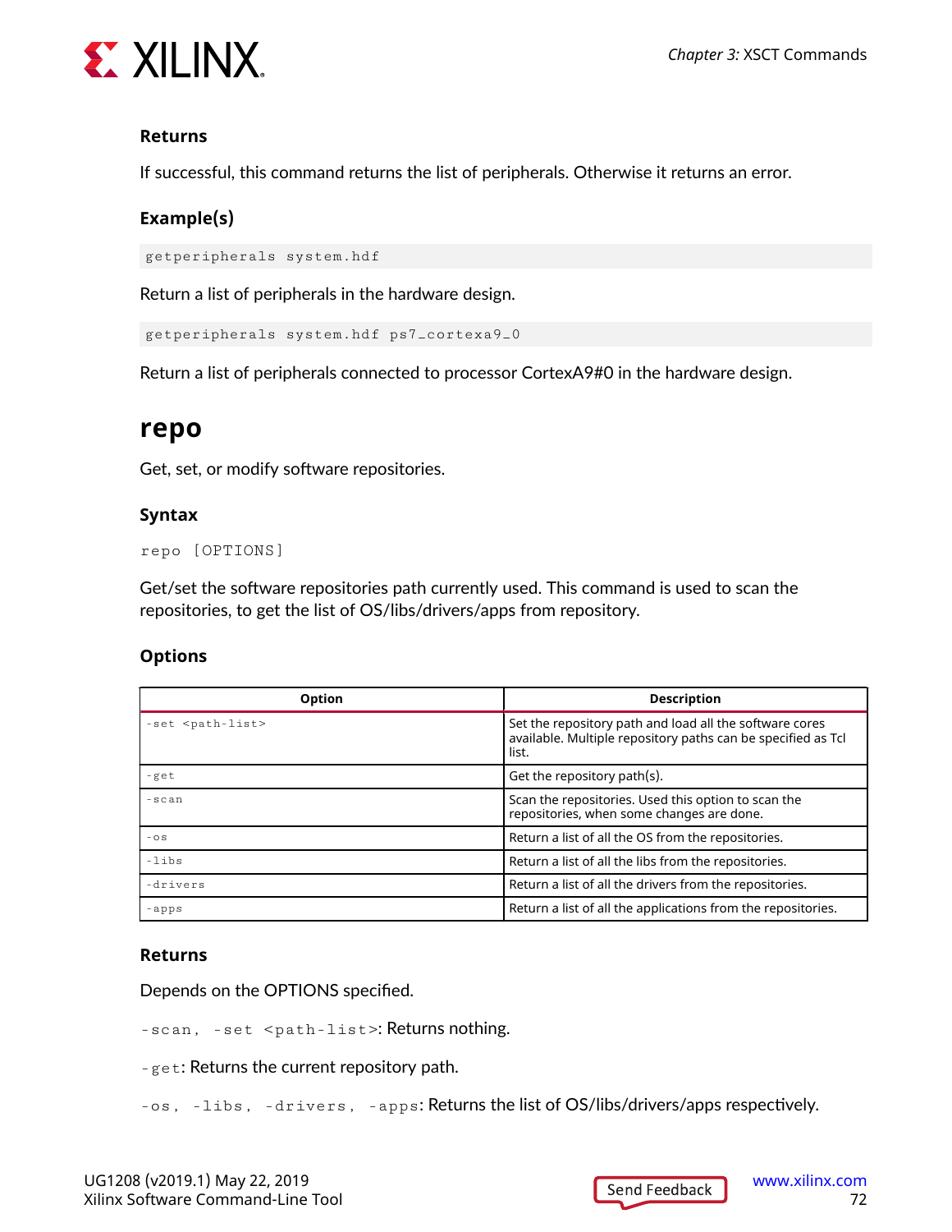### Returns

If successful, this command returns the list of peripherals. Otherwise it returns an error.

### Example(s)

```
getperipherals system.hdf
```

Return a list of peripherals in the hardware design.

```
getperipherals system.hdf ps7_cortexa9_0
```

Return a list of peripherals connected to processor CortexA9#0 in the hardware design.

## repo

Get, set, or modify software repositories.

### Syntax

```
repo [OPTIONS]
```

Get/set the software repositories path currently used. This command is used to scan the repositories, to get the list of OS/libs/drivers/apps from repository.

### Options

| Option | Description |
|---|---|
| `-set <path-list>` | Set the repository path and load all the software cores available. Multiple repository paths can be specified as Tcl list. |
| `-get` | Get the repository path(s). |
| `-scan` | Scan the repositories. Used this option to scan the repositories, when some changes are done. |
| `-os` | Return a list of all the OS from the repositories. |
| `-libs` | Return a list of all the libs from the repositories. |
| `-drivers` | Return a list of all the drivers from the repositories. |
| `-apps` | Return a list of all the applications from the repositories. |

### Returns

Depends on the OPTIONS specified.

`-scan`, `-set <path-list>`: Returns nothing.

`-get`: Returns the current repository path.

`-os`, `-libs`, `-drivers`, `-apps`: Returns the list of OS/libs/drivers/apps respectively.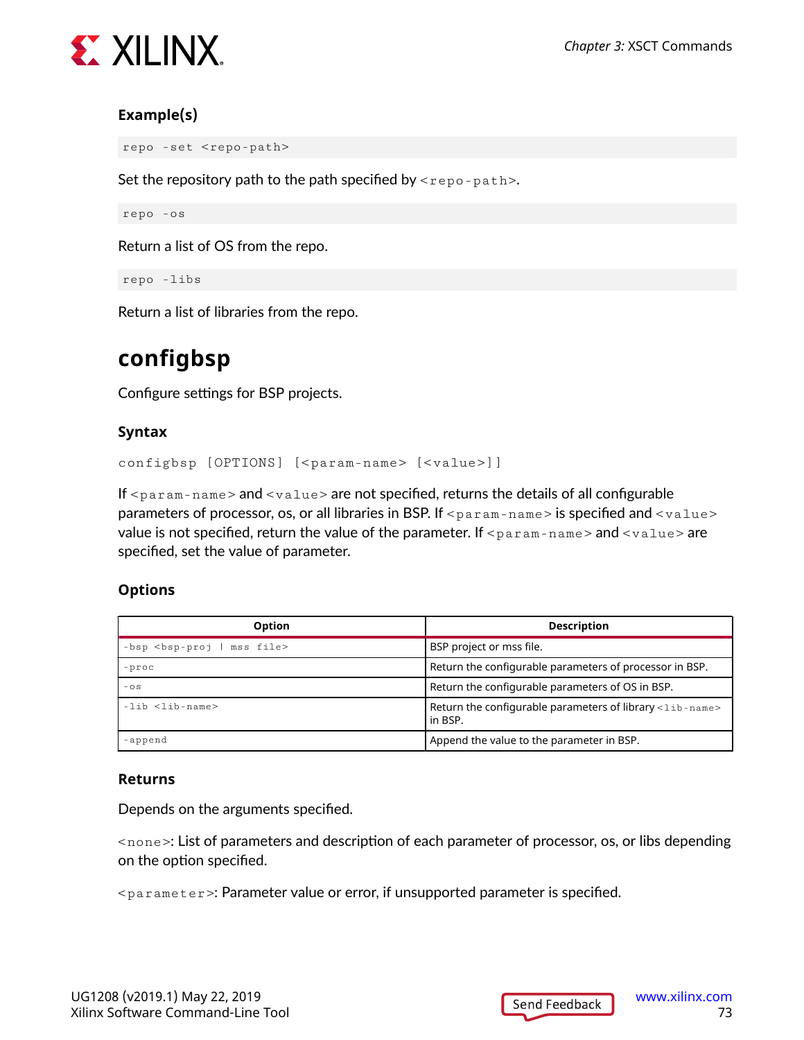### Example(s)

```
repo -set <repo-path>
```

Set the repository path to the path specified by `<repo-path>`.

```
repo -os
```

Return a list of OS from the repo.

```
repo -libs
```

Return a list of libraries from the repo.

## configbsp

Configure settings for BSP projects.

### Syntax

```
configbsp [OPTIONS] [<param-name> [<value>]]
```

If `<param-name>` and `<value>` are not specified, returns the details of all configurable parameters of processor, os, or all libraries in BSP. If `<param-name>` is specified and `<value>` value is not specified, return the value of the parameter. If `<param-name>` and `<value>` are specified, set the value of parameter.

### Options

| Option | Description |
| --- | --- |
| `-bsp <bsp-proj | mss file>` | BSP project or mss file. |
| `-proc` | Return the configurable parameters of processor in BSP. |
| `-os` | Return the configurable parameters of OS in BSP. |
| `-lib <lib-name>` | Return the configurable parameters of library `<lib-name>` in BSP. |
| `-append` | Append the value to the parameter in BSP. |

### Returns

Depends on the arguments specified.

`<none>`: List of parameters and description of each parameter of processor, os, or libs depending on the option specified.

`<parameter>`: Parameter value or error, if unsupported parameter is specified.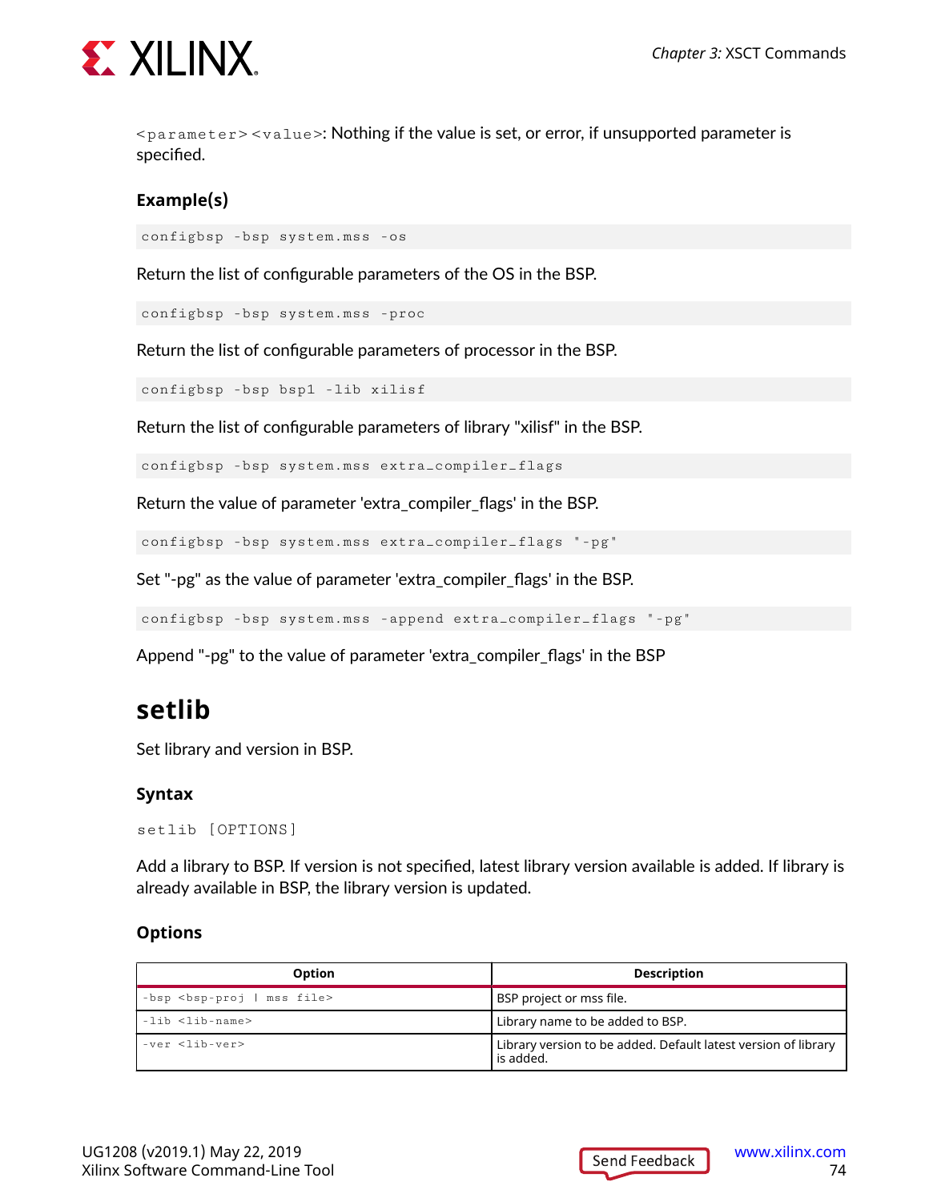`<parameter> <value>`: Nothing if the value is set, or error, if unsupported parameter is specified.

### Example(s)

```
configbsp -bsp system.mss -os
```

Return the list of configurable parameters of the OS in the BSP.

```
configbsp -bsp system.mss -proc
```

Return the list of configurable parameters of processor in the BSP.

```
configbsp -bsp bsp1 -lib xilisf
```

Return the list of configurable parameters of library "xilisf" in the BSP.

```
configbsp -bsp system.mss extra_compiler_flags
```

Return the value of parameter 'extra_compiler_flags' in the BSP.

```
configbsp -bsp system.mss extra_compiler_flags "-pg"
```

Set "-pg" as the value of parameter 'extra_compiler_flags' in the BSP.

```
configbsp -bsp system.mss -append extra_compiler_flags "-pg"
```

Append "-pg" to the value of parameter 'extra_compiler_flags' in the BSP

## setlib

Set library and version in BSP.

### Syntax

```
setlib [OPTIONS]
```

Add a library to BSP. If version is not specified, latest library version available is added. If library is already available in BSP, the library version is updated.

### Options

| Option | Description |
| --- | --- |
| `-bsp <bsp-proj | mss file>` | BSP project or mss file. |
| `-lib <lib-name>` | Library name to be added to BSP. |
| `-ver <lib-ver>` | Library version to be added. Default latest version of library is added. |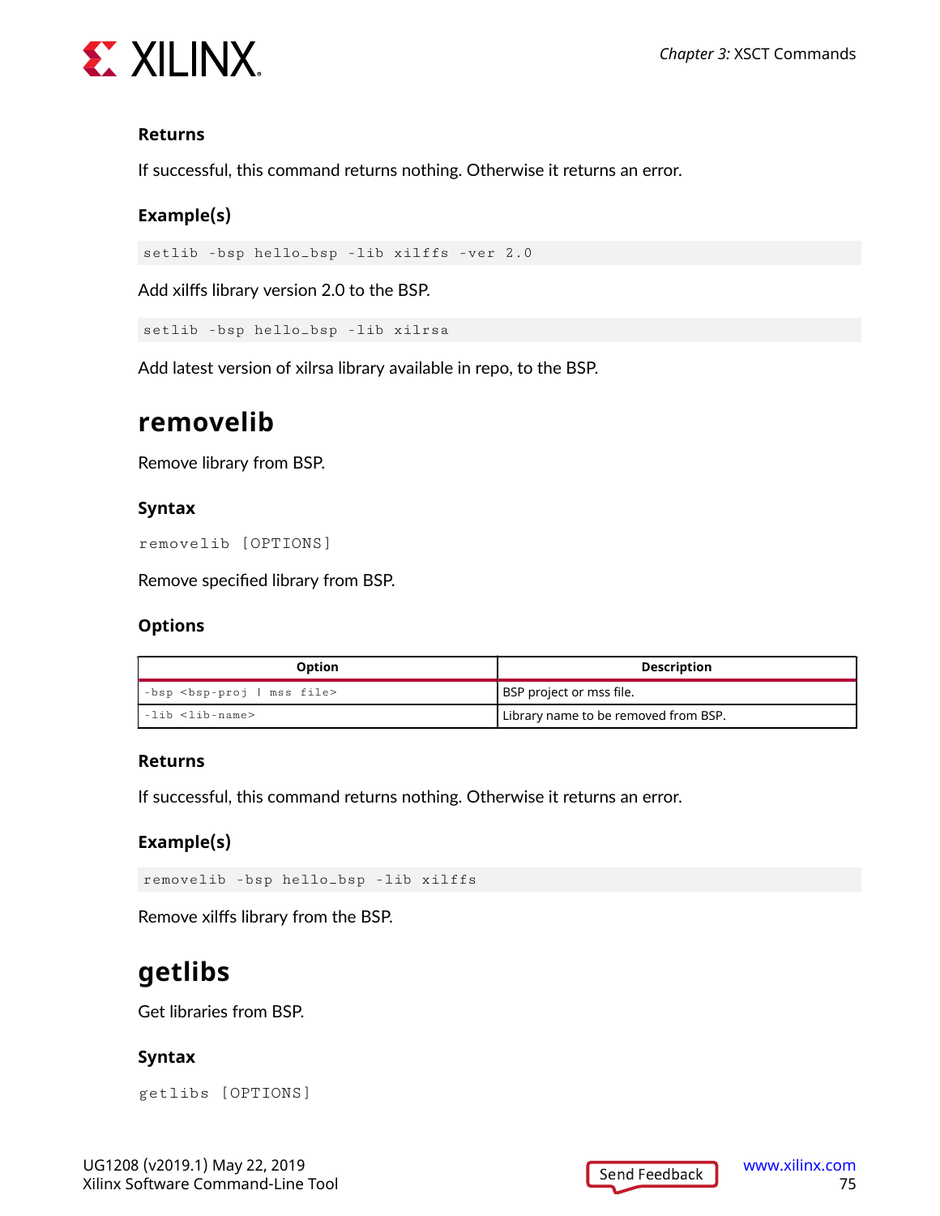### Returns

If successful, this command returns nothing. Otherwise it returns an error.

### Example(s)

```
setlib -bsp hello_bsp -lib xilffs -ver 2.0
```

Add xilffs library version 2.0 to the BSP.

```
setlib -bsp hello_bsp -lib xilrsa
```

Add latest version of xilrsa library available in repo, to the BSP.

## removelib

Remove library from BSP.

### Syntax

```
removelib [OPTIONS]
```

Remove specified library from BSP.

### Options

| Option | Description |
|---|---|
| `-bsp <bsp-proj | mss file>` | BSP project or mss file. |
| `-lib <lib-name>` | Library name to be removed from BSP. |

### Returns

If successful, this command returns nothing. Otherwise it returns an error.

### Example(s)

```
removelib -bsp hello_bsp -lib xilffs
```

Remove xilffs library from the BSP.

## getlibs

Get libraries from BSP.

### Syntax

```
getlibs [OPTIONS]
```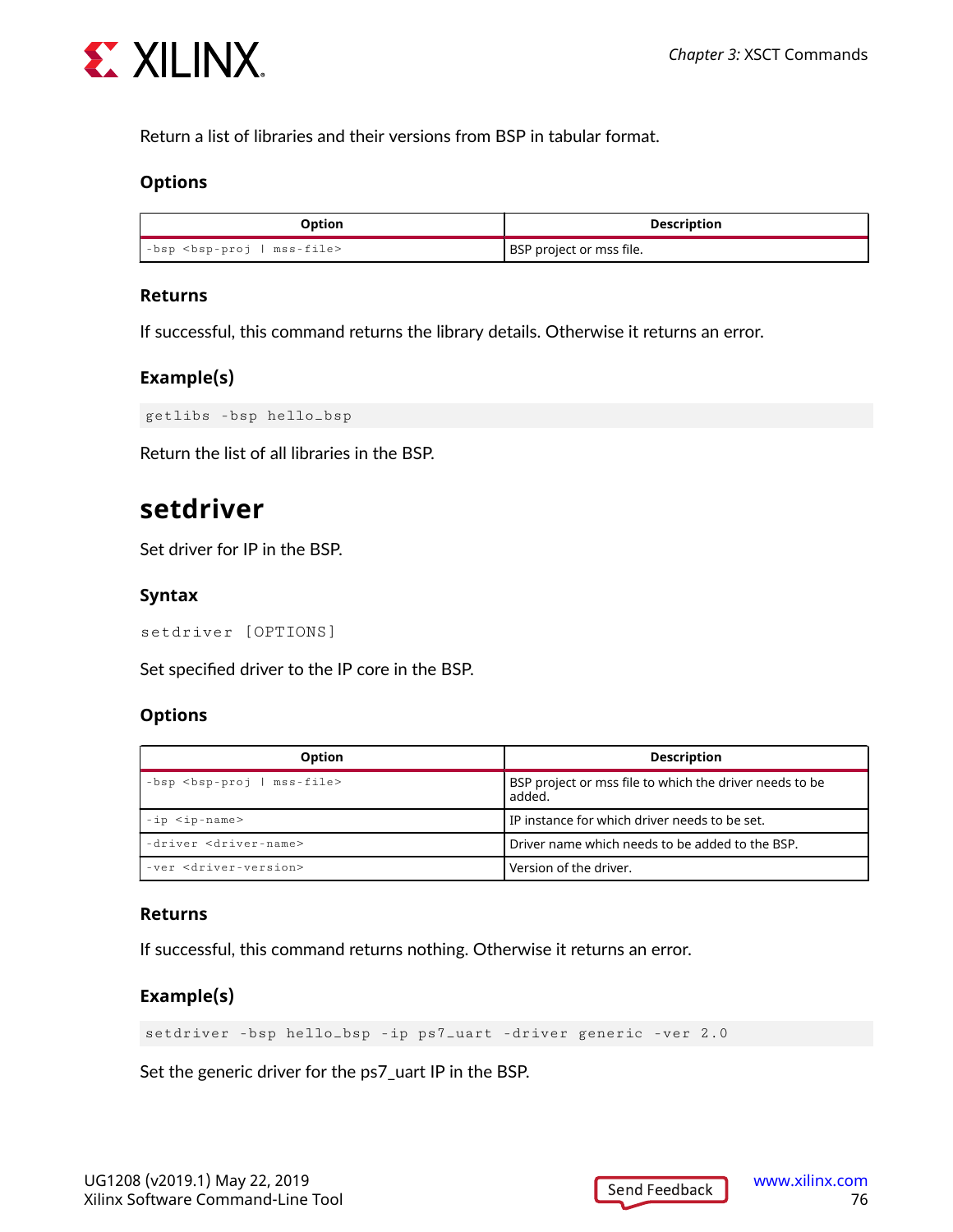Return a list of libraries and their versions from BSP in tabular format.

### Options

| Option | Description |
|---|---|
| `-bsp <bsp-proj | mss-file>` | BSP project or mss file. |

### Returns

If successful, this command returns the library details. Otherwise it returns an error.

### Example(s)

```
getlibs -bsp hello_bsp
```

Return the list of all libraries in the BSP.

## setdriver

Set driver for IP in the BSP.

### Syntax

```
setdriver [OPTIONS]
```

Set specified driver to the IP core in the BSP.

### Options

| Option | Description |
|---|---|
| `-bsp <bsp-proj | mss-file>` | BSP project or mss file to which the driver needs to be added. |
| `-ip <ip-name>` | IP instance for which driver needs to be set. |
| `-driver <driver-name>` | Driver name which needs to be added to the BSP. |
| `-ver <driver-version>` | Version of the driver. |

### Returns

If successful, this command returns nothing. Otherwise it returns an error.

### Example(s)

```
setdriver -bsp hello_bsp -ip ps7_uart -driver generic -ver 2.0
```

Set the generic driver for the ps7_uart IP in the BSP.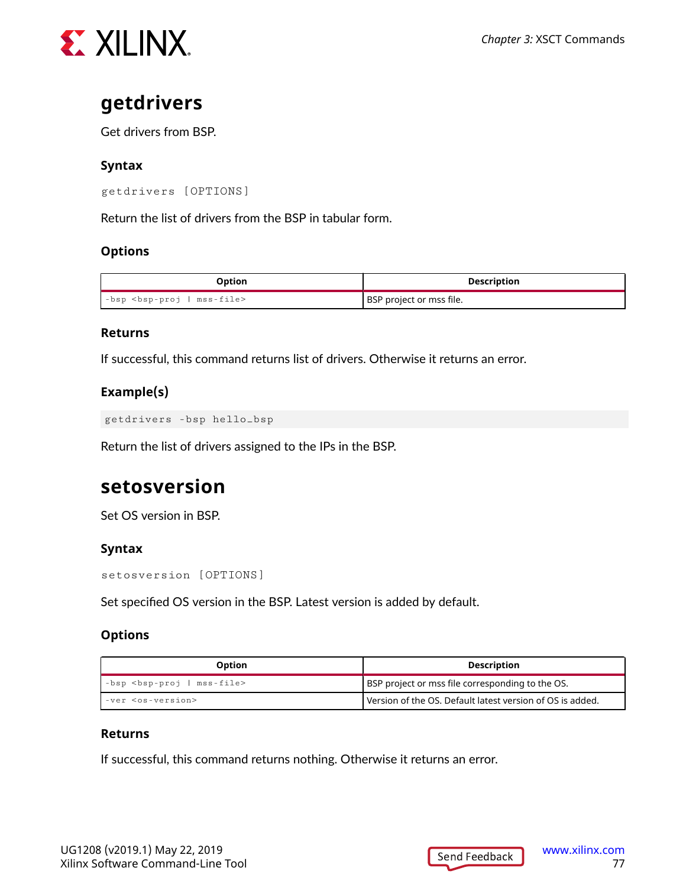## getdrivers

Get drivers from BSP.

### Syntax

```
getdrivers [OPTIONS]
```

Return the list of drivers from the BSP in tabular form.

### Options

| Option | Description |
| --- | --- |
| `-bsp <bsp-proj | mss-file>` | BSP project or mss file. |

### Returns

If successful, this command returns list of drivers. Otherwise it returns an error.

### Example(s)

```
getdrivers -bsp hello_bsp
```

Return the list of drivers assigned to the IPs in the BSP.

## setosversion

Set OS version in BSP.

### Syntax

```
setosversion [OPTIONS]
```

Set specified OS version in the BSP. Latest version is added by default.

### Options

| Option | Description |
| --- | --- |
| `-bsp <bsp-proj | mss-file>` | BSP project or mss file corresponding to the OS. |
| `-ver <os-version>` | Version of the OS. Default latest version of OS is added. |

### Returns

If successful, this command returns nothing. Otherwise it returns an error.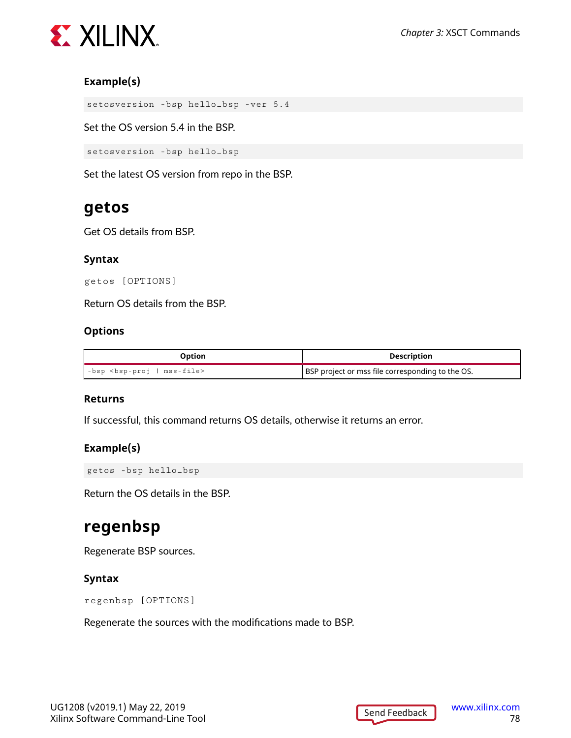### Example(s)

```
setosversion -bsp hello_bsp -ver 5.4
```

Set the OS version 5.4 in the BSP.

```
setosversion -bsp hello_bsp
```

Set the latest OS version from repo in the BSP.

## getos

Get OS details from BSP.

### Syntax

```
getos [OPTIONS]
```

Return OS details from the BSP.

### Options

| Option | Description |
|---|---|
| `-bsp <bsp-proj | mss-file>` | BSP project or mss file corresponding to the OS. |

### Returns

If successful, this command returns OS details, otherwise it returns an error.

### Example(s)

```
getos -bsp hello_bsp
```

Return the OS details in the BSP.

## regenbsp

Regenerate BSP sources.

### Syntax

```
regenbsp [OPTIONS]
```

Regenerate the sources with the modifications made to BSP.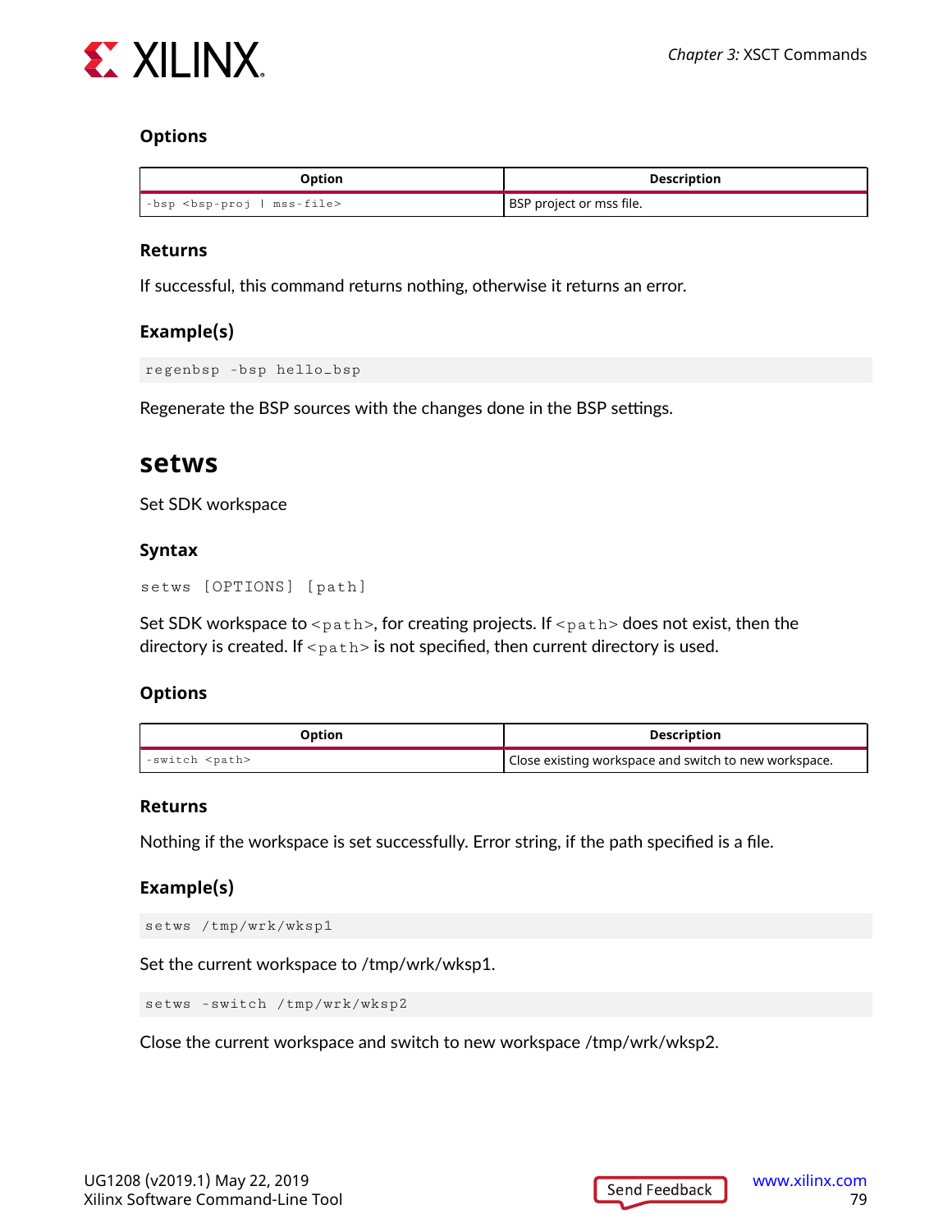### Options

| Option | Description |
|---|---|
| `-bsp <bsp-proj | mss-file>` | BSP project or mss file. |

### Returns

If successful, this command returns nothing, otherwise it returns an error.

### Example(s)

```
regenbsp -bsp hello_bsp
```

Regenerate the BSP sources with the changes done in the BSP settings.

## setws

Set SDK workspace

### Syntax

```
setws [OPTIONS] [path]
```

Set SDK workspace to `<path>`, for creating projects. If `<path>` does not exist, then the directory is created. If `<path>` is not specified, then current directory is used.

### Options

| Option | Description |
|---|---|
| `-switch <path>` | Close existing workspace and switch to new workspace. |

### Returns

Nothing if the workspace is set successfully. Error string, if the path specified is a file.

### Example(s)

```
setws /tmp/wrk/wksp1
```

Set the current workspace to /tmp/wrk/wksp1.

```
setws -switch /tmp/wrk/wksp2
```

Close the current workspace and switch to new workspace /tmp/wrk/wksp2.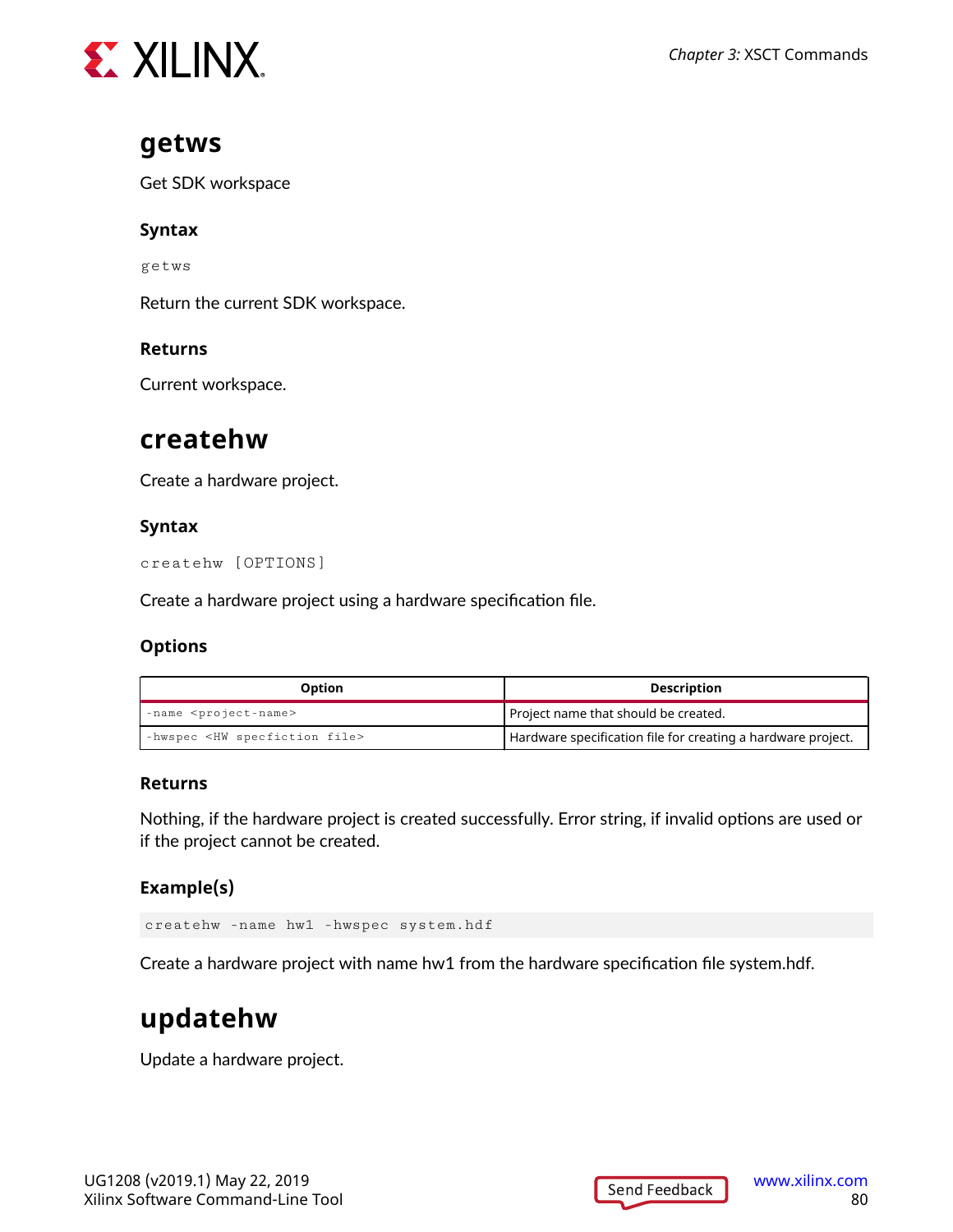## getws

Get SDK workspace

### Syntax

```
getws
```

Return the current SDK workspace.

### Returns

Current workspace.

## createhw

Create a hardware project.

### Syntax

```
createhw [OPTIONS]
```

Create a hardware project using a hardware specification file.

### Options

| Option | Description |
| --- | --- |
| `-name <project-name>` | Project name that should be created. |
| `-hwspec <HW specfiction file>` | Hardware specification file for creating a hardware project. |

### Returns

Nothing, if the hardware project is created successfully. Error string, if invalid options are used or if the project cannot be created.

### Example(s)

```
createhw -name hw1 -hwspec system.hdf
```

Create a hardware project with name hw1 from the hardware specification file system.hdf.

## updatehw

Update a hardware project.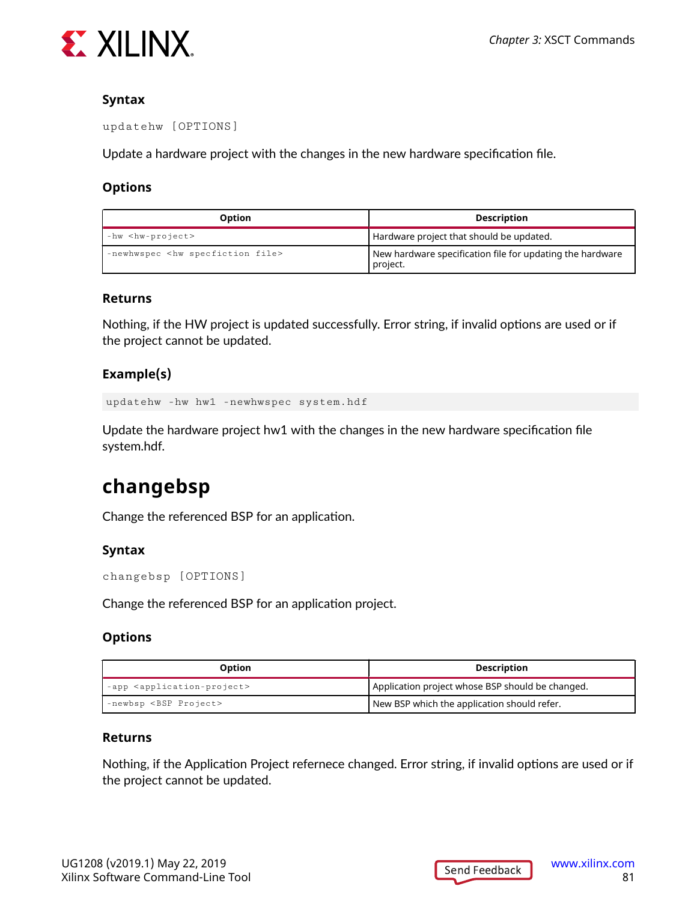### Syntax

```
updatehw [OPTIONS]
```

Update a hardware project with the changes in the new hardware specification file.

### Options

| Option | Description |
|---|---|
| `-hw <hw-project>` | Hardware project that should be updated. |
| `-newhwspec <hw specfiction file>` | New hardware specification file for updating the hardware project. |

### Returns

Nothing, if the HW project is updated successfully. Error string, if invalid options are used or if the project cannot be updated.

### Example(s)

```
updatehw -hw hw1 -newhwspec system.hdf
```

Update the hardware project hw1 with the changes in the new hardware specification file system.hdf.

## changebsp

Change the referenced BSP for an application.

### Syntax

```
changebsp [OPTIONS]
```

Change the referenced BSP for an application project.

### Options

| Option | Description |
|---|---|
| `-app <application-project>` | Application project whose BSP should be changed. |
| `-newbsp <BSP Project>` | New BSP which the application should refer. |

### Returns

Nothing, if the Application Project refernece changed. Error string, if invalid options are used or if the project cannot be updated.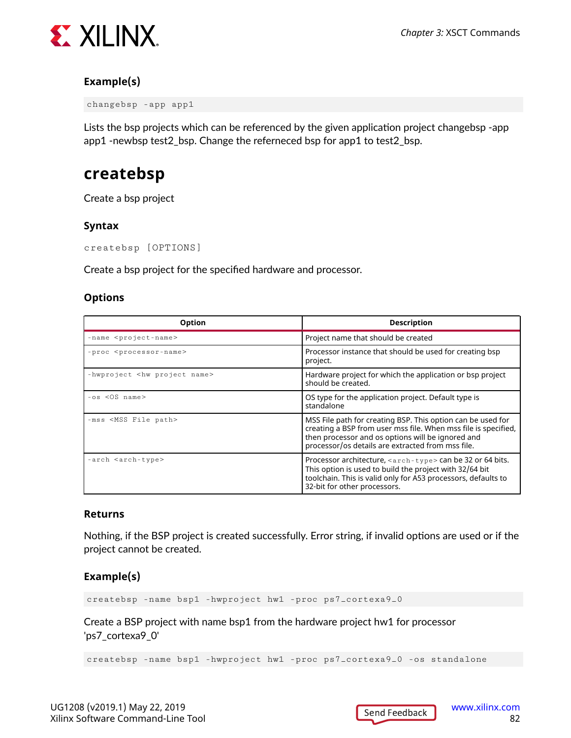#### Example(s)

```
changebsp -app app1
```

Lists the bsp projects which can be referenced by the given application project changebsp -app app1 -newbsp test2_bsp. Change the referneced bsp for app1 to test2_bsp.

## createbsp

Create a bsp project

#### Syntax

```
createbsp [OPTIONS]
```

Create a bsp project for the specified hardware and processor.

#### Options

| Option | Description |
| --- | --- |
| `-name <project-name>` | Project name that should be created |
| `-proc <processor-name>` | Processor instance that should be used for creating bsp project. |
| `-hwproject <hw project name>` | Hardware project for which the application or bsp project should be created. |
| `-os <OS name>` | OS type for the application project. Default type is standalone |
| `-mss <MSS File path>` | MSS File path for creating BSP. This option can be used for creating a BSP from user mss file. When mss file is specified, then processor and os options will be ignored and processor/os details are extracted from mss file. |
| `-arch <arch-type>` | Processor architecture, `<arch-type>` can be 32 or 64 bits. This option is used to build the project with 32/64 bit toolchain. This is valid only for A53 processors, defaults to 32-bit for other processors. |

#### Returns

Nothing, if the BSP project is created successfully. Error string, if invalid options are used or if the project cannot be created.

#### Example(s)

```
createbsp -name bsp1 -hwproject hw1 -proc ps7_cortexa9_0
```

Create a BSP project with name bsp1 from the hardware project hw1 for processor 'ps7_cortexa9_0'

```
createbsp -name bsp1 -hwproject hw1 -proc ps7_cortexa9_0 -os standalone
```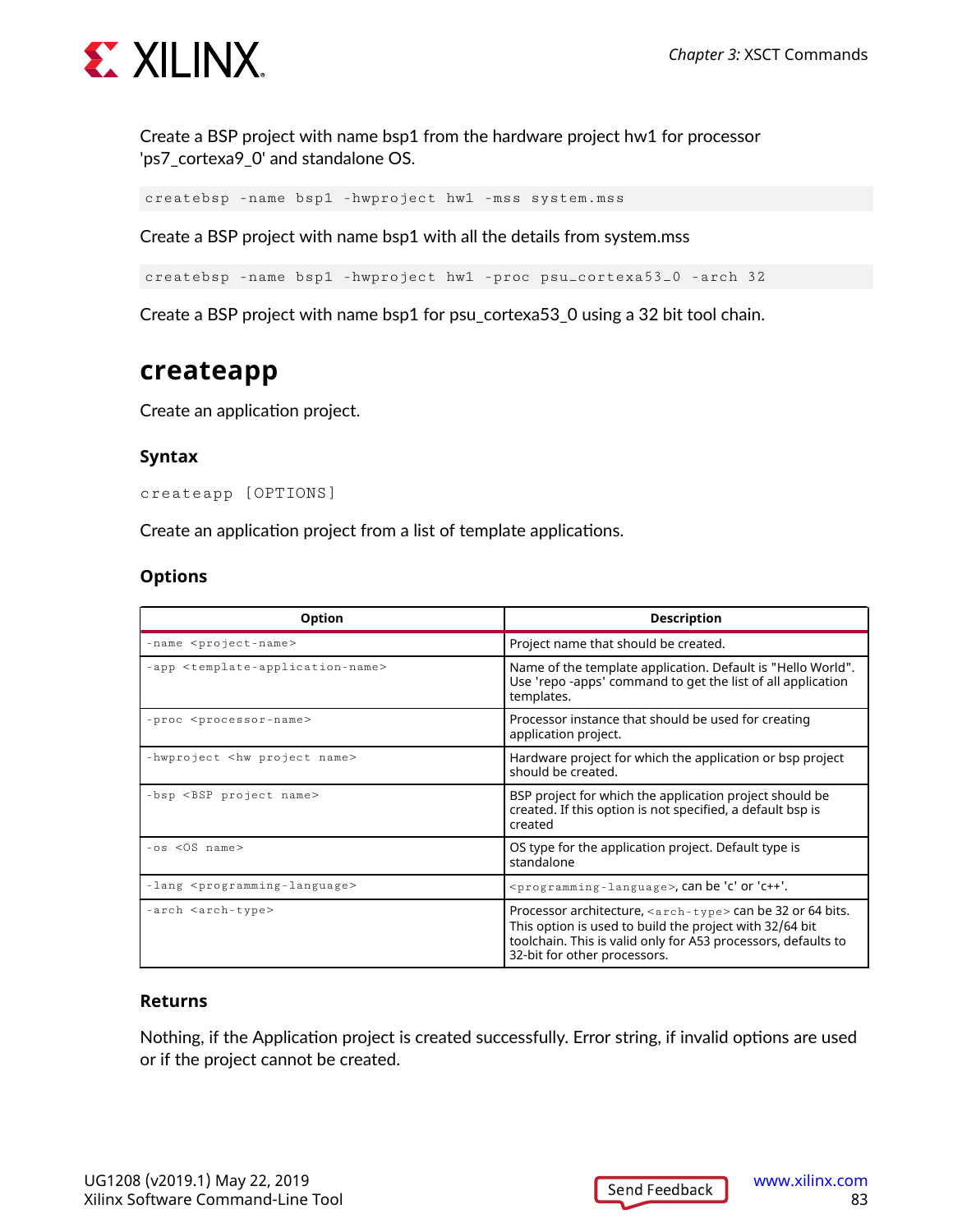Create a BSP project with name bsp1 from the hardware project hw1 for processor 'ps7_cortexa9_0' and standalone OS.

```
createbsp -name bsp1 -hwproject hw1 -mss system.mss
```

Create a BSP project with name bsp1 with all the details from system.mss

```
createbsp -name bsp1 -hwproject hw1 -proc psu_cortexa53_0 -arch 32
```

Create a BSP project with name bsp1 for psu_cortexa53_0 using a 32 bit tool chain.

## createapp

Create an application project.

### Syntax

```
createapp [OPTIONS]
```

Create an application project from a list of template applications.

### Options

| Option | Description |
|---|---|
| `-name <project-name>` | Project name that should be created. |
| `-app <template-application-name>` | Name of the template application. Default is "Hello World". Use 'repo -apps' command to get the list of all application templates. |
| `-proc <processor-name>` | Processor instance that should be used for creating application project. |
| `-hwproject <hw project name>` | Hardware project for which the application or bsp project should be created. |
| `-bsp <BSP project name>` | BSP project for which the application project should be created. If this option is not specified, a default bsp is created |
| `-os <OS name>` | OS type for the application project. Default type is standalone |
| `-lang <programming-language>` | `<programming-language>`, can be 'c' or 'c++'. |
| `-arch <arch-type>` | Processor architecture, `<arch-type>` can be 32 or 64 bits. This option is used to build the project with 32/64 bit toolchain. This is valid only for A53 processors, defaults to 32-bit for other processors. |

### Returns

Nothing, if the Application project is created successfully. Error string, if invalid options are used or if the project cannot be created.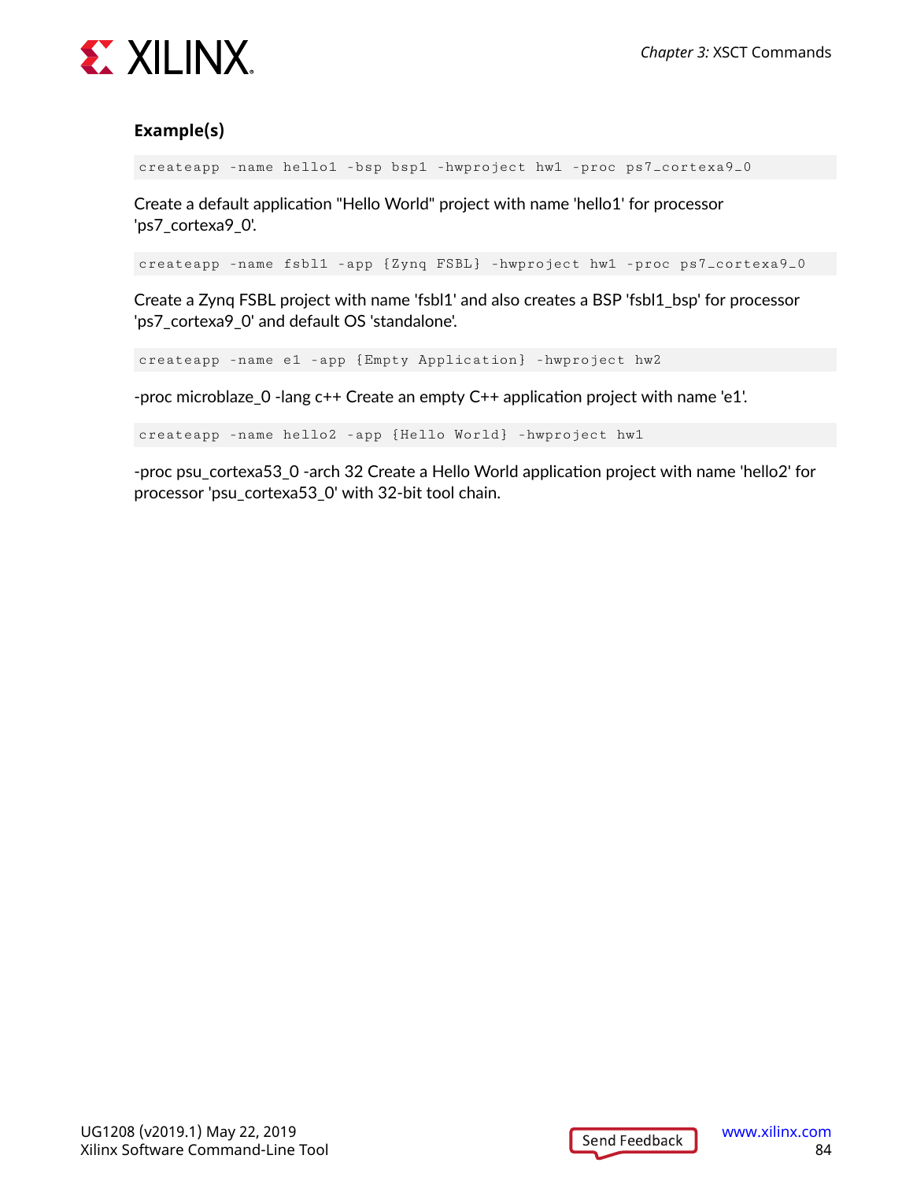### Example(s)

```
createapp -name hello1 -bsp bsp1 -hwproject hw1 -proc ps7_cortexa9_0
```

Create a default application "Hello World" project with name 'hello1' for processor 'ps7_cortexa9_0'.

```
createapp -name fsbl1 -app {Zynq FSBL} -hwproject hw1 -proc ps7_cortexa9_0
```

Create a Zynq FSBL project with name 'fsbl1' and also creates a BSP 'fsbl1_bsp' for processor 'ps7_cortexa9_0' and default OS 'standalone'.

```
createapp -name e1 -app {Empty Application} -hwproject hw2
```

-proc microblaze_0 -lang c++ Create an empty C++ application project with name 'e1'.

```
createapp -name hello2 -app {Hello World} -hwproject hw1
```

-proc psu_cortexa53_0 -arch 32 Create a Hello World application project with name 'hello2' for processor 'psu_cortexa53_0' with 32-bit tool chain.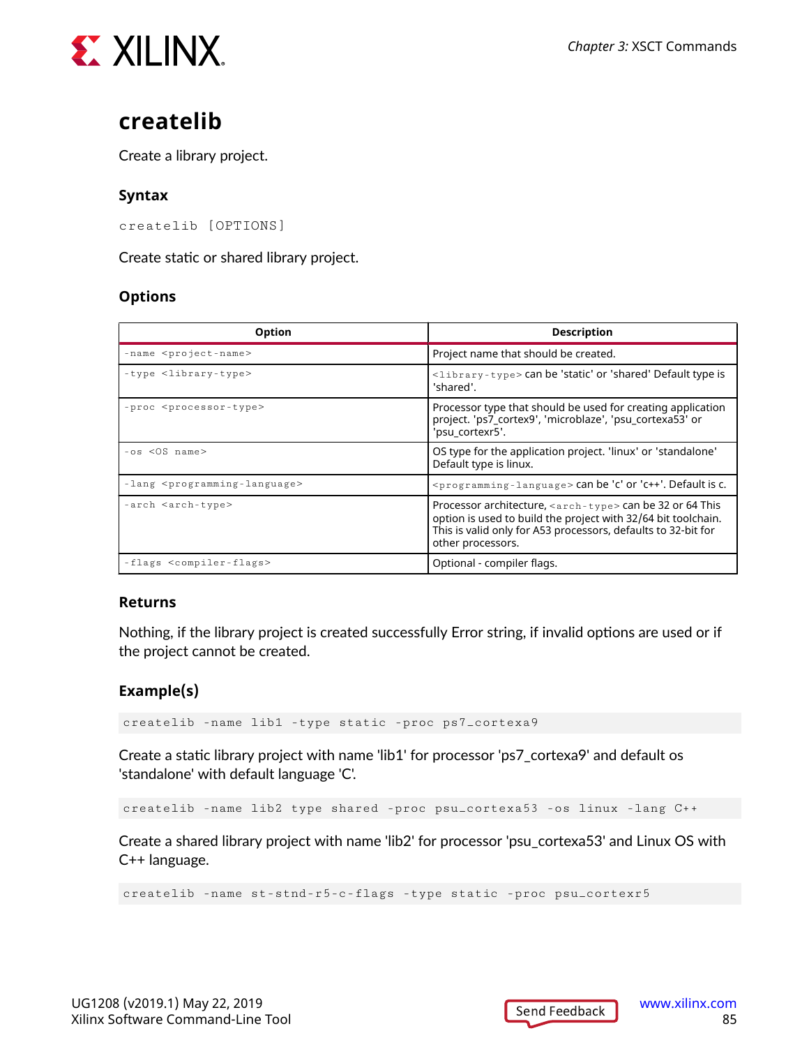## createlib

Create a library project.

### Syntax

```
createlib [OPTIONS]
```

Create static or shared library project.

### Options

| Option | Description |
|---|---|
| `-name <project-name>` | Project name that should be created. |
| `-type <library-type>` | `<library-type>` can be 'static' or 'shared' Default type is 'shared'. |
| `-proc <processor-type>` | Processor type that should be used for creating application project. 'ps7_cortex9', 'microblaze', 'psu_cortexa53' or 'psu_cortexr5'. |
| `-os <OS name>` | OS type for the application project. 'linux' or 'standalone' Default type is linux. |
| `-lang <programming-language>` | `<programming-language>` can be 'c' or 'c++'. Default is c. |
| `-arch <arch-type>` | Processor architecture, `<arch-type>` can be 32 or 64 This option is used to build the project with 32/64 bit toolchain. This is valid only for A53 processors, defaults to 32-bit for other processors. |
| `-flags <compiler-flags>` | Optional - compiler flags. |

### Returns

Nothing, if the library project is created successfully Error string, if invalid options are used or if the project cannot be created.

### Example(s)

```
createlib -name lib1 -type static -proc ps7_cortexa9
```

Create a static library project with name 'lib1' for processor 'ps7_cortexa9' and default os 'standalone' with default language 'C'.

```
createlib -name lib2 type shared -proc psu_cortexa53 -os linux -lang C++
```

Create a shared library project with name 'lib2' for processor 'psu_cortexa53' and Linux OS with C++ language.

```
createlib -name st-stnd-r5-c-flags -type static -proc psu_cortexr5
```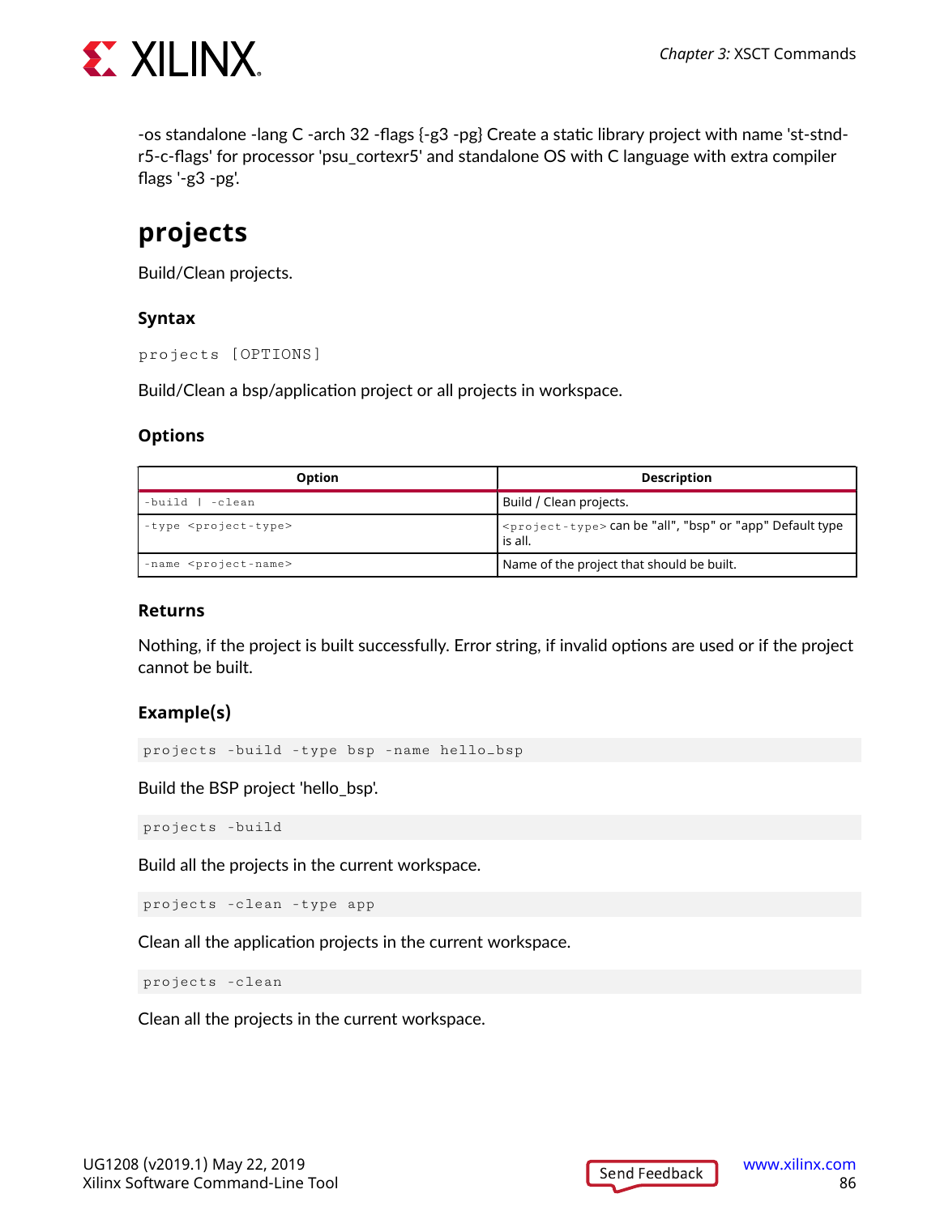-os standalone -lang C -arch 32 -flags {-g3 -pg} Create a static library project with name 'st-stnd-r5-c-flags' for processor 'psu_cortexr5' and standalone OS with C language with extra compiler flags '-g3 -pg'.

## projects

Build/Clean projects.

### Syntax

```
projects [OPTIONS]
```

Build/Clean a bsp/application project or all projects in workspace.

### Options

| Option | Description |
| --- | --- |
| `-build \| -clean` | Build / Clean projects. |
| `-type <project-type>` | `<project-type>` can be "all", "bsp" or "app" Default type is all. |
| `-name <project-name>` | Name of the project that should be built. |

### Returns

Nothing, if the project is built successfully. Error string, if invalid options are used or if the project cannot be built.

### Example(s)

```
projects -build -type bsp -name hello_bsp
```

Build the BSP project 'hello_bsp'.

```
projects -build
```

Build all the projects in the current workspace.

```
projects -clean -type app
```

Clean all the application projects in the current workspace.

```
projects -clean
```

Clean all the projects in the current workspace.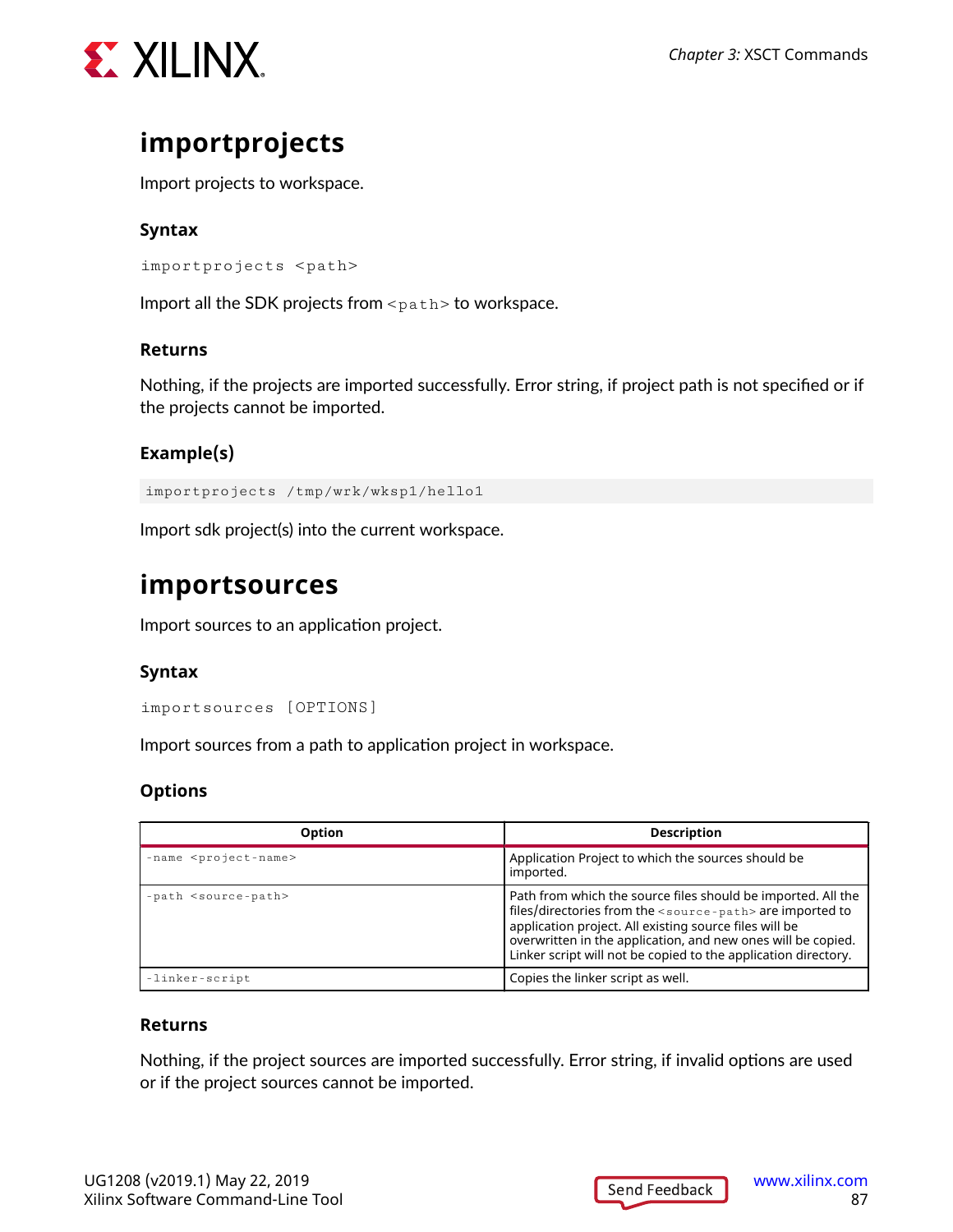## importprojects

Import projects to workspace.

### Syntax

```
importprojects <path>
```

Import all the SDK projects from `<path>` to workspace.

### Returns

Nothing, if the projects are imported successfully. Error string, if project path is not specified or if the projects cannot be imported.

### Example(s)

```
importprojects /tmp/wrk/wksp1/hello1
```

Import sdk project(s) into the current workspace.

## importsources

Import sources to an application project.

### Syntax

```
importsources [OPTIONS]
```

Import sources from a path to application project in workspace.

### Options

| Option | Description |
|---|---|
| `-name <project-name>` | Application Project to which the sources should be imported. |
| `-path <source-path>` | Path from which the source files should be imported. All the files/directories from the `<source-path>` are imported to application project. All existing source files will be overwritten in the application, and new ones will be copied. Linker script will not be copied to the application directory. |
| `-linker-script` | Copies the linker script as well. |

### Returns

Nothing, if the project sources are imported successfully. Error string, if invalid options are used or if the project sources cannot be imported.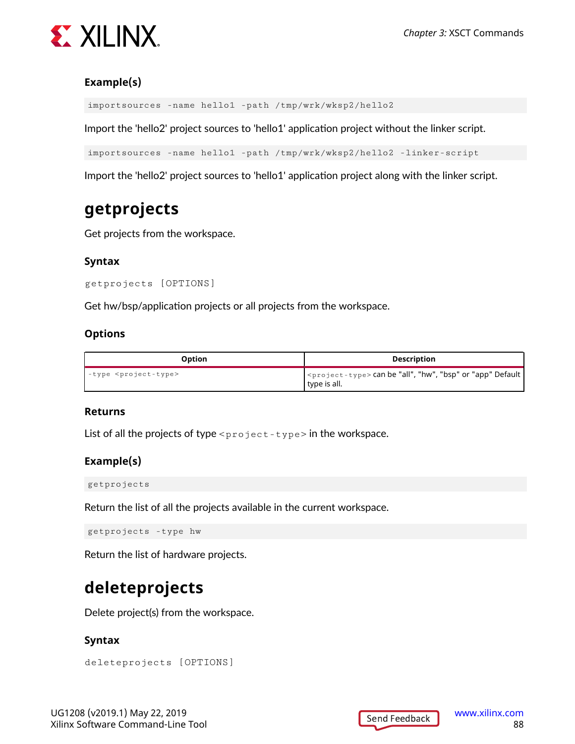### Example(s)

```
importsources -name hello1 -path /tmp/wrk/wksp2/hello2
```

Import the 'hello2' project sources to 'hello1' application project without the linker script.

```
importsources -name hello1 -path /tmp/wrk/wksp2/hello2 -linker-script
```

Import the 'hello2' project sources to 'hello1' application project along with the linker script.

## getprojects

Get projects from the workspace.

### Syntax

```
getprojects [OPTIONS]
```

Get hw/bsp/application projects or all projects from the workspace.

### Options

| Option | Description |
|---|---|
| `-type <project-type>` | `<project-type>` can be "all", "hw", "bsp" or "app" Default type is all. |

### Returns

List of all the projects of type `<project-type>` in the workspace.

### Example(s)

```
getprojects
```

Return the list of all the projects available in the current workspace.

```
getprojects -type hw
```

Return the list of hardware projects.

## deleteprojects

Delete project(s) from the workspace.

### Syntax

```
deleteprojects [OPTIONS]
```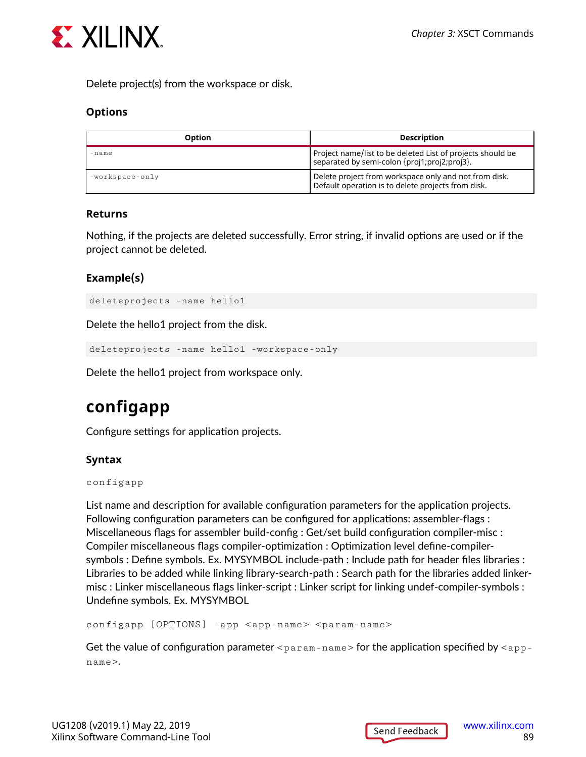Delete project(s) from the workspace or disk.

### Options

| Option | Description |
| --- | --- |
| `-name` | Project name/list to be deleted List of projects should be separated by semi-colon {proj1;proj2;proj3}. |
| `-workspace-only` | Delete project from workspace only and not from disk. Default operation is to delete projects from disk. |

### Returns

Nothing, if the projects are deleted successfully. Error string, if invalid options are used or if the project cannot be deleted.

### Example(s)

```
deleteprojects -name hello1
```

Delete the hello1 project from the disk.

```
deleteprojects -name hello1 -workspace-only
```

Delete the hello1 project from workspace only.

## configapp

Configure settings for application projects.

### Syntax

```
configapp
```

List name and description for available configuration parameters for the application projects. Following configuration parameters can be configured for applications: assembler-flags : Miscellaneous flags for assembler build-config : Get/set build configuration compiler-misc : Compiler miscellaneous flags compiler-optimization : Optimization level define-compiler-symbols : Define symbols. Ex. MYSYMBOL include-path : Include path for header files libraries : Libraries to be added while linking library-search-path : Search path for the libraries added linker-misc : Linker miscellaneous flags linker-script : Linker script for linking undef-compiler-symbols : Undefine symbols. Ex. MYSYMBOL

```
configapp [OPTIONS] -app <app-name> <param-name>
```

Get the value of configuration parameter `<param-name>` for the application specified by `<app-name>`.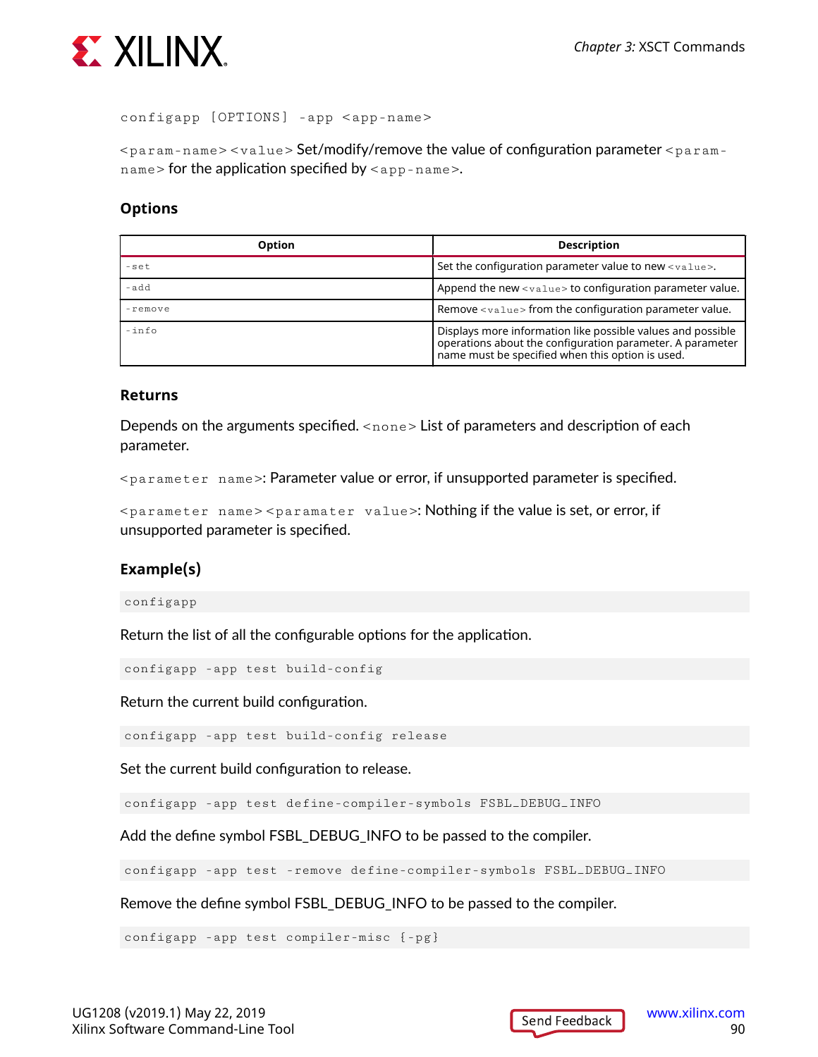```
configapp [OPTIONS] -app <app-name>
```

`<param-name> <value>` Set/modify/remove the value of configuration parameter `<param-name>` for the application specified by `<app-name>`.

### Options

| Option | Description |
|---|---|
| `-set` | Set the configuration parameter value to new `<value>`. |
| `-add` | Append the new `<value>` to configuration parameter value. |
| `-remove` | Remove `<value>` from the configuration parameter value. |
| `-info` | Displays more information like possible values and possible operations about the configuration parameter. A parameter name must be specified when this option is used. |

### Returns

Depends on the arguments specified. `<none>` List of parameters and description of each parameter.

`<parameter name>`: Parameter value or error, if unsupported parameter is specified.

`<parameter name> <paramater value>`: Nothing if the value is set, or error, if unsupported parameter is specified.

### Example(s)

```
configapp
```

Return the list of all the configurable options for the application.

```
configapp -app test build-config
```

Return the current build configuration.

```
configapp -app test build-config release
```

Set the current build configuration to release.

```
configapp -app test define-compiler-symbols FSBL_DEBUG_INFO
```

Add the define symbol FSBL_DEBUG_INFO to be passed to the compiler.

```
configapp -app test -remove define-compiler-symbols FSBL_DEBUG_INFO
```

Remove the define symbol FSBL_DEBUG_INFO to be passed to the compiler.

```
configapp -app test compiler-misc {-pg}
```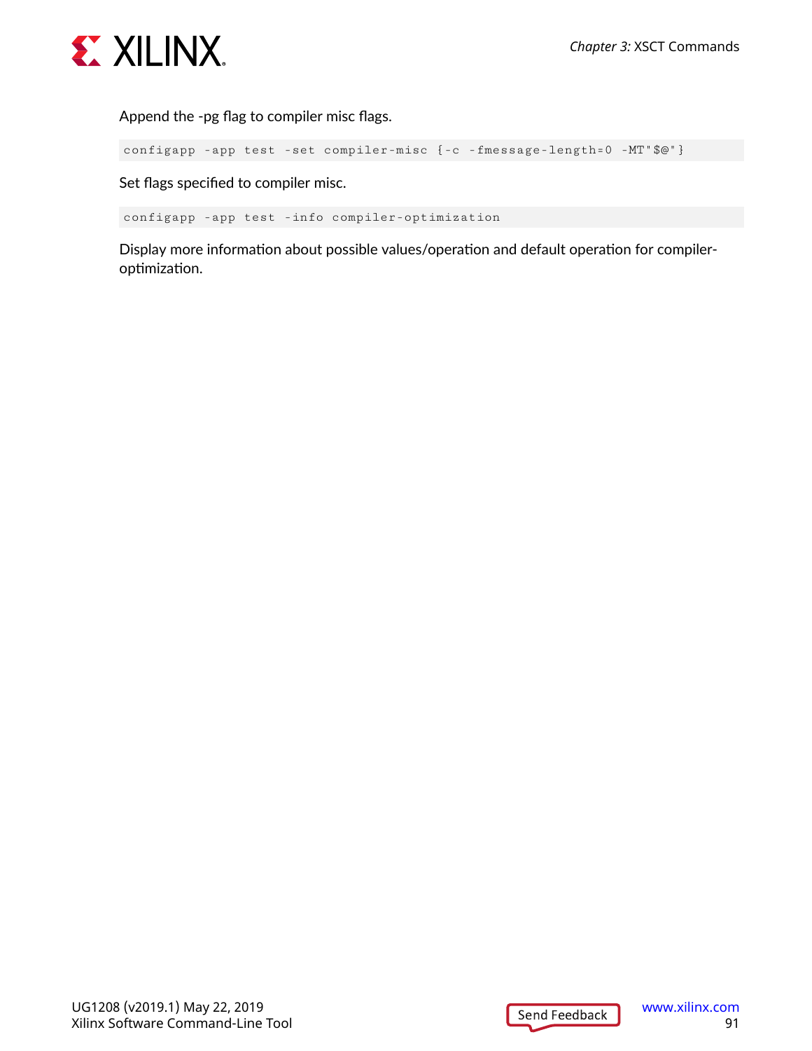Append the -pg flag to compiler misc flags.

```
configapp -app test -set compiler-misc {-c -fmessage-length=0 -MT"$@"}
```

Set flags specified to compiler misc.

```
configapp -app test -info compiler-optimization
```

Display more information about possible values/operation and default operation for compiler-optimization.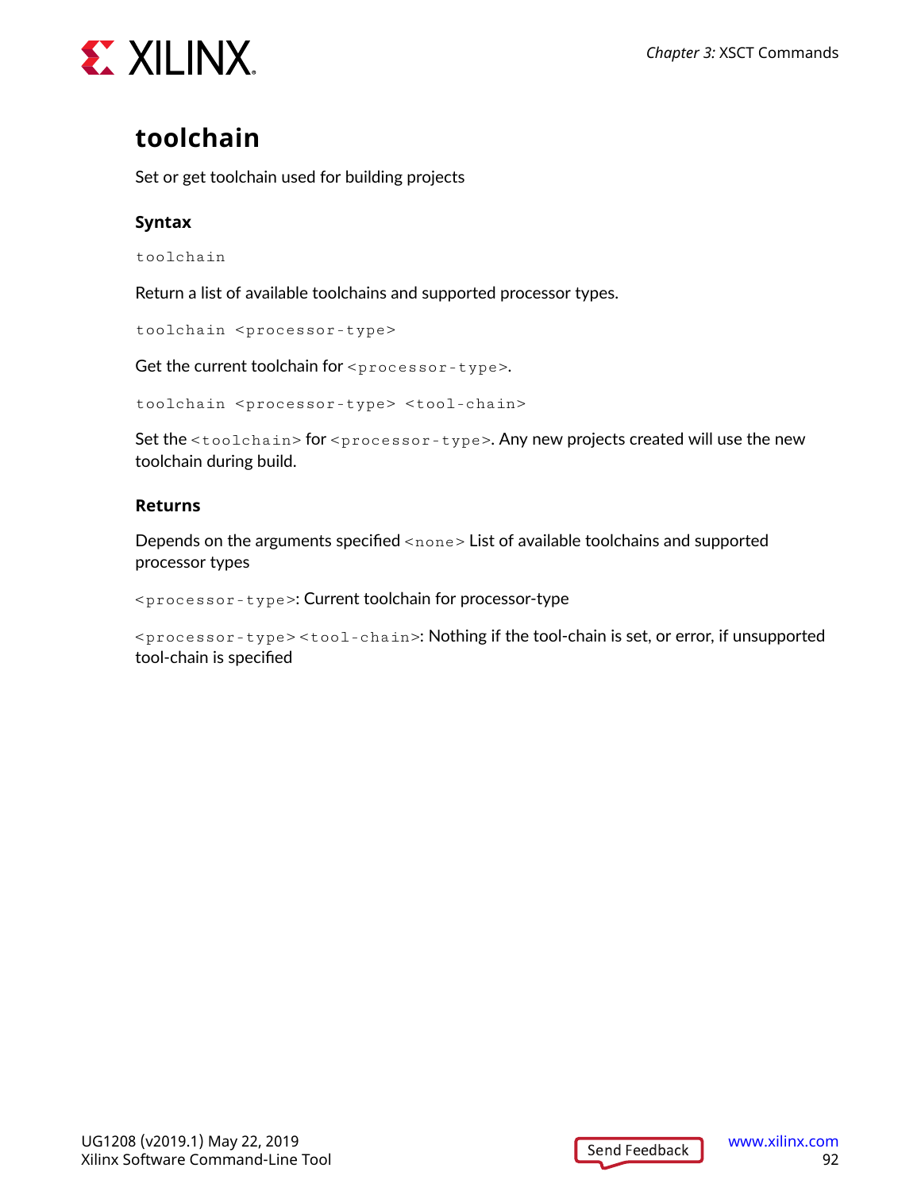## toolchain

Set or get toolchain used for building projects

### Syntax

```
toolchain
```

Return a list of available toolchains and supported processor types.

```
toolchain <processor-type>
```

Get the current toolchain for `<processor-type>`.

```
toolchain <processor-type> <tool-chain>
```

Set the `<toolchain>` for `<processor-type>`. Any new projects created will use the new toolchain during build.

### Returns

Depends on the arguments specified `<none>` List of available toolchains and supported processor types

`<processor-type>`: Current toolchain for processor-type

`<processor-type> <tool-chain>`: Nothing if the tool-chain is set, or error, if unsupported tool-chain is specified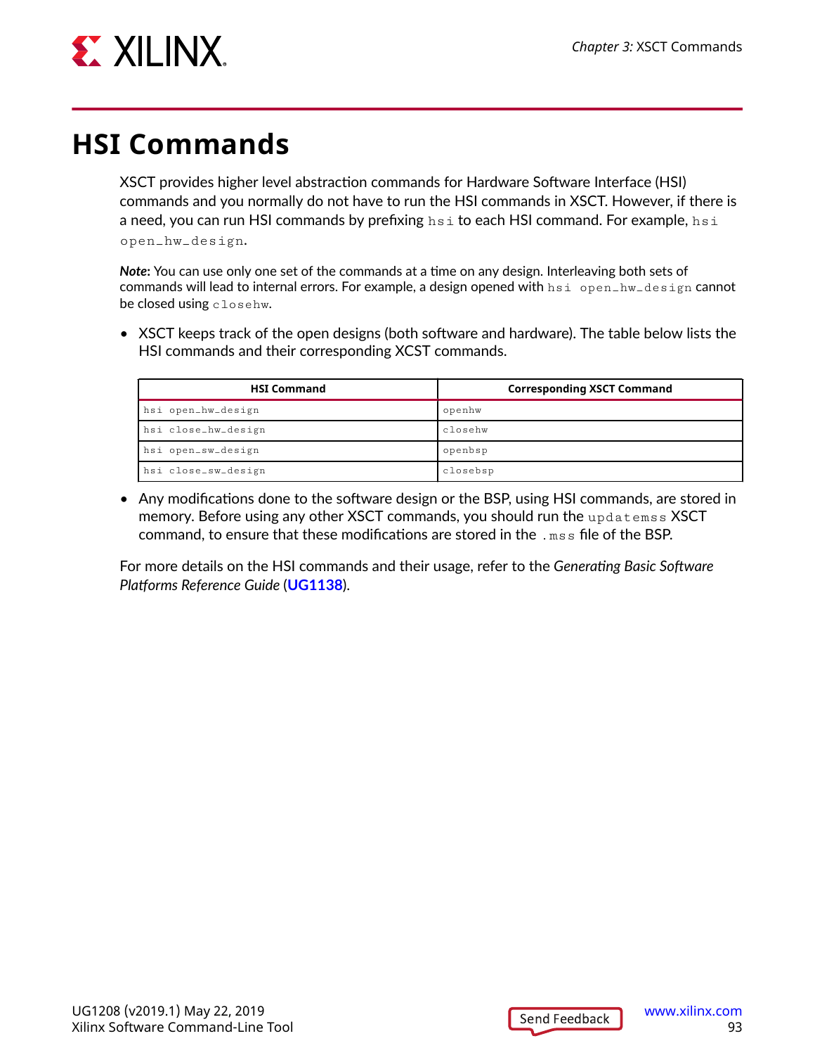# HSI Commands

XSCT provides higher level abstraction commands for Hardware Software Interface (HSI) commands and you normally do not have to run the HSI commands in XSCT. However, if there is a need, you can run HSI commands by prefixing `hsi` to each HSI command. For example, `hsi open_hw_design`.

***Note*:** You can use only one set of the commands at a time on any design. Interleaving both sets of commands will lead to internal errors. For example, a design opened with `hsi open_hw_design` cannot be closed using `closehw`.

- XSCT keeps track of the open designs (both software and hardware). The table below lists the HSI commands and their corresponding XCST commands.

| HSI Command | Corresponding XSCT Command |
|---|---|
| `hsi open_hw_design` | `openhw` |
| `hsi close_hw_design` | `closehw` |
| `hsi open_sw_design` | `openbsp` |
| `hsi close_sw_design` | `closebsp` |

- Any modifications done to the software design or the BSP, using HSI commands, are stored in memory. Before using any other XSCT commands, you should run the `updatemss` XSCT command, to ensure that these modifications are stored in the `.mss` file of the BSP.

For more details on the HSI commands and their usage, refer to the *Generating Basic Software Platforms Reference Guide* (UG1138).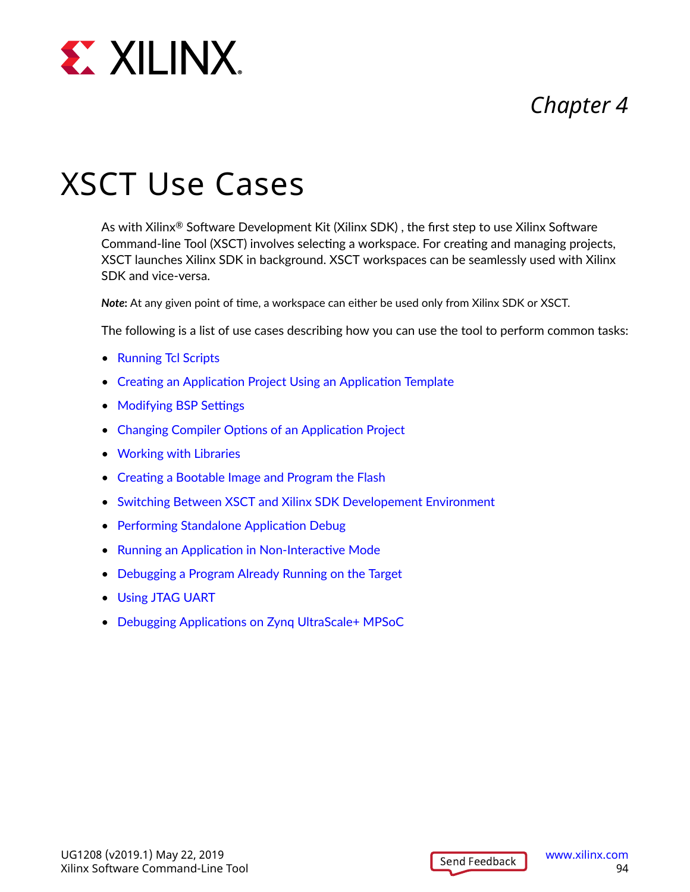# Chapter 4

# XSCT Use Cases

As with Xilinx® Software Development Kit (Xilinx SDK) , the first step to use Xilinx Software Command-line Tool (XSCT) involves selecting a workspace. For creating and managing projects, XSCT launches Xilinx SDK in background. XSCT workspaces can be seamlessly used with Xilinx SDK and vice-versa.

***Note*:** At any given point of time, a workspace can either be used only from Xilinx SDK or XSCT.

The following is a list of use cases describing how you can use the tool to perform common tasks:

- Running Tcl Scripts
- Creating an Application Project Using an Application Template
- Modifying BSP Settings
- Changing Compiler Options of an Application Project
- Working with Libraries
- Creating a Bootable Image and Program the Flash
- Switching Between XSCT and Xilinx SDK Developement Environment
- Performing Standalone Application Debug
- Running an Application in Non-Interactive Mode
- Debugging a Program Already Running on the Target
- Using JTAG UART
- Debugging Applications on Zynq UltraScale+ MPSoC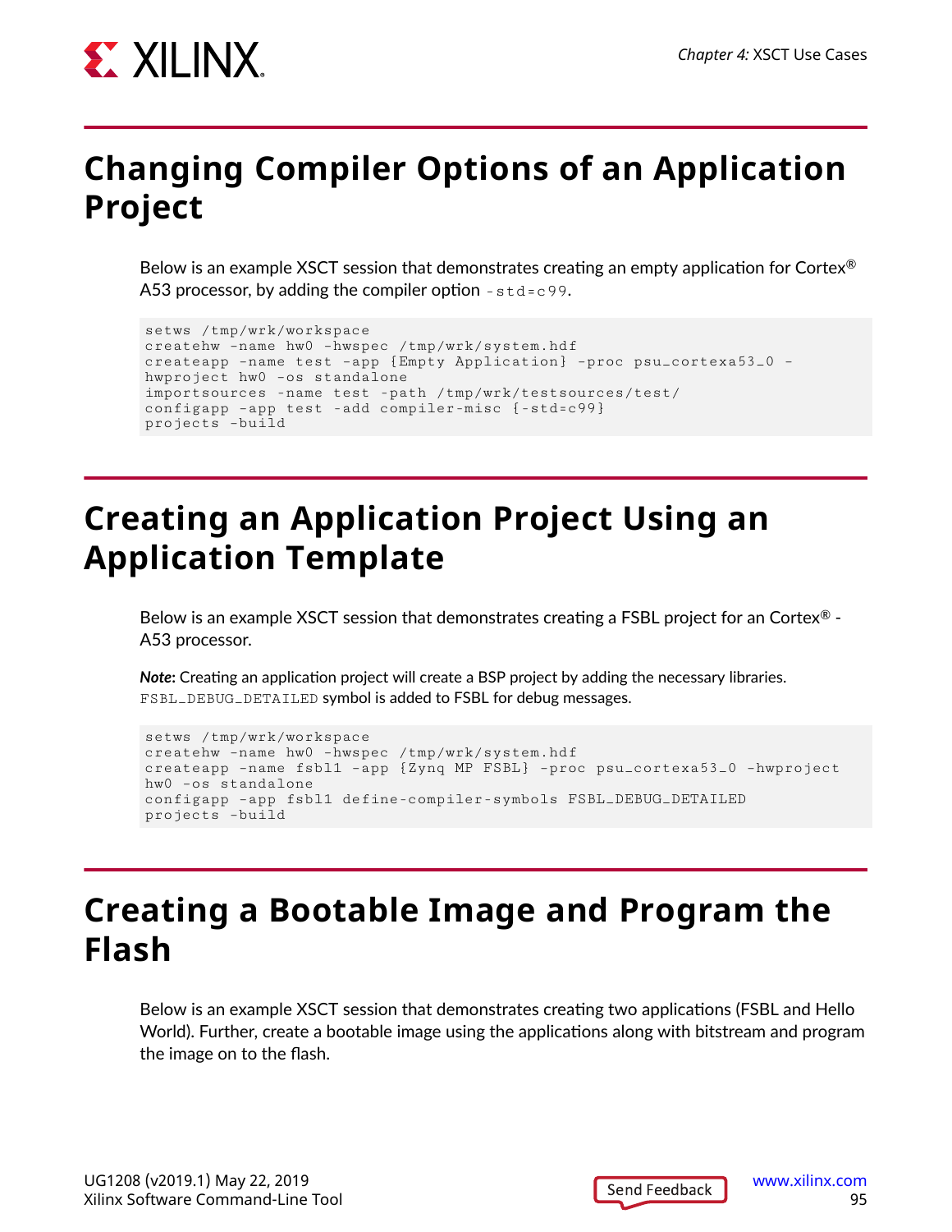# Changing Compiler Options of an Application Project

Below is an example XSCT session that demonstrates creating an empty application for Cortex® A53 processor, by adding the compiler option `-std=c99`.

```
setws /tmp/wrk/workspace
createhw -name hw0 -hwspec /tmp/wrk/system.hdf
createapp -name test -app {Empty Application} -proc psu_cortexa53_0 -
hwproject hw0 -os standalone
importsources -name test -path /tmp/wrk/testsources/test/
configapp -app test -add compiler-misc {-std=c99}
projects -build
```

# Creating an Application Project Using an Application Template

Below is an example XSCT session that demonstrates creating a FSBL project for an Cortex® - A53 processor.

***Note***: Creating an application project will create a BSP project by adding the necessary libraries. `FSBL_DEBUG_DETAILED` symbol is added to FSBL for debug messages.

```
setws /tmp/wrk/workspace
createhw -name hw0 -hwspec /tmp/wrk/system.hdf
createapp -name fsbl1 -app {Zynq MP FSBL} -proc psu_cortexa53_0 -hwproject
hw0 -os standalone
configapp -app fsbl1 define-compiler-symbols FSBL_DEBUG_DETAILED
projects -build
```

# Creating a Bootable Image and Program the Flash

Below is an example XSCT session that demonstrates creating two applications (FSBL and Hello World). Further, create a bootable image using the applications along with bitstream and program the image on to the flash.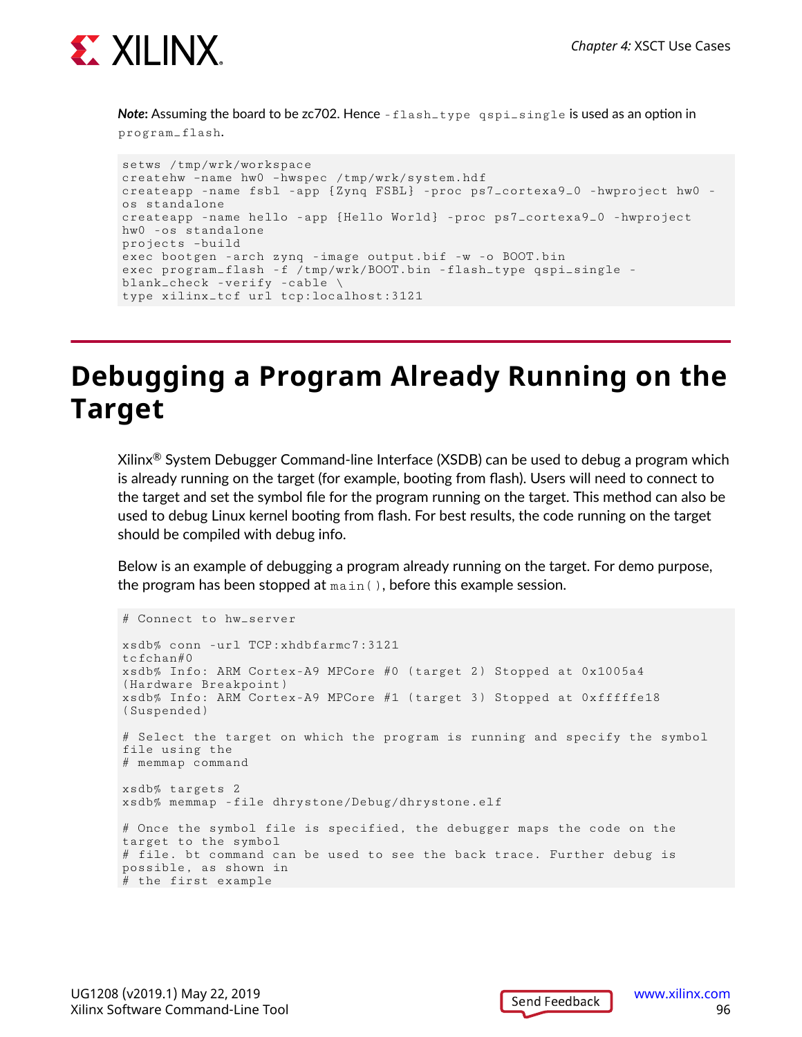***Note*:** Assuming the board to be zc702. Hence `-flash_type qspi_single` is used as an option in `program_flash`.

```
setws /tmp/wrk/workspace
createhw -name hw0 -hwspec /tmp/wrk/system.hdf
createapp -name fsbl -app {Zynq FSBL} -proc ps7_cortexa9_0 -hwproject hw0 -
os standalone
createapp -name hello -app {Hello World} -proc ps7_cortexa9_0 -hwproject
hw0 -os standalone
projects -build
exec bootgen -arch zynq -image output.bif -w -o BOOT.bin
exec program_flash -f /tmp/wrk/BOOT.bin -flash_type qspi_single -
blank_check -verify -cable \
type xilinx_tcf url tcp:localhost:3121
```

# Debugging a Program Already Running on the Target

Xilinx® System Debugger Command-line Interface (XSDB) can be used to debug a program which is already running on the target (for example, booting from flash). Users will need to connect to the target and set the symbol file for the program running on the target. This method can also be used to debug Linux kernel booting from flash. For best results, the code running on the target should be compiled with debug info.

Below is an example of debugging a program already running on the target. For demo purpose, the program has been stopped at `main()`, before this example session.

```
# Connect to hw_server

xsdb% conn -url TCP:xhdbfarmc7:3121
tcfchan#0
xsdb% Info: ARM Cortex-A9 MPCore #0 (target 2) Stopped at 0x1005a4
(Hardware Breakpoint)
xsdb% Info: ARM Cortex-A9 MPCore #1 (target 3) Stopped at 0xfffffe18
(Suspended)

# Select the target on which the program is running and specify the symbol
file using the
# memmap command

xsdb% targets 2
xsdb% memmap -file dhrystone/Debug/dhrystone.elf

# Once the symbol file is specified, the debugger maps the code on the
target to the symbol
# file. bt command can be used to see the back trace. Further debug is
possible, as shown in
# the first example
```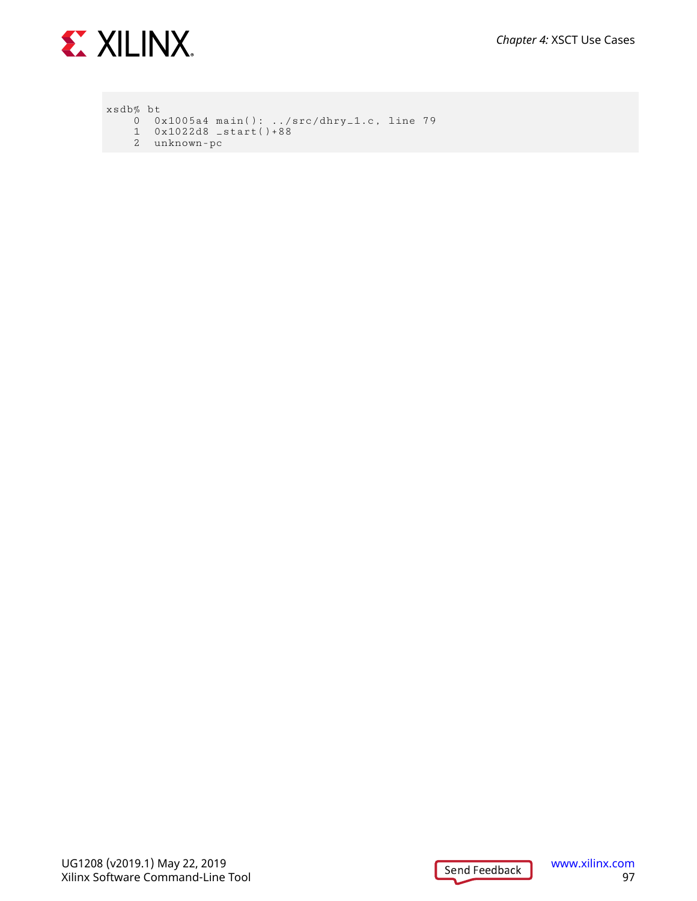```
xsdb% bt
    0  0x1005a4 main(): ../src/dhry_1.c, line 79
    1  0x1022d8 _start()+88
    2  unknown-pc
```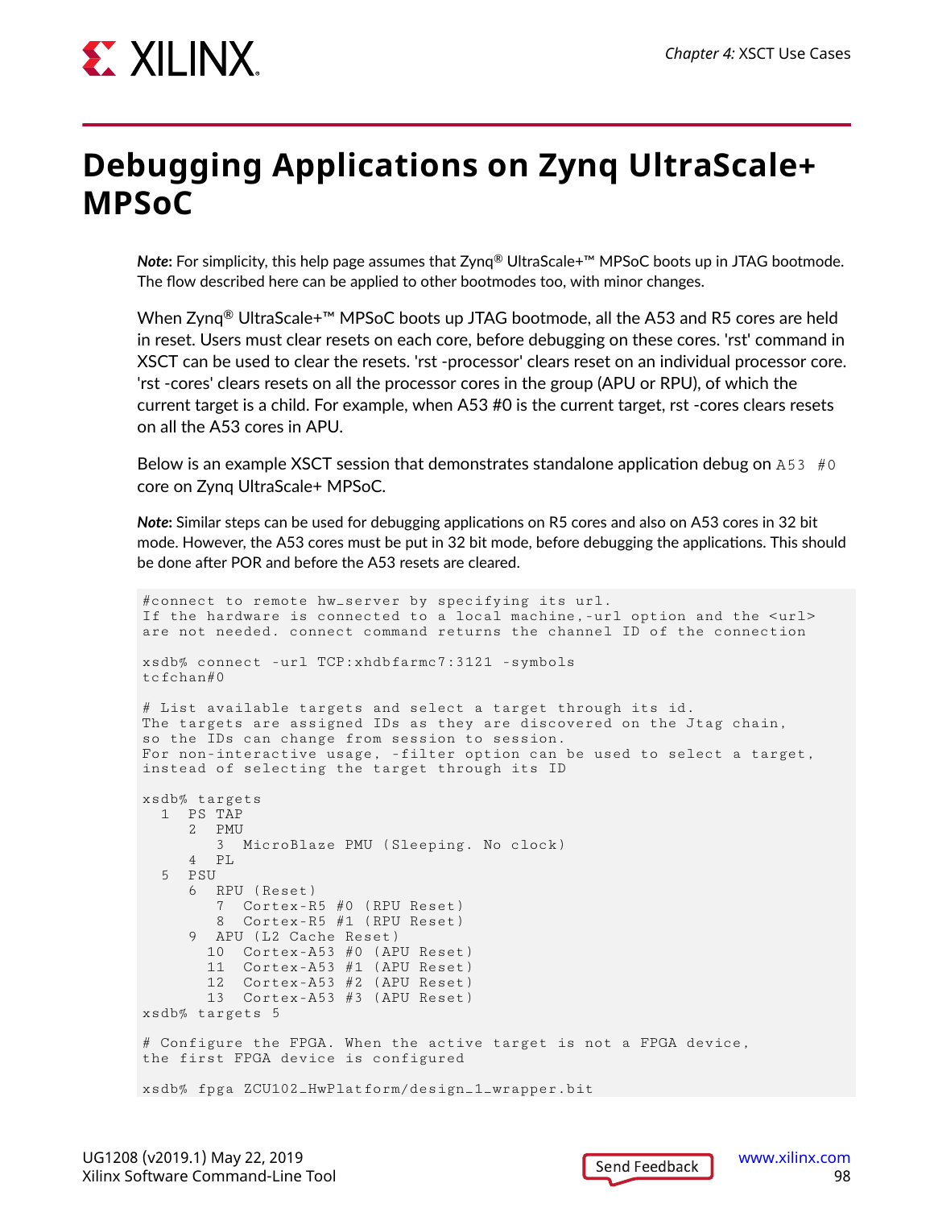# Debugging Applications on Zynq UltraScale+ MPSoC

***Note*:** For simplicity, this help page assumes that Zynq® UltraScale+™ MPSoC boots up in JTAG bootmode. The flow described here can be applied to other bootmodes too, with minor changes.

When Zynq® UltraScale+™ MPSoC boots up JTAG bootmode, all the A53 and R5 cores are held in reset. Users must clear resets on each core, before debugging on these cores. 'rst' command in XSCT can be used to clear the resets. 'rst -processor' clears reset on an individual processor core. 'rst -cores' clears resets on all the processor cores in the group (APU or RPU), of which the current target is a child. For example, when A53 #0 is the current target, rst -cores clears resets on all the A53 cores in APU.

Below is an example XSCT session that demonstrates standalone application debug on `A53 #0` core on Zynq UltraScale+ MPSoC.

***Note*:** Similar steps can be used for debugging applications on R5 cores and also on A53 cores in 32 bit mode. However, the A53 cores must be put in 32 bit mode, before debugging the applications. This should be done after POR and before the A53 resets are cleared.

```
#connect to remote hw_server by specifying its url.
If the hardware is connected to a local machine,-url option and the <url>
are not needed. connect command returns the channel ID of the connection

xsdb% connect -url TCP:xhdbfarmc7:3121 -symbols
tcfchan#0

# List available targets and select a target through its id.
The targets are assigned IDs as they are discovered on the Jtag chain,
so the IDs can change from session to session.
For non-interactive usage, -filter option can be used to select a target,
instead of selecting the target through its ID

xsdb% targets
  1  PS TAP
     2  PMU
        3  MicroBlaze PMU (Sleeping. No clock)
     4  PL
  5  PSU
     6  RPU (Reset)
        7  Cortex-R5 #0 (RPU Reset)
        8  Cortex-R5 #1 (RPU Reset)
     9  APU (L2 Cache Reset)
       10  Cortex-A53 #0 (APU Reset)
       11  Cortex-A53 #1 (APU Reset)
       12  Cortex-A53 #2 (APU Reset)
       13  Cortex-A53 #3 (APU Reset)
xsdb% targets 5

# Configure the FPGA. When the active target is not a FPGA device,
the first FPGA device is configured

xsdb% fpga ZCU102_HwPlatform/design_1_wrapper.bit
```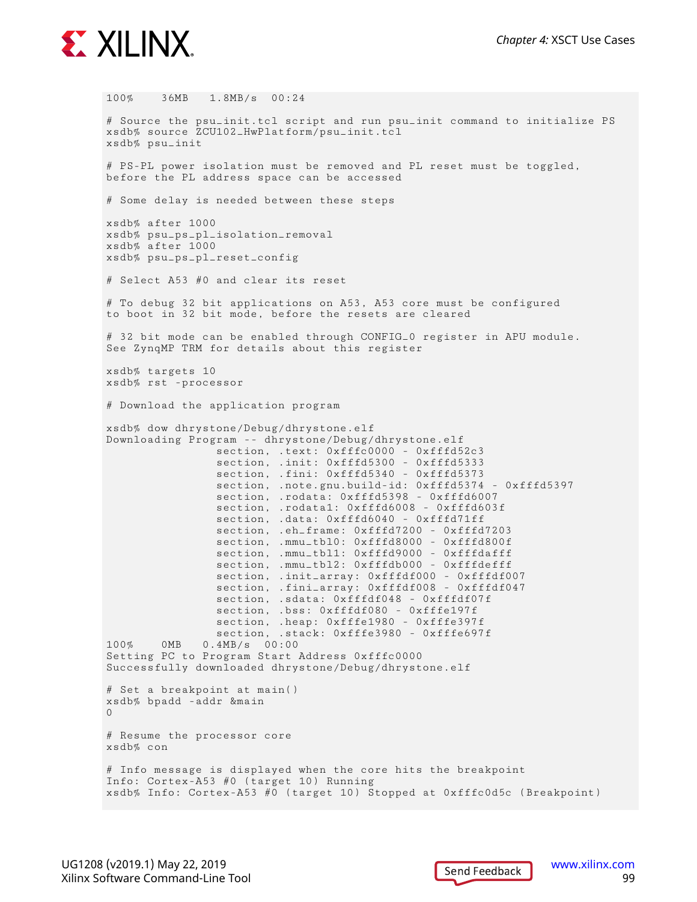```
100%    36MB   1.8MB/s  00:24

# Source the psu_init.tcl script and run psu_init command to initialize PS
xsdb% source ZCU102_HwPlatform/psu_init.tcl
xsdb% psu_init

# PS-PL power isolation must be removed and PL reset must be toggled,
before the PL address space can be accessed

# Some delay is needed between these steps

xsdb% after 1000
xsdb% psu_ps_pl_isolation_removal
xsdb% after 1000
xsdb% psu_ps_pl_reset_config

# Select A53 #0 and clear its reset

# To debug 32 bit applications on A53, A53 core must be configured
to boot in 32 bit mode, before the resets are cleared

# 32 bit mode can be enabled through CONFIG_0 register in APU module.
See ZynqMP TRM for details about this register

xsdb% targets 10
xsdb% rst -processor

# Download the application program

xsdb% dow dhrystone/Debug/dhrystone.elf
Downloading Program -- dhrystone/Debug/dhrystone.elf
                section, .text: 0xfffc0000 - 0xfffd52c3
                section, .init: 0xfffd5300 - 0xfffd5333
                section, .fini: 0xfffd5340 - 0xfffd5373
                section, .note.gnu.build-id: 0xfffd5374 - 0xfffd5397
                section, .rodata: 0xfffd5398 - 0xfffd6007
                section, .rodata1: 0xfffd6008 - 0xfffd603f
                section, .data: 0xfffd6040 - 0xfffd71ff
                section, .eh_frame: 0xfffd7200 - 0xfffd7203
                section, .mmu_tbl0: 0xfffd8000 - 0xfffd800f
                section, .mmu_tbl1: 0xfffd9000 - 0xfffdafff
                section, .mmu_tbl2: 0xfffdb000 - 0xfffdefff
                section, .init_array: 0xfffdf000 - 0xfffdf007
                section, .fini_array: 0xfffdf008 - 0xfffdf047
                section, .sdata: 0xfffdf048 - 0xfffdf07f
                section, .bss: 0xfffdf080 - 0xfffe197f
                section, .heap: 0xfffe1980 - 0xfffe397f
                section, .stack: 0xfffe3980 - 0xfffe697f
100%    0MB   0.4MB/s  00:00
Setting PC to Program Start Address 0xfffc0000
Successfully downloaded dhrystone/Debug/dhrystone.elf

# Set a breakpoint at main()
xsdb% bpadd -addr &main
0

# Resume the processor core
xsdb% con

# Info message is displayed when the core hits the breakpoint
Info: Cortex-A53 #0 (target 10) Running
xsdb% Info: Cortex-A53 #0 (target 10) Stopped at 0xfffc0d5c (Breakpoint)
```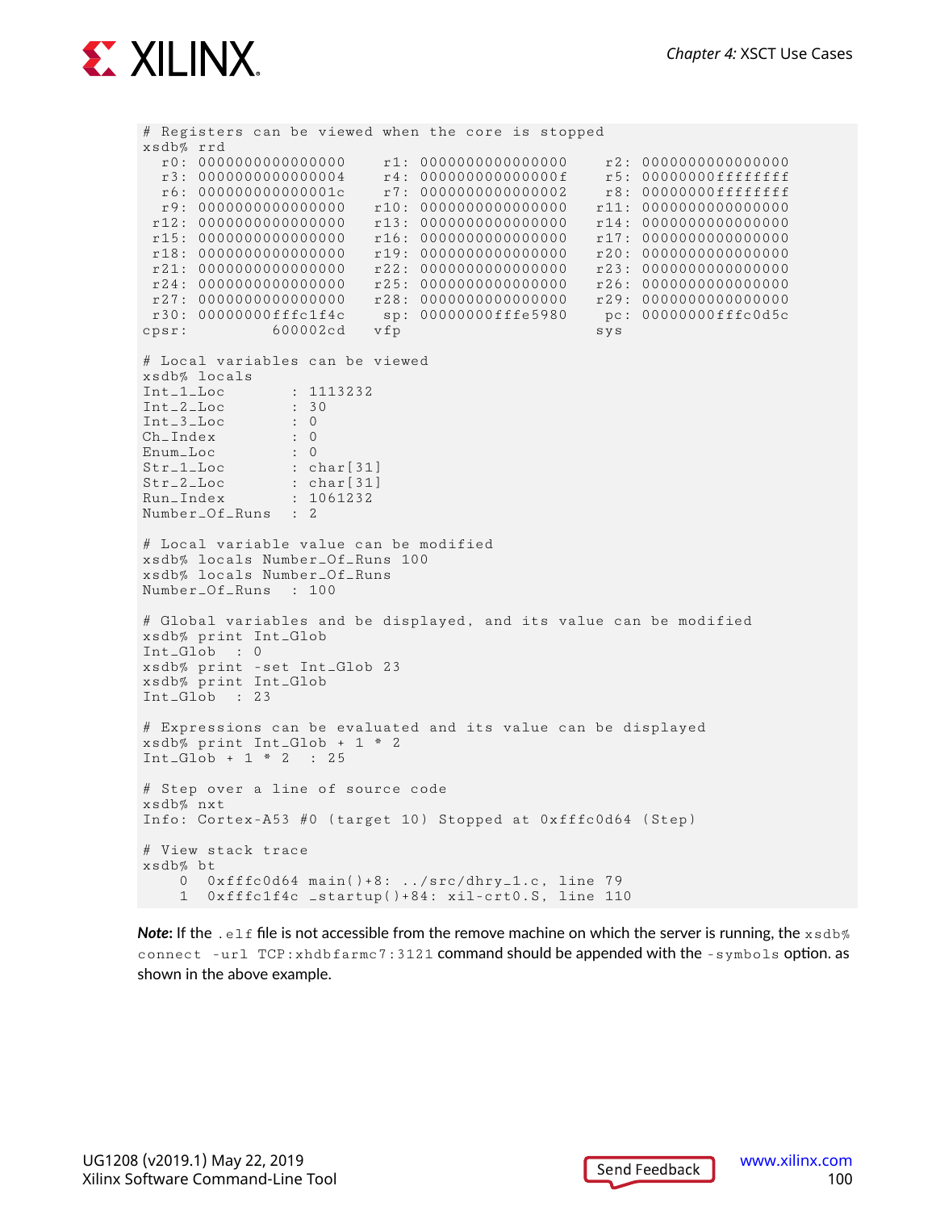```
# Registers can be viewed when the core is stopped
xsdb% rrd
  r0: 0000000000000000    r1: 0000000000000000    r2: 0000000000000000
  r3: 0000000000000004    r4: 000000000000000f    r5: 00000000ffffffff
  r6: 000000000000001c    r7: 0000000000000002    r8: 00000000ffffffff
  r9: 0000000000000000   r10: 0000000000000000   r11: 0000000000000000
 r12: 0000000000000000   r13: 0000000000000000   r14: 0000000000000000
 r15: 0000000000000000   r16: 0000000000000000   r17: 0000000000000000
 r18: 0000000000000000   r19: 0000000000000000   r20: 0000000000000000
 r21: 0000000000000000   r22: 0000000000000000   r23: 0000000000000000
 r24: 0000000000000000   r25: 0000000000000000   r26: 0000000000000000
 r27: 0000000000000000   r28: 0000000000000000   r29: 0000000000000000
 r30: 00000000fffc1f4c    sp: 00000000fffe5980    pc: 00000000fffc0d5c
cpsr:         600002cd   vfp                     sys

# Local variables can be viewed
xsdb% locals
Int_1_Loc       : 1113232
Int_2_Loc       : 30
Int_3_Loc       : 0
Ch_Index        : 0
Enum_Loc        : 0
Str_1_Loc       : char[31]
Str_2_Loc       : char[31]
Run_Index       : 1061232
Number_Of_Runs  : 2

# Local variable value can be modified
xsdb% locals Number_Of_Runs 100
xsdb% locals Number_Of_Runs
Number_Of_Runs  : 100

# Global variables and be displayed, and its value can be modified
xsdb% print Int_Glob
Int_Glob  : 0
xsdb% print -set Int_Glob 23
xsdb% print Int_Glob
Int_Glob  : 23

# Expressions can be evaluated and its value can be displayed
xsdb% print Int_Glob + 1 * 2
Int_Glob + 1 * 2  : 25

# Step over a line of source code
xsdb% nxt
Info: Cortex-A53 #0 (target 10) Stopped at 0xfffc0d64 (Step)

# View stack trace
xsdb% bt
    0  0xfffc0d64 main()+8: ../src/dhry_1.c, line 79
    1  0xfffc1f4c _startup()+84: xil-crt0.S, line 110
```

***Note:*** If the `.elf` file is not accessible from the remove machine on which the server is running, the `xsdb% connect -url TCP:xhdbfarmc7:3121` command should be appended with the `-symbols` option. as shown in the above example.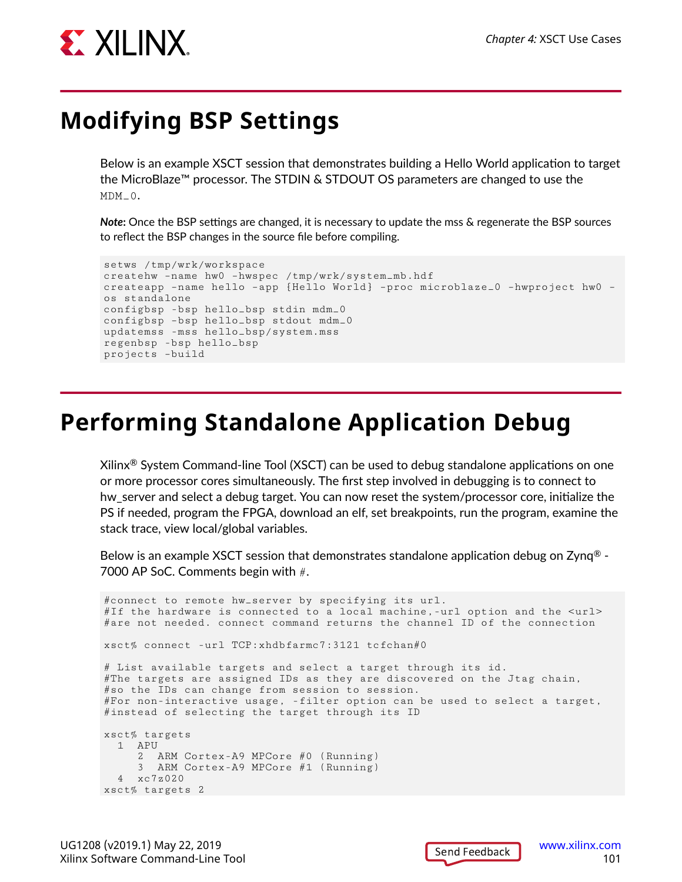## Modifying BSP Settings

Below is an example XSCT session that demonstrates building a Hello World application to target the MicroBlaze™ processor. The STDIN & STDOUT OS parameters are changed to use the `MDM_0`.

***Note***: Once the BSP settings are changed, it is necessary to update the mss & regenerate the BSP sources to reflect the BSP changes in the source file before compiling.

```
setws /tmp/wrk/workspace
createhw -name hw0 -hwspec /tmp/wrk/system_mb.hdf
createapp -name hello -app {Hello World} -proc microblaze_0 -hwproject hw0 -
os standalone
configbsp -bsp hello_bsp stdin mdm_0
configbsp -bsp hello_bsp stdout mdm_0
updatemss -mss hello_bsp/system.mss
regenbsp -bsp hello_bsp
projects -build
```

## Performing Standalone Application Debug

Xilinx® System Command-line Tool (XSCT) can be used to debug standalone applications on one or more processor cores simultaneously. The first step involved in debugging is to connect to hw_server and select a debug target. You can now reset the system/processor core, initialize the PS if needed, program the FPGA, download an elf, set breakpoints, run the program, examine the stack trace, view local/global variables.

Below is an example XSCT session that demonstrates standalone application debug on Zynq® - 7000 AP SoC. Comments begin with `#`.

```
#connect to remote hw_server by specifying its url.
#If the hardware is connected to a local machine,-url option and the <url>
#are not needed. connect command returns the channel ID of the connection

xsct% connect -url TCP:xhdbfarmc7:3121 tcfchan#0

# List available targets and select a target through its id.
#The targets are assigned IDs as they are discovered on the Jtag chain,
#so the IDs can change from session to session.
#For non-interactive usage, -filter option can be used to select a target,
#instead of selecting the target through its ID

xsct% targets
  1  APU
     2  ARM Cortex-A9 MPCore #0 (Running)
     3  ARM Cortex-A9 MPCore #1 (Running)
  4  xc7z020
xsct% targets 2
```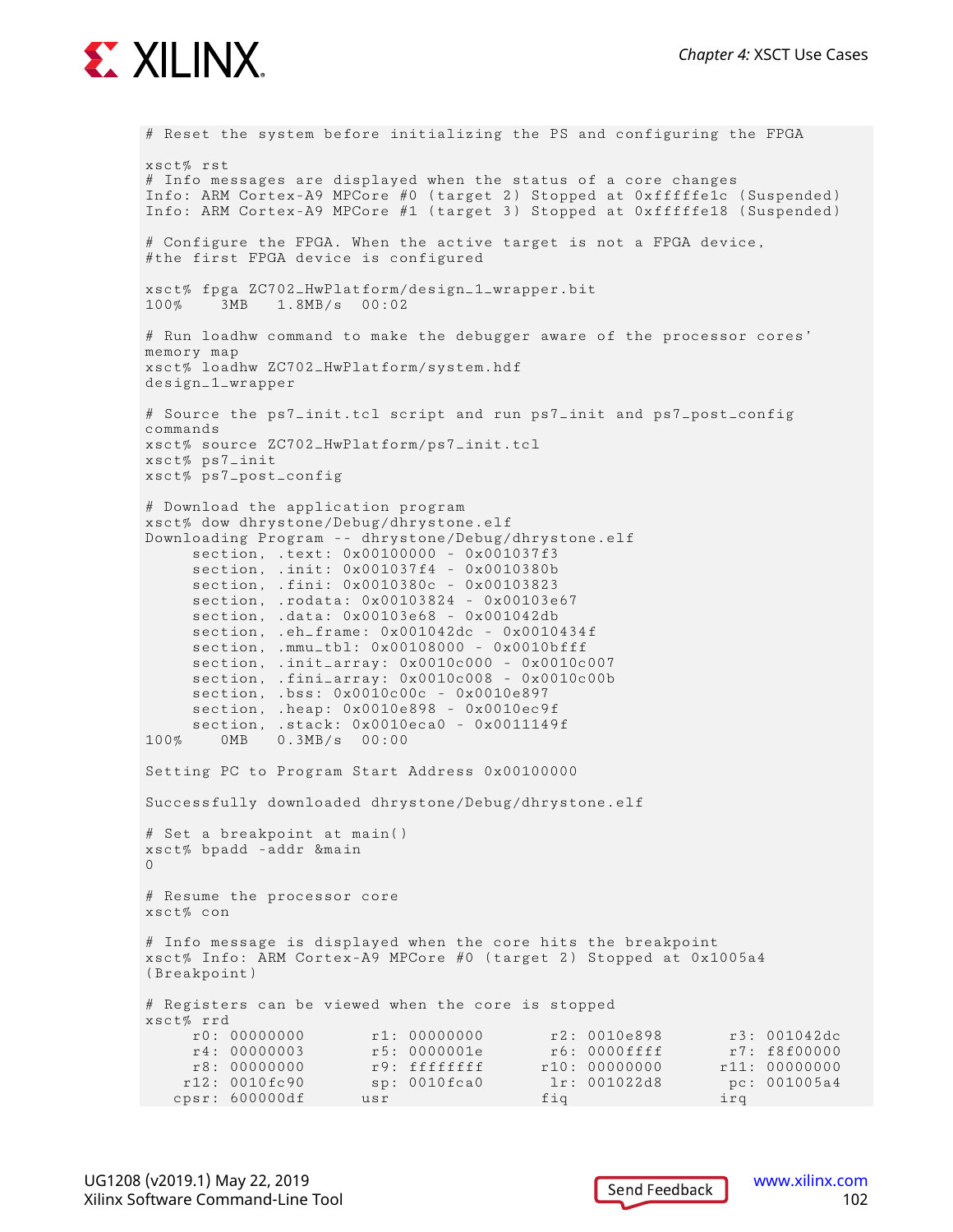```
# Reset the system before initializing the PS and configuring the FPGA

xsct% rst
# Info messages are displayed when the status of a core changes
Info: ARM Cortex-A9 MPCore #0 (target 2) Stopped at 0xffffffe1c (Suspended)
Info: ARM Cortex-A9 MPCore #1 (target 3) Stopped at 0xfffffe18 (Suspended)

# Configure the FPGA. When the active target is not a FPGA device,
#the first FPGA device is configured

xsct% fpga ZC702_HwPlatform/design_1_wrapper.bit
100%    3MB   1.8MB/s  00:02

# Run loadhw command to make the debugger aware of the processor cores'
memory map
xsct% loadhw ZC702_HwPlatform/system.hdf
design_1_wrapper

# Source the ps7_init.tcl script and run ps7_init and ps7_post_config
commands
xsct% source ZC702_HwPlatform/ps7_init.tcl
xsct% ps7_init
xsct% ps7_post_config

# Download the application program
xsct% dow dhrystone/Debug/dhrystone.elf
Downloading Program -- dhrystone/Debug/dhrystone.elf
     section, .text: 0x00100000 - 0x001037f3
     section, .init: 0x001037f4 - 0x0010380b
     section, .fini: 0x0010380c - 0x00103823
     section, .rodata: 0x00103824 - 0x00103e67
     section, .data: 0x00103e68 - 0x001042db
     section, .eh_frame: 0x001042dc - 0x0010434f
     section, .mmu_tbl: 0x00108000 - 0x0010bfff
     section, .init_array: 0x0010c000 - 0x0010c007
     section, .fini_array: 0x0010c008 - 0x0010c00b
     section, .bss: 0x0010c00c - 0x0010e897
     section, .heap: 0x0010e898 - 0x0010ec9f
     section, .stack: 0x0010eca0 - 0x0011149f
100%    0MB   0.3MB/s  00:00

Setting PC to Program Start Address 0x00100000

Successfully downloaded dhrystone/Debug/dhrystone.elf

# Set a breakpoint at main()
xsct% bpadd -addr &main
0

# Resume the processor core
xsct% con

# Info message is displayed when the core hits the breakpoint
xsct% Info: ARM Cortex-A9 MPCore #0 (target 2) Stopped at 0x1005a4
(Breakpoint)

# Registers can be viewed when the core is stopped
xsct% rrd
     r0: 00000000       r1: 00000000       r2: 0010e898       r3: 001042dc
     r4: 00000003       r5: 0000001e       r6: 0000ffff       r7: f8f00000
     r8: 00000000       r9: ffffffff      r10: 00000000      r11: 00000000
    r12: 0010fc90       sp: 0010fca0       lr: 001022d8       pc: 001005a4
   cpsr: 600000df      usr                fiq                irq
```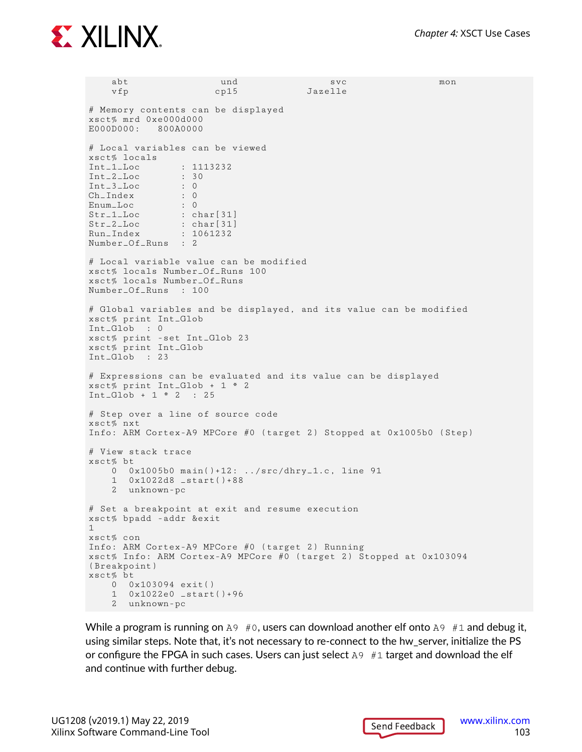```
    abt                 und                 svc                 mon
    vfp                 cp15                Jazelle

# Memory contents can be displayed
xsct% mrd 0xe000d000
E000D000:   800A0000

# Local variables can be viewed
xsct% locals
Int_1_Loc        : 1113232
Int_2_Loc        : 30
Int_3_Loc        : 0
Ch_Index         : 0
Enum_Loc         : 0
Str_1_Loc        : char[31]
Str_2_Loc        : char[31]
Run_Index        : 1061232
Number_Of_Runs   : 2

# Local variable value can be modified
xsct% locals Number_Of_Runs 100
xsct% locals Number_Of_Runs
Number_Of_Runs   : 100

# Global variables and be displayed, and its value can be modified
xsct% print Int_Glob
Int_Glob   : 0
xsct% print -set Int_Glob 23
xsct% print Int_Glob
Int_Glob   : 23

# Expressions can be evaluated and its value can be displayed
xsct% print Int_Glob + 1 * 2
Int_Glob + 1 * 2   : 25

# Step over a line of source code
xsct% nxt
Info: ARM Cortex-A9 MPCore #0 (target 2) Stopped at 0x1005b0 (Step)

# View stack trace
xsct% bt
    0  0x1005b0 main()+12: ../src/dhry_1.c, line 91
    1  0x1022d8 _start()+88
    2  unknown-pc

# Set a breakpoint at exit and resume execution
xsct% bpadd -addr &exit
1
xsct% con
Info: ARM Cortex-A9 MPCore #0 (target 2) Running
xsct% Info: ARM Cortex-A9 MPCore #0 (target 2) Stopped at 0x103094
(Breakpoint)
xsct% bt
    0  0x103094 exit()
    1  0x1022e0 _start()+96
    2  unknown-pc
```

While a program is running on `A9 #0`, users can download another elf onto `A9 #1` and debug it, using similar steps. Note that, it's not necessary to re-connect to the hw_server, initialize the PS or configure the FPGA in such cases. Users can just select `A9 #1` target and download the elf and continue with further debug.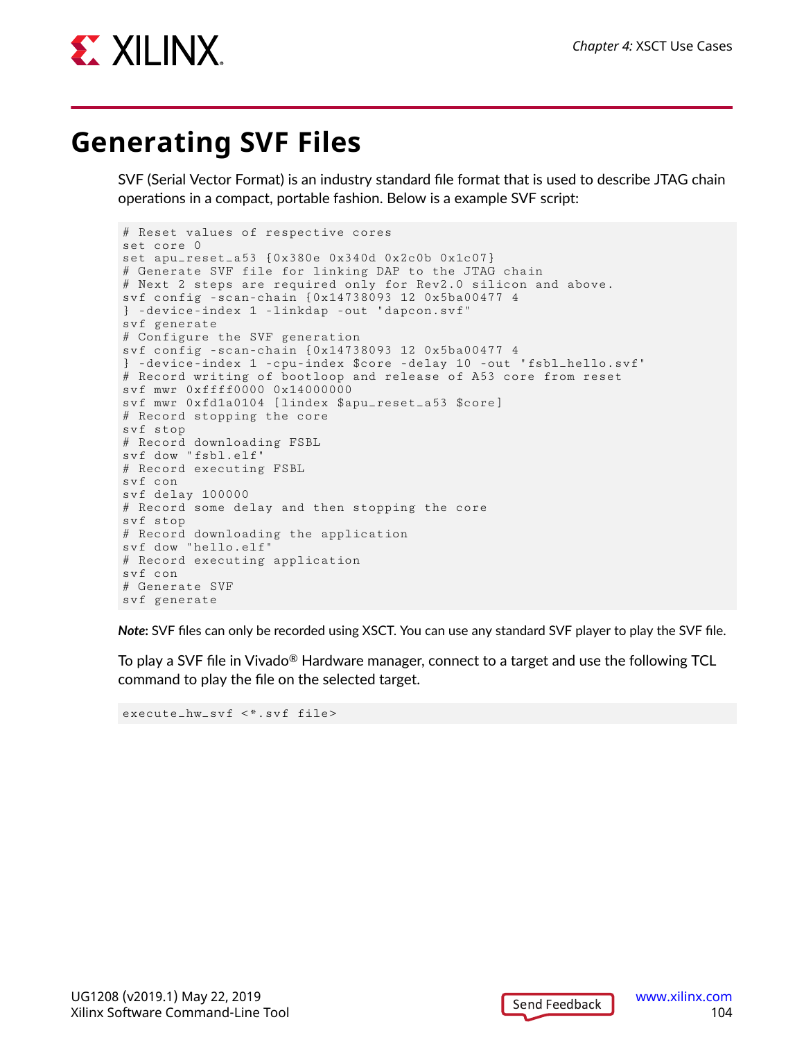# Generating SVF Files

SVF (Serial Vector Format) is an industry standard file format that is used to describe JTAG chain operations in a compact, portable fashion. Below is a example SVF script:

```
# Reset values of respective cores
set core 0
set apu_reset_a53 {0x380e 0x340d 0x2c0b 0x1c07}
# Generate SVF file for linking DAP to the JTAG chain
# Next 2 steps are required only for Rev2.0 silicon and above.
svf config -scan-chain {0x14738093 12 0x5ba00477 4
} -device-index 1 -linkdap -out "dapcon.svf"
svf generate
# Configure the SVF generation
svf config -scan-chain {0x14738093 12 0x5ba00477 4
} -device-index 1 -cpu-index $core -delay 10 -out "fsbl_hello.svf"
# Record writing of bootloop and release of A53 core from reset
svf mwr 0xffff0000 0x14000000
svf mwr 0xfd1a0104 [lindex $apu_reset_a53 $core]
# Record stopping the core
svf stop
# Record downloading FSBL
svf dow "fsbl.elf"
# Record executing FSBL
svf con
svf delay 100000
# Record some delay and then stopping the core
svf stop
# Record downloading the application
svf dow "hello.elf"
# Record executing application
svf con
# Generate SVF
svf generate
```

***Note:*** SVF files can only be recorded using XSCT. You can use any standard SVF player to play the SVF file.

To play a SVF file in Vivado® Hardware manager, connect to a target and use the following TCL command to play the file on the selected target.

```
execute_hw_svf <*.svf file>
```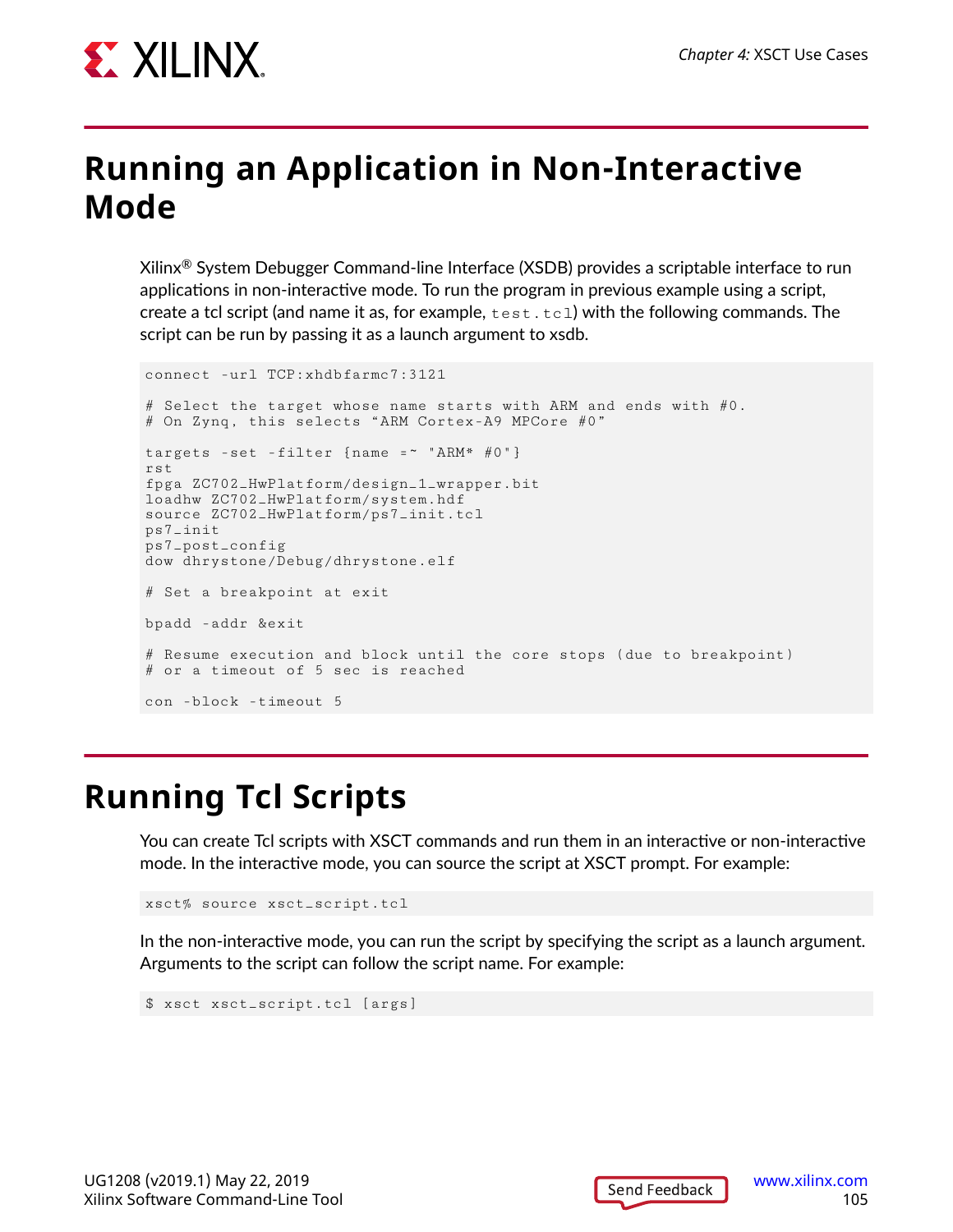# Running an Application in Non-Interactive Mode

Xilinx® System Debugger Command-line Interface (XSDB) provides a scriptable interface to run applications in non-interactive mode. To run the program in previous example using a script, create a tcl script (and name it as, for example, `test.tcl`) with the following commands. The script can be run by passing it as a launch argument to xsdb.

```
connect -url TCP:xhdbfarmc7:3121

# Select the target whose name starts with ARM and ends with #0.
# On Zynq, this selects “ARM Cortex-A9 MPCore #0”

targets -set -filter {name =~ "ARM* #0"}
rst
fpga ZC702_HwPlatform/design_1_wrapper.bit
loadhw ZC702_HwPlatform/system.hdf
source ZC702_HwPlatform/ps7_init.tcl
ps7_init
ps7_post_config
dow dhrystone/Debug/dhrystone.elf

# Set a breakpoint at exit

bpadd -addr &exit

# Resume execution and block until the core stops (due to breakpoint)
# or a timeout of 5 sec is reached

con -block -timeout 5
```

# Running Tcl Scripts

You can create Tcl scripts with XSCT commands and run them in an interactive or non-interactive mode. In the interactive mode, you can source the script at XSCT prompt. For example:

```
xsct% source xsct_script.tcl
```

In the non-interactive mode, you can run the script by specifying the script as a launch argument. Arguments to the script can follow the script name. For example:

```
$ xsct xsct_script.tcl [args]
```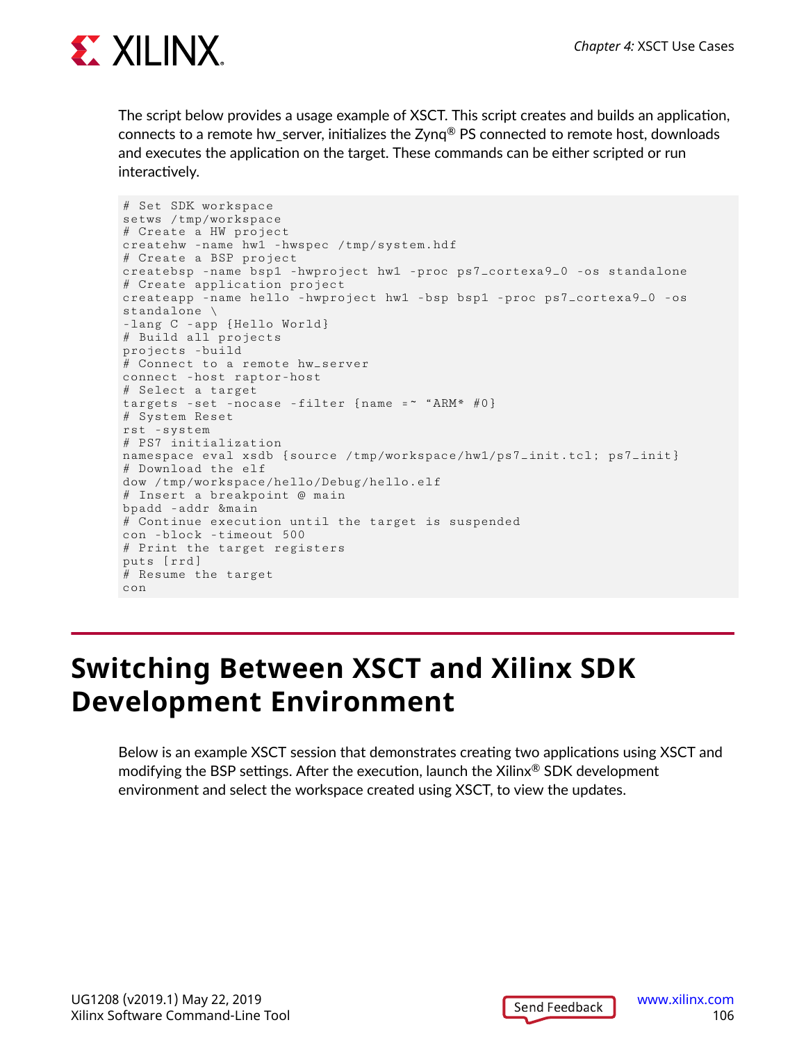The script below provides a usage example of XSCT. This script creates and builds an application, connects to a remote hw_server, initializes the Zynq® PS connected to remote host, downloads and executes the application on the target. These commands can be either scripted or run interactively.

```
# Set SDK workspace
setws /tmp/workspace
# Create a HW project
createhw -name hw1 -hwspec /tmp/system.hdf
# Create a BSP project
createbsp -name bsp1 -hwproject hw1 -proc ps7_cortexa9_0 -os standalone
# Create application project
createapp -name hello -hwproject hw1 -bsp bsp1 -proc ps7_cortexa9_0 -os
standalone \
-lang C -app {Hello World}
# Build all projects
projects -build
# Connect to a remote hw_server
connect -host raptor-host
# Select a target
targets -set -nocase -filter {name =~ "ARM* #0}
# System Reset
rst -system
# PS7 initialization
namespace eval xsdb {source /tmp/workspace/hw1/ps7_init.tcl; ps7_init}
# Download the elf
dow /tmp/workspace/hello/Debug/hello.elf
# Insert a breakpoint @ main
bpadd -addr &main
# Continue execution until the target is suspended
con -block -timeout 500
# Print the target registers
puts [rrd]
# Resume the target
con
```

# Switching Between XSCT and Xilinx SDK Development Environment

Below is an example XSCT session that demonstrates creating two applications using XSCT and modifying the BSP settings. After the execution, launch the Xilinx® SDK development environment and select the workspace created using XSCT, to view the updates.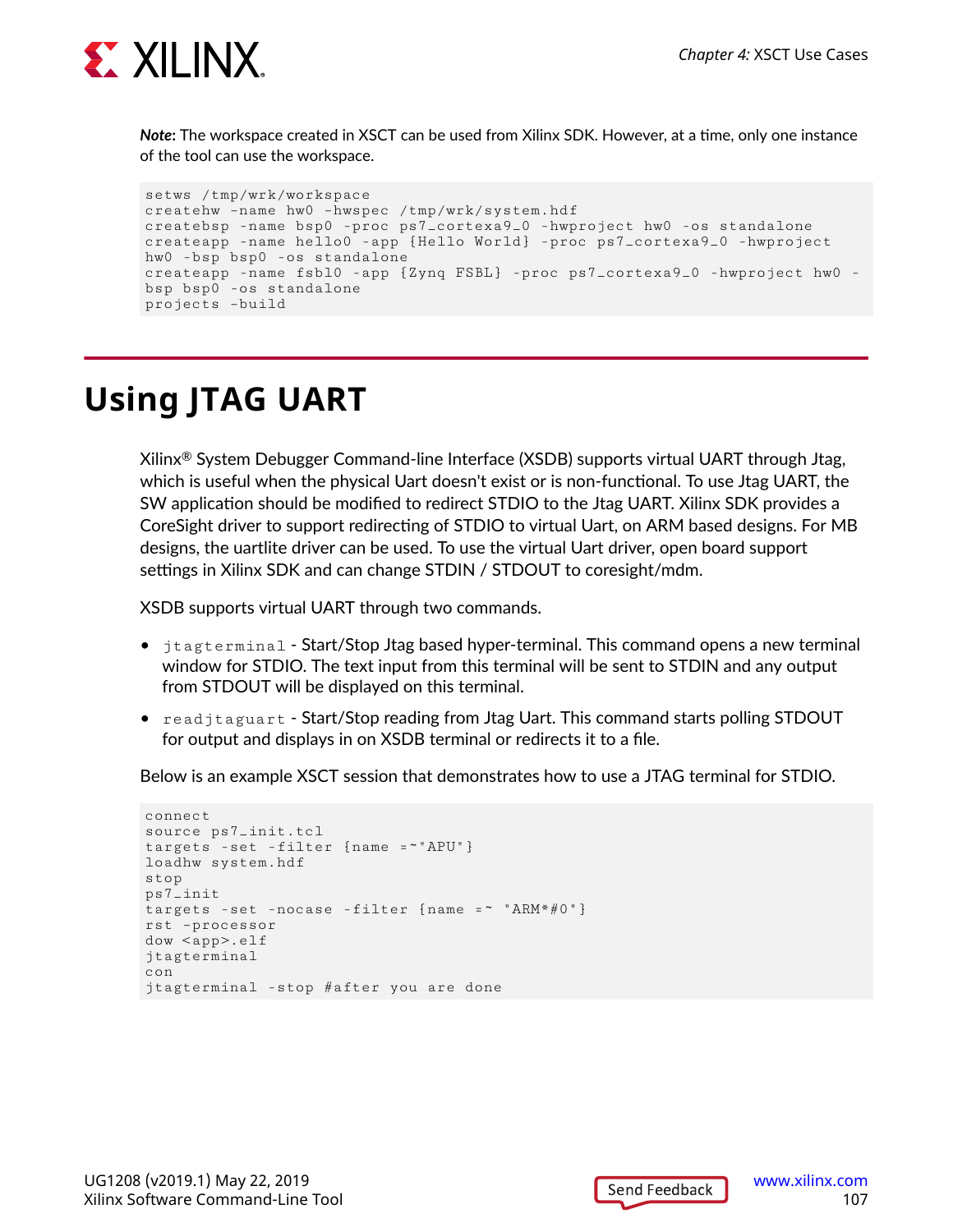***Note***: The workspace created in XSCT can be used from Xilinx SDK. However, at a time, only one instance of the tool can use the workspace.

```
setws /tmp/wrk/workspace
createhw -name hw0 -hwspec /tmp/wrk/system.hdf
createbsp -name bsp0 -proc ps7_cortexa9_0 -hwproject hw0 -os standalone
createapp -name hello0 -app {Hello World} -proc ps7_cortexa9_0 -hwproject
hw0 -bsp bsp0 -os standalone
createapp -name fsbl0 -app {Zynq FSBL} -proc ps7_cortexa9_0 -hwproject hw0 -
bsp bsp0 -os standalone
projects -build
```

# Using JTAG UART

Xilinx® System Debugger Command-line Interface (XSDB) supports virtual UART through Jtag, which is useful when the physical Uart doesn't exist or is non-functional. To use Jtag UART, the SW application should be modified to redirect STDIO to the Jtag UART. Xilinx SDK provides a CoreSight driver to support redirecting of STDIO to virtual Uart, on ARM based designs. For MB designs, the uartlite driver can be used. To use the virtual Uart driver, open board support settings in Xilinx SDK and can change STDIN / STDOUT to coresight/mdm.

XSDB supports virtual UART through two commands.

- `jtagterminal` - Start/Stop Jtag based hyper-terminal. This command opens a new terminal window for STDIO. The text input from this terminal will be sent to STDIN and any output from STDOUT will be displayed on this terminal.
- `readjtaguart` - Start/Stop reading from Jtag Uart. This command starts polling STDOUT for output and displays in on XSDB terminal or redirects it to a file.

Below is an example XSCT session that demonstrates how to use a JTAG terminal for STDIO.

```
connect
source ps7_init.tcl
targets -set -filter {name =~"APU"}
loadhw system.hdf
stop
ps7_init
targets -set -nocase -filter {name =~ "ARM*#0"}
rst -processor
dow <app>.elf
jtagterminal
con
jtagterminal -stop #after you are done
```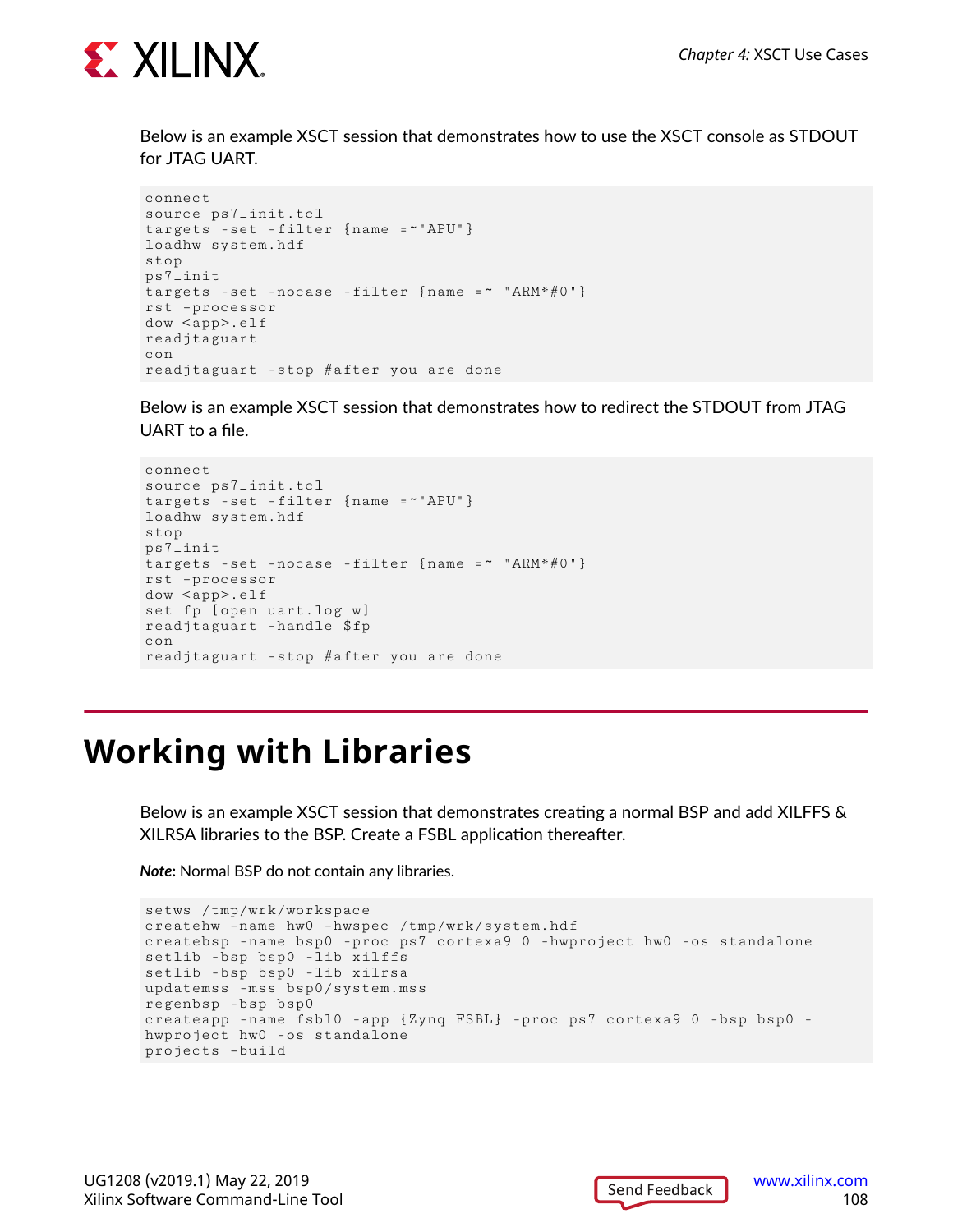Below is an example XSCT session that demonstrates how to use the XSCT console as STDOUT for JTAG UART.

```
connect
source ps7_init.tcl
targets -set -filter {name =~"APU"}
loadhw system.hdf
stop
ps7_init
targets -set -nocase -filter {name =~ "ARM*#0"}
rst -processor
dow <app>.elf
readjtaguart
con
readjtaguart -stop #after you are done
```

Below is an example XSCT session that demonstrates how to redirect the STDOUT from JTAG UART to a file.

```
connect
source ps7_init.tcl
targets -set -filter {name =~"APU"}
loadhw system.hdf
stop
ps7_init
targets -set -nocase -filter {name =~ "ARM*#0"}
rst -processor
dow <app>.elf
set fp [open uart.log w]
readjtaguart -handle $fp
con
readjtaguart -stop #after you are done
```

# Working with Libraries

Below is an example XSCT session that demonstrates creating a normal BSP and add XILFFS & XILRSA libraries to the BSP. Create a FSBL application thereafter.

***Note*:** Normal BSP do not contain any libraries.

```
setws /tmp/wrk/workspace
createhw -name hw0 -hwspec /tmp/wrk/system.hdf
createbsp -name bsp0 -proc ps7_cortexa9_0 -hwproject hw0 -os standalone
setlib -bsp bsp0 -lib xilffs
setlib -bsp bsp0 -lib xilrsa
updatemss -mss bsp0/system.mss
regenbsp -bsp bsp0
createapp -name fsbl0 -app {Zynq FSBL} -proc ps7_cortexa9_0 -bsp bsp0 -
hwproject hw0 -os standalone
projects -build
```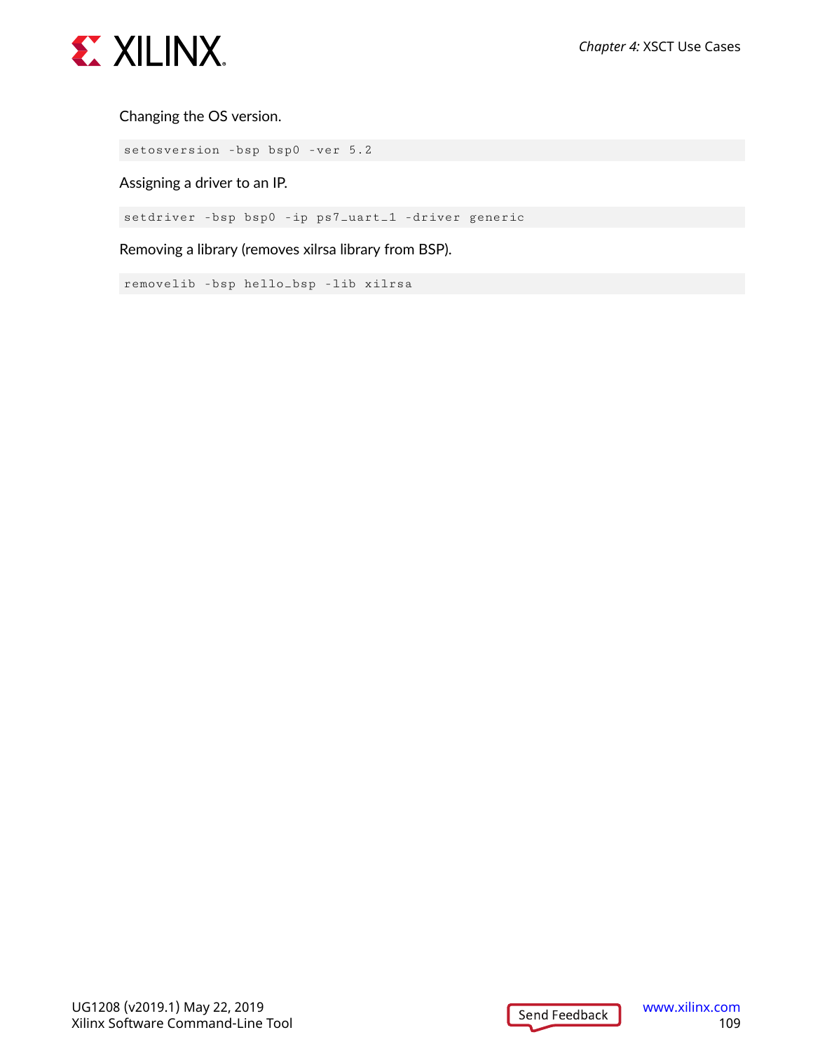Changing the OS version.

```
setosversion -bsp bsp0 -ver 5.2
```

Assigning a driver to an IP.

```
setdriver -bsp bsp0 -ip ps7_uart_1 -driver generic
```

Removing a library (removes xilrsa library from BSP).

```
removelib -bsp hello_bsp -lib xilrsa
```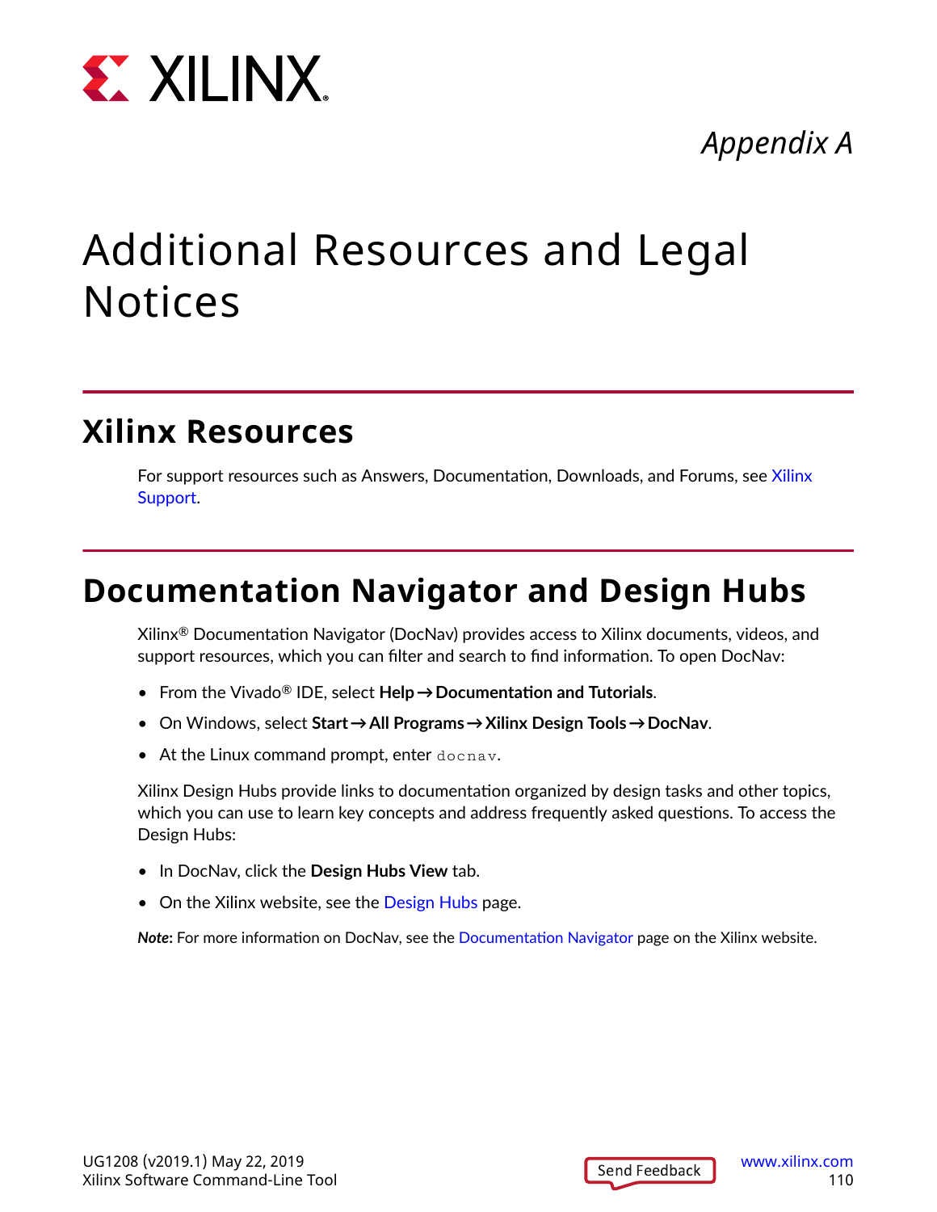*Appendix A*

# Additional Resources and Legal Notices

## Xilinx Resources

For support resources such as Answers, Documentation, Downloads, and Forums, see Xilinx Support.

## Documentation Navigator and Design Hubs

Xilinx® Documentation Navigator (DocNav) provides access to Xilinx documents, videos, and support resources, which you can filter and search to find information. To open DocNav:

- From the Vivado® IDE, select **Help → Documentation and Tutorials**.
- On Windows, select **Start → All Programs → Xilinx Design Tools → DocNav**.
- At the Linux command prompt, enter `docnav`.

Xilinx Design Hubs provide links to documentation organized by design tasks and other topics, which you can use to learn key concepts and address frequently asked questions. To access the Design Hubs:

- In DocNav, click the **Design Hubs View** tab.
- On the Xilinx website, see the Design Hubs page.

***Note*:** For more information on DocNav, see the Documentation Navigator page on the Xilinx website.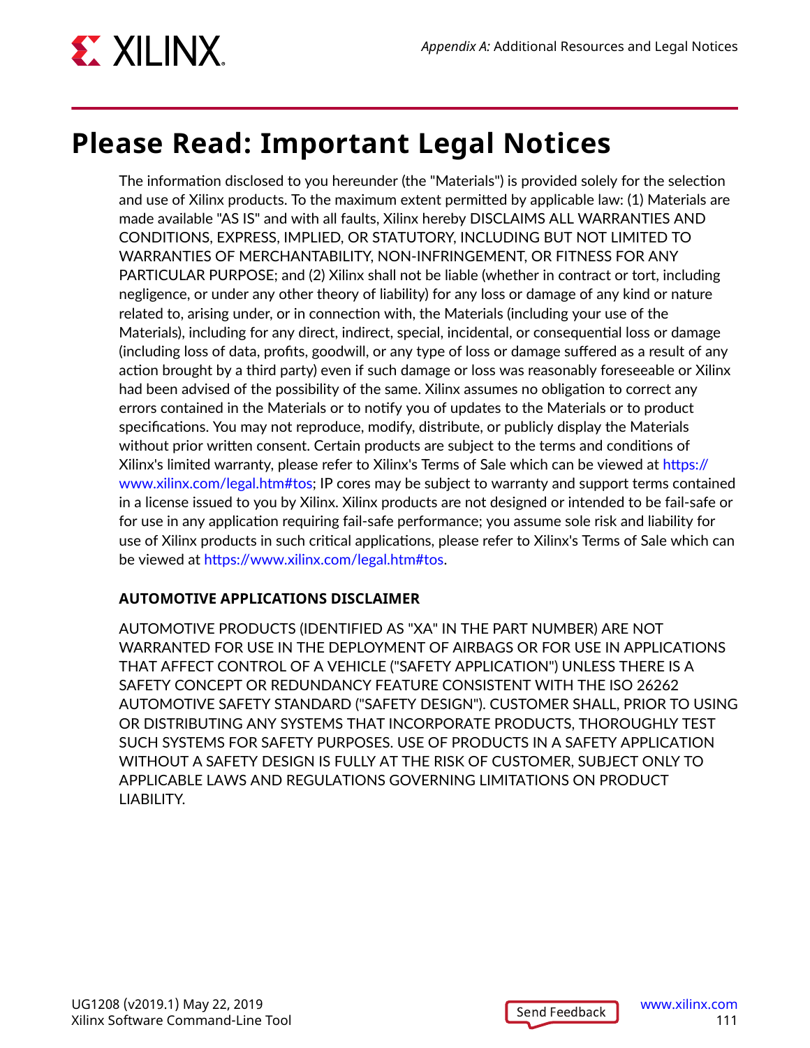# Please Read: Important Legal Notices

The information disclosed to you hereunder (the "Materials") is provided solely for the selection and use of Xilinx products. To the maximum extent permitted by applicable law: (1) Materials are made available "AS IS" and with all faults, Xilinx hereby DISCLAIMS ALL WARRANTIES AND CONDITIONS, EXPRESS, IMPLIED, OR STATUTORY, INCLUDING BUT NOT LIMITED TO WARRANTIES OF MERCHANTABILITY, NON-INFRINGEMENT, OR FITNESS FOR ANY PARTICULAR PURPOSE; and (2) Xilinx shall not be liable (whether in contract or tort, including negligence, or under any other theory of liability) for any loss or damage of any kind or nature related to, arising under, or in connection with, the Materials (including your use of the Materials), including for any direct, indirect, special, incidental, or consequential loss or damage (including loss of data, profits, goodwill, or any type of loss or damage suffered as a result of any action brought by a third party) even if such damage or loss was reasonably foreseeable or Xilinx had been advised of the possibility of the same. Xilinx assumes no obligation to correct any errors contained in the Materials or to notify you of updates to the Materials or to product specifications. You may not reproduce, modify, distribute, or publicly display the Materials without prior written consent. Certain products are subject to the terms and conditions of Xilinx's limited warranty, please refer to Xilinx's Terms of Sale which can be viewed at https://www.xilinx.com/legal.htm#tos; IP cores may be subject to warranty and support terms contained in a license issued to you by Xilinx. Xilinx products are not designed or intended to be fail-safe or for use in any application requiring fail-safe performance; you assume sole risk and liability for use of Xilinx products in such critical applications, please refer to Xilinx's Terms of Sale which can be viewed at https://www.xilinx.com/legal.htm#tos.

**AUTOMOTIVE APPLICATIONS DISCLAIMER**

AUTOMOTIVE PRODUCTS (IDENTIFIED AS "XA" IN THE PART NUMBER) ARE NOT WARRANTED FOR USE IN THE DEPLOYMENT OF AIRBAGS OR FOR USE IN APPLICATIONS THAT AFFECT CONTROL OF A VEHICLE ("SAFETY APPLICATION") UNLESS THERE IS A SAFETY CONCEPT OR REDUNDANCY FEATURE CONSISTENT WITH THE ISO 26262 AUTOMOTIVE SAFETY STANDARD ("SAFETY DESIGN"). CUSTOMER SHALL, PRIOR TO USING OR DISTRIBUTING ANY SYSTEMS THAT INCORPORATE PRODUCTS, THOROUGHLY TEST SUCH SYSTEMS FOR SAFETY PURPOSES. USE OF PRODUCTS IN A SAFETY APPLICATION WITHOUT A SAFETY DESIGN IS FULLY AT THE RISK OF CUSTOMER, SUBJECT ONLY TO APPLICABLE LAWS AND REGULATIONS GOVERNING LIMITATIONS ON PRODUCT LIABILITY.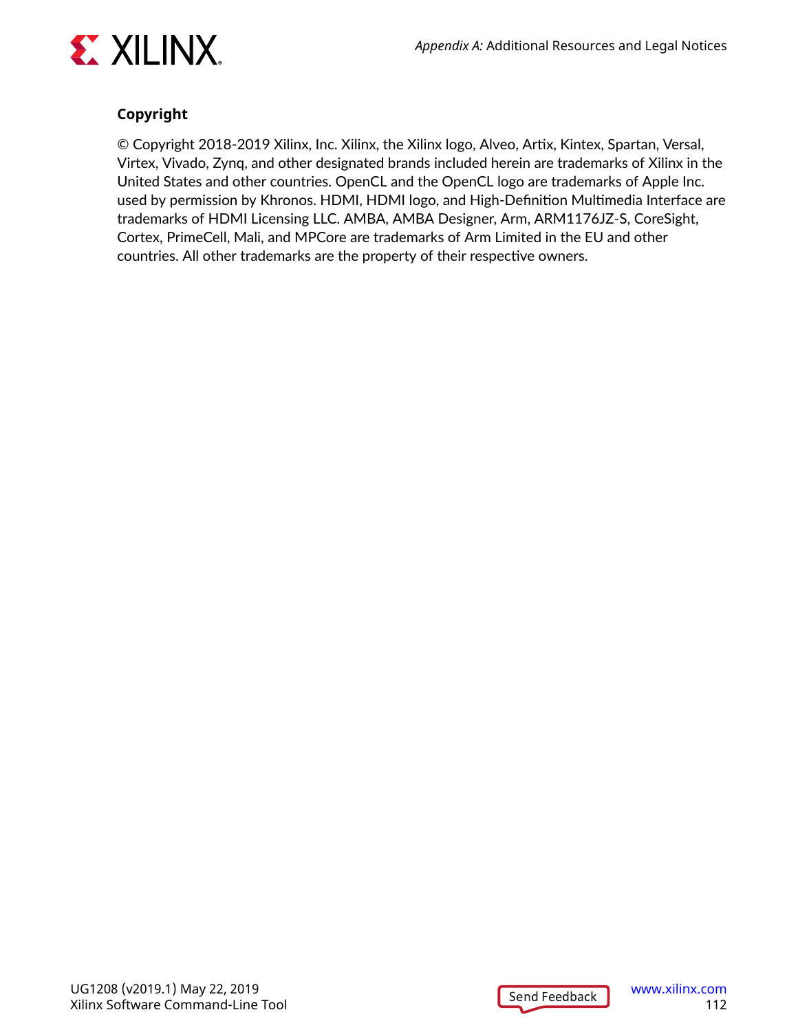### Copyright

© Copyright 2018-2019 Xilinx, Inc. Xilinx, the Xilinx logo, Alveo, Artix, Kintex, Spartan, Versal, Virtex, Vivado, Zynq, and other designated brands included herein are trademarks of Xilinx in the United States and other countries. OpenCL and the OpenCL logo are trademarks of Apple Inc. used by permission by Khronos. HDMI, HDMI logo, and High-Definition Multimedia Interface are trademarks of HDMI Licensing LLC. AMBA, AMBA Designer, Arm, ARM1176JZ-S, CoreSight, Cortex, PrimeCell, Mali, and MPCore are trademarks of Arm Limited in the EU and other countries. All other trademarks are the property of their respective owners.